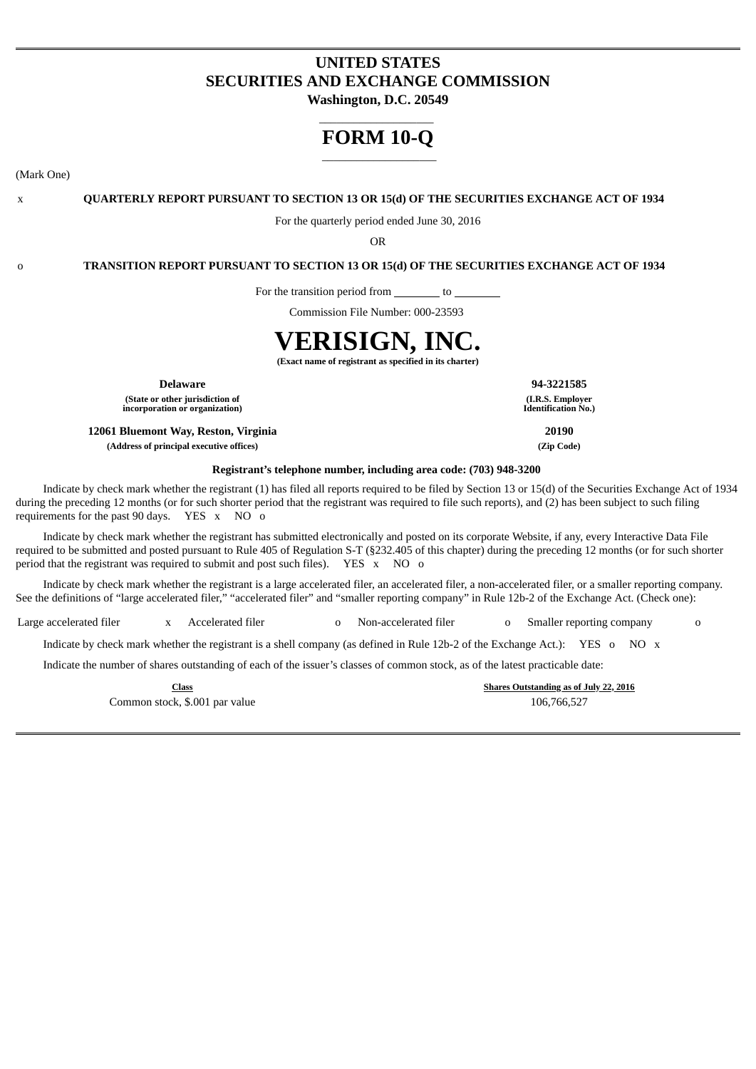# UNITED STATES
# SECURITIES AND EXCHANGE COMMISSION
**Washington, D.C. 20549**

# FORM 10-Q

(Mark One)

x **QUARTERLY REPORT PURSUANT TO SECTION 13 OR 15(d) OF THE SECURITIES EXCHANGE ACT OF 1934**

For the quarterly period ended June 30, 2016

OR

o **TRANSITION REPORT PURSUANT TO SECTION 13 OR 15(d) OF THE SECURITIES EXCHANGE ACT OF 1934**

For the transition period from ________ to ________

Commission File Number: 000-23593

# VERISIGN, INC.
**(Exact name of registrant as specified in its charter)**

| | |
|---|---|
| **Delaware** | **94-3221585** |
| **(State or other jurisdiction of incorporation or organization)** | **(I.R.S. Employer Identification No.)** |
| **12061 Bluemont Way, Reston, Virginia** | **20190** |
| **(Address of principal executive offices)** | **(Zip Code)** |

**Registrant's telephone number, including area code: (703) 948-3200**

Indicate by check mark whether the registrant (1) has filed all reports required to be filed by Section 13 or 15(d) of the Securities Exchange Act of 1934 during the preceding 12 months (or for such shorter period that the registrant was required to file such reports), and (2) has been subject to such filing requirements for the past 90 days. YES x NO o

Indicate by check mark whether the registrant has submitted electronically and posted on its corporate Website, if any, every Interactive Data File required to be submitted and posted pursuant to Rule 405 of Regulation S-T (§232.405 of this chapter) during the preceding 12 months (or for such shorter period that the registrant was required to submit and post such files). YES x NO o

Indicate by check mark whether the registrant is a large accelerated filer, an accelerated filer, a non-accelerated filer, or a smaller reporting company. See the definitions of "large accelerated filer," "accelerated filer" and "smaller reporting company" in Rule 12b-2 of the Exchange Act. (Check one):

Large accelerated filer x Accelerated filer o Non-accelerated filer o Smaller reporting company o

Indicate by check mark whether the registrant is a shell company (as defined in Rule 12b-2 of the Exchange Act.): YES o NO x

Indicate the number of shares outstanding of each of the issuer's classes of common stock, as of the latest practicable date:

| Class | Shares Outstanding as of July 22, 2016 |
|---|---|
| Common stock, $.001 par value | 106,766,527 |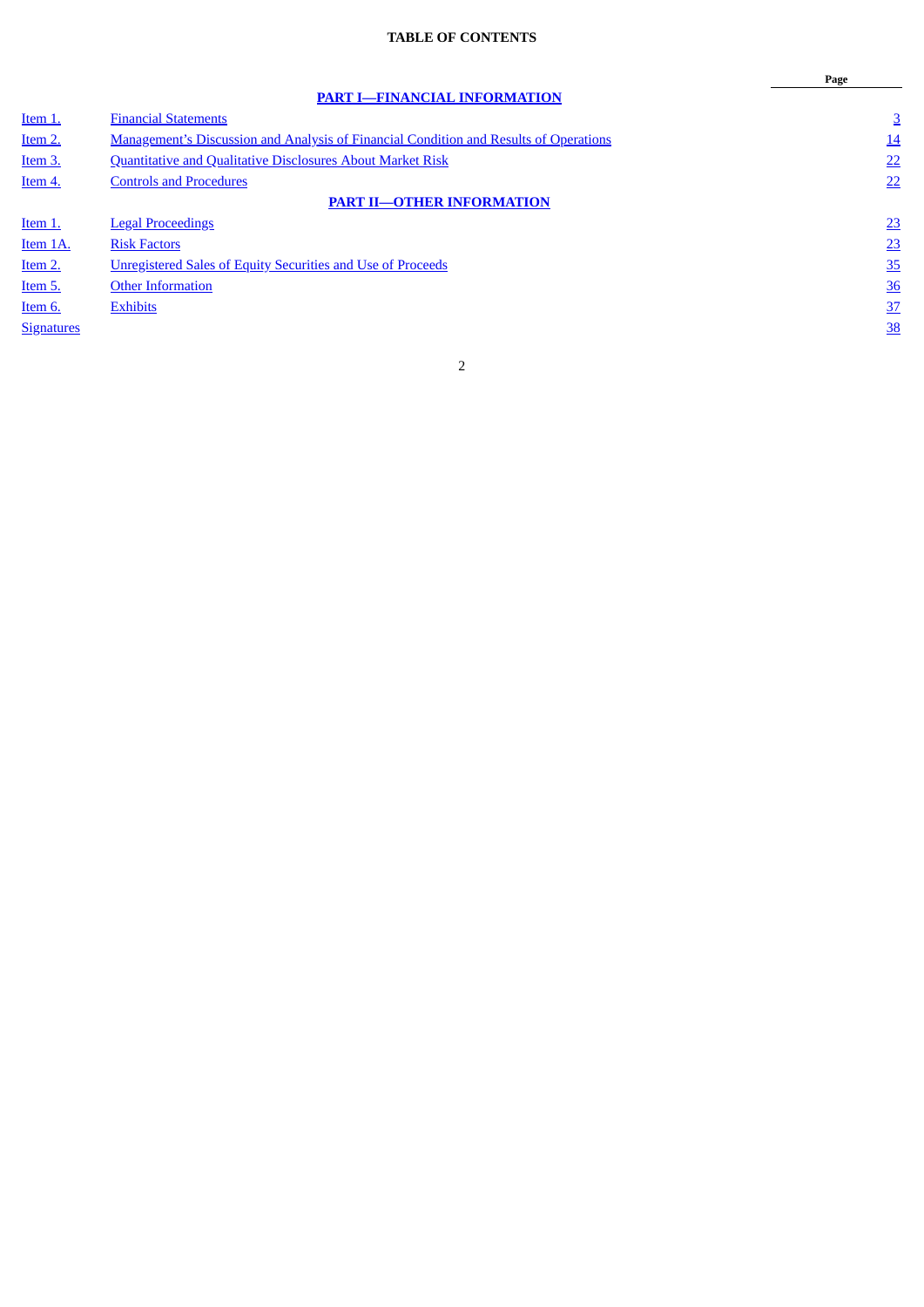## TABLE OF CONTENTS

| | | Page |
|---|---|---|
| | **PART I—FINANCIAL INFORMATION** | |
| Item 1. | Financial Statements | 3 |
| Item 2. | Management's Discussion and Analysis of Financial Condition and Results of Operations | 14 |
| Item 3. | Quantitative and Qualitative Disclosures About Market Risk | 22 |
| Item 4. | Controls and Procedures | 22 |
| | **PART II—OTHER INFORMATION** | |
| Item 1. | Legal Proceedings | 23 |
| Item 1A. | Risk Factors | 23 |
| Item 2. | Unregistered Sales of Equity Securities and Use of Proceeds | 35 |
| Item 5. | Other Information | 36 |
| Item 6. | Exhibits | 37 |
| Signatures | | 38 |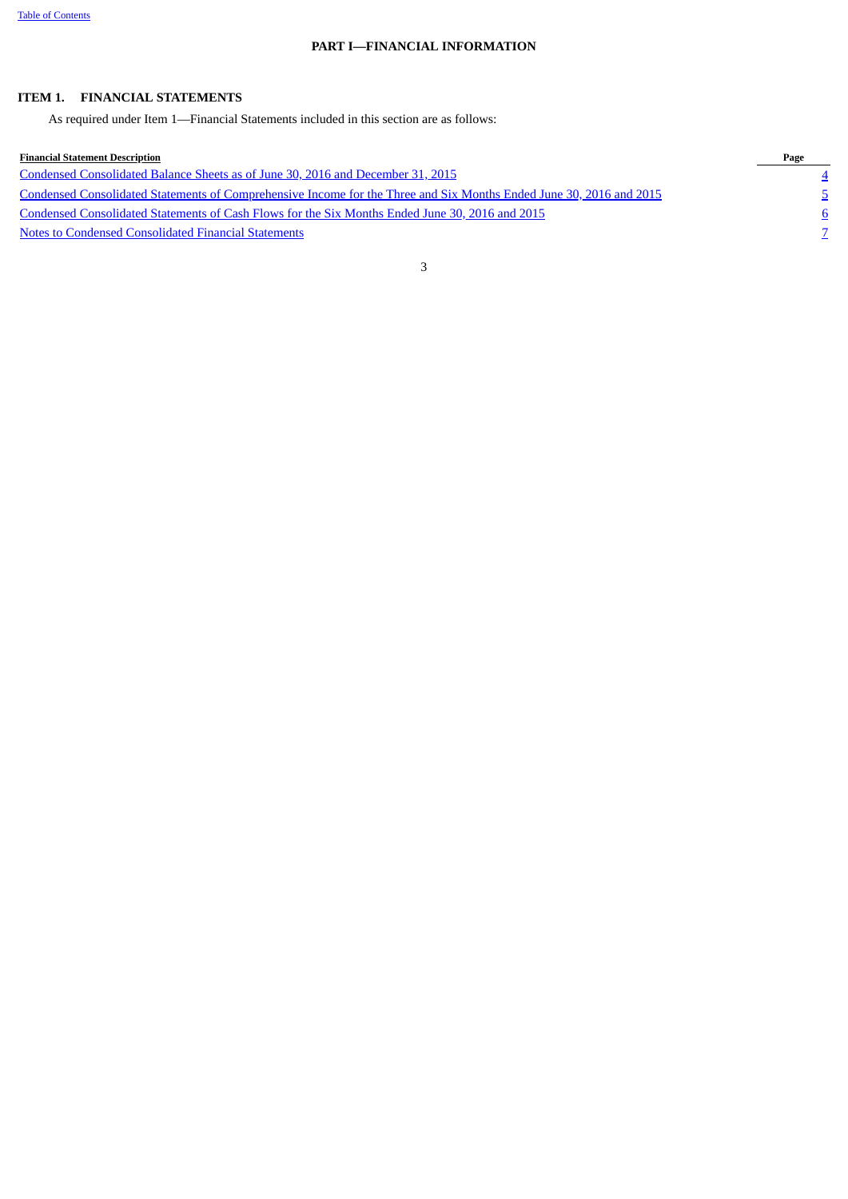## PART I—FINANCIAL INFORMATION

### ITEM 1. FINANCIAL STATEMENTS

As required under Item 1—Financial Statements included in this section are as follows:

| Financial Statement Description | Page |
|---|---|
| Condensed Consolidated Balance Sheets as of June 30, 2016 and December 31, 2015 | 4 |
| Condensed Consolidated Statements of Comprehensive Income for the Three and Six Months Ended June 30, 2016 and 2015 | 5 |
| Condensed Consolidated Statements of Cash Flows for the Six Months Ended June 30, 2016 and 2015 | 6 |
| Notes to Condensed Consolidated Financial Statements | 7 |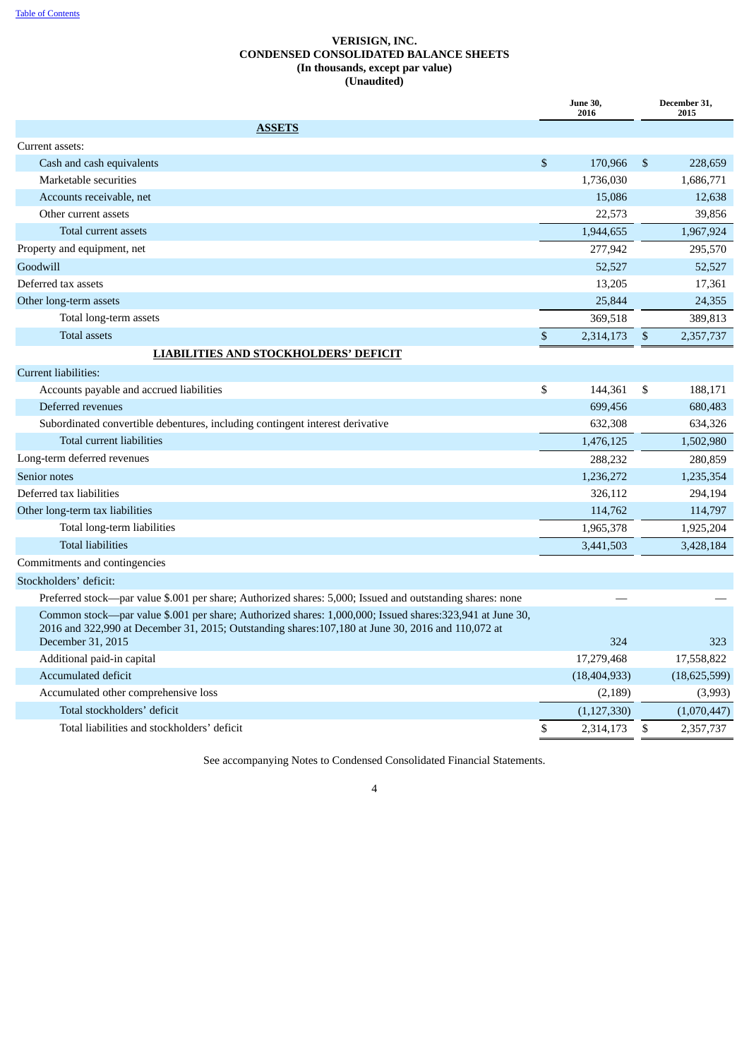[Table of Contents](#)

# VERISIGN, INC.
## CONDENSED CONSOLIDATED BALANCE SHEETS
### (In thousands, except par value)
### (Unaudited)

| | June 30, 2016 | December 31, 2015 |
|---|---|---|
| **ASSETS** | | |
| Current assets: | | |
| Cash and cash equivalents | $ 170,966 | $ 228,659 |
| Marketable securities | 1,736,030 | 1,686,771 |
| Accounts receivable, net | 15,086 | 12,638 |
| Other current assets | 22,573 | 39,856 |
| Total current assets | 1,944,655 | 1,967,924 |
| Property and equipment, net | 277,942 | 295,570 |
| Goodwill | 52,527 | 52,527 |
| Deferred tax assets | 13,205 | 17,361 |
| Other long-term assets | 25,844 | 24,355 |
| Total long-term assets | 369,518 | 389,813 |
| Total assets | $ 2,314,173 | $ 2,357,737 |
| **LIABILITIES AND STOCKHOLDERS' DEFICIT** | | |
| Current liabilities: | | |
| Accounts payable and accrued liabilities | $ 144,361 | $ 188,171 |
| Deferred revenues | 699,456 | 680,483 |
| Subordinated convertible debentures, including contingent interest derivative | 632,308 | 634,326 |
| Total current liabilities | 1,476,125 | 1,502,980 |
| Long-term deferred revenues | 288,232 | 280,859 |
| Senior notes | 1,236,272 | 1,235,354 |
| Deferred tax liabilities | 326,112 | 294,194 |
| Other long-term tax liabilities | 114,762 | 114,797 |
| Total long-term liabilities | 1,965,378 | 1,925,204 |
| Total liabilities | 3,441,503 | 3,428,184 |
| Commitments and contingencies | | |
| Stockholders' deficit: | | |
| Preferred stock—par value $.001 per share; Authorized shares: 5,000; Issued and outstanding shares: none | — | — |
| Common stock—par value $.001 per share; Authorized shares: 1,000,000; Issued shares:323,941 at June 30, 2016 and 322,990 at December 31, 2015; Outstanding shares:107,180 at June 30, 2016 and 110,072 at December 31, 2015 | 324 | 323 |
| Additional paid-in capital | 17,279,468 | 17,558,822 |
| Accumulated deficit | (18,404,933) | (18,625,599) |
| Accumulated other comprehensive loss | (2,189) | (3,993) |
| Total stockholders' deficit | (1,127,330) | (1,070,447) |
| Total liabilities and stockholders' deficit | $ 2,314,173 | $ 2,357,737 |

See accompanying Notes to Condensed Consolidated Financial Statements.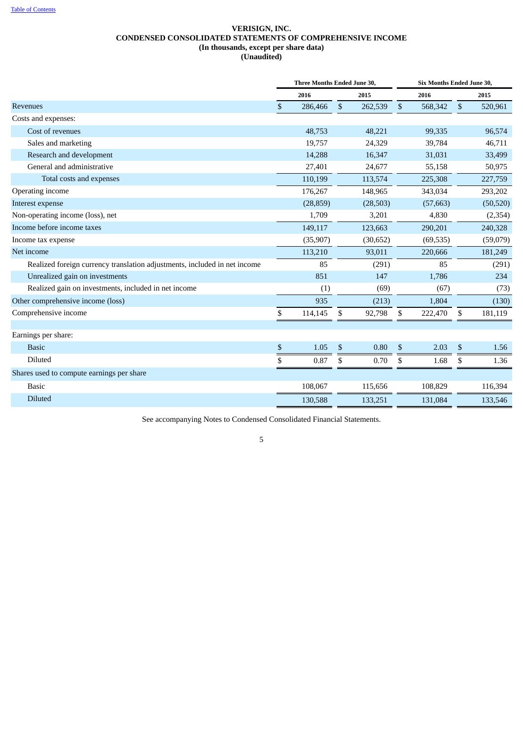**VERISIGN, INC.**
**CONDENSED CONSOLIDATED STATEMENTS OF COMPREHENSIVE INCOME**
**(In thousands, except per share data)**
**(Unaudited)**

| | Three Months Ended June 30, | | Six Months Ended June 30, | |
|---|---|---|---|---|
| | 2016 | 2015 | 2016 | 2015 |
| Revenues | $ 286,466 | $ 262,539 | $ 568,342 | $ 520,961 |
| Costs and expenses: | | | | |
| Cost of revenues | 48,753 | 48,221 | 99,335 | 96,574 |
| Sales and marketing | 19,757 | 24,329 | 39,784 | 46,711 |
| Research and development | 14,288 | 16,347 | 31,031 | 33,499 |
| General and administrative | 27,401 | 24,677 | 55,158 | 50,975 |
| Total costs and expenses | 110,199 | 113,574 | 225,308 | 227,759 |
| Operating income | 176,267 | 148,965 | 343,034 | 293,202 |
| Interest expense | (28,859) | (28,503) | (57,663) | (50,520) |
| Non-operating income (loss), net | 1,709 | 3,201 | 4,830 | (2,354) |
| Income before income taxes | 149,117 | 123,663 | 290,201 | 240,328 |
| Income tax expense | (35,907) | (30,652) | (69,535) | (59,079) |
| Net income | 113,210 | 93,011 | 220,666 | 181,249 |
| Realized foreign currency translation adjustments, included in net income | 85 | (291) | 85 | (291) |
| Unrealized gain on investments | 851 | 147 | 1,786 | 234 |
| Realized gain on investments, included in net income | (1) | (69) | (67) | (73) |
| Other comprehensive income (loss) | 935 | (213) | 1,804 | (130) |
| Comprehensive income | $ 114,145 | $ 92,798 | $ 222,470 | $ 181,119 |
| | | | | |
| Earnings per share: | | | | |
| Basic | $ 1.05 | $ 0.80 | $ 2.03 | $ 1.56 |
| Diluted | $ 0.87 | $ 0.70 | $ 1.68 | $ 1.36 |
| Shares used to compute earnings per share | | | | |
| Basic | 108,067 | 115,656 | 108,829 | 116,394 |
| Diluted | 130,588 | 133,251 | 131,084 | 133,546 |

See accompanying Notes to Condensed Consolidated Financial Statements.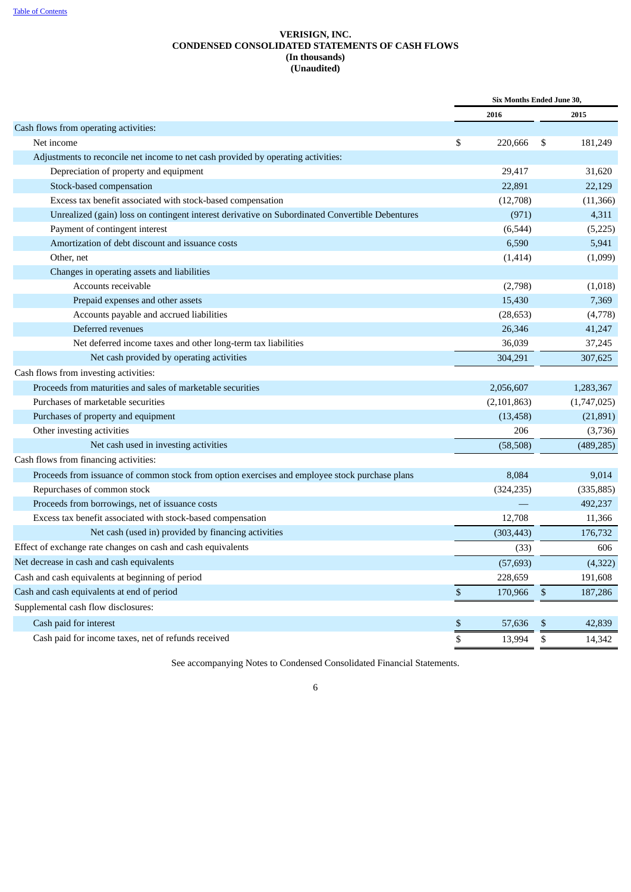Table of Contents

# VERISIGN, INC.
## CONDENSED CONSOLIDATED STATEMENTS OF CASH FLOWS
**(In thousands)**
**(Unaudited)**

| | Six Months Ended June 30, | |
|---|---|---|
| | 2016 | 2015 |
| Cash flows from operating activities: | | |
| Net income | $ 220,666 | $ 181,249 |
| Adjustments to reconcile net income to net cash provided by operating activities: | | |
| Depreciation of property and equipment | 29,417 | 31,620 |
| Stock-based compensation | 22,891 | 22,129 |
| Excess tax benefit associated with stock-based compensation | (12,708) | (11,366) |
| Unrealized (gain) loss on contingent interest derivative on Subordinated Convertible Debentures | (971) | 4,311 |
| Payment of contingent interest | (6,544) | (5,225) |
| Amortization of debt discount and issuance costs | 6,590 | 5,941 |
| Other, net | (1,414) | (1,099) |
| Changes in operating assets and liabilities | | |
| Accounts receivable | (2,798) | (1,018) |
| Prepaid expenses and other assets | 15,430 | 7,369 |
| Accounts payable and accrued liabilities | (28,653) | (4,778) |
| Deferred revenues | 26,346 | 41,247 |
| Net deferred income taxes and other long-term tax liabilities | 36,039 | 37,245 |
| Net cash provided by operating activities | 304,291 | 307,625 |
| Cash flows from investing activities: | | |
| Proceeds from maturities and sales of marketable securities | 2,056,607 | 1,283,367 |
| Purchases of marketable securities | (2,101,863) | (1,747,025) |
| Purchases of property and equipment | (13,458) | (21,891) |
| Other investing activities | 206 | (3,736) |
| Net cash used in investing activities | (58,508) | (489,285) |
| Cash flows from financing activities: | | |
| Proceeds from issuance of common stock from option exercises and employee stock purchase plans | 8,084 | 9,014 |
| Repurchases of common stock | (324,235) | (335,885) |
| Proceeds from borrowings, net of issuance costs | — | 492,237 |
| Excess tax benefit associated with stock-based compensation | 12,708 | 11,366 |
| Net cash (used in) provided by financing activities | (303,443) | 176,732 |
| Effect of exchange rate changes on cash and cash equivalents | (33) | 606 |
| Net decrease in cash and cash equivalents | (57,693) | (4,322) |
| Cash and cash equivalents at beginning of period | 228,659 | 191,608 |
| Cash and cash equivalents at end of period | $ 170,966 | $ 187,286 |
| Supplemental cash flow disclosures: | | |
| Cash paid for interest | $ 57,636 | $ 42,839 |
| Cash paid for income taxes, net of refunds received | $ 13,994 | $ 14,342 |

See accompanying Notes to Condensed Consolidated Financial Statements.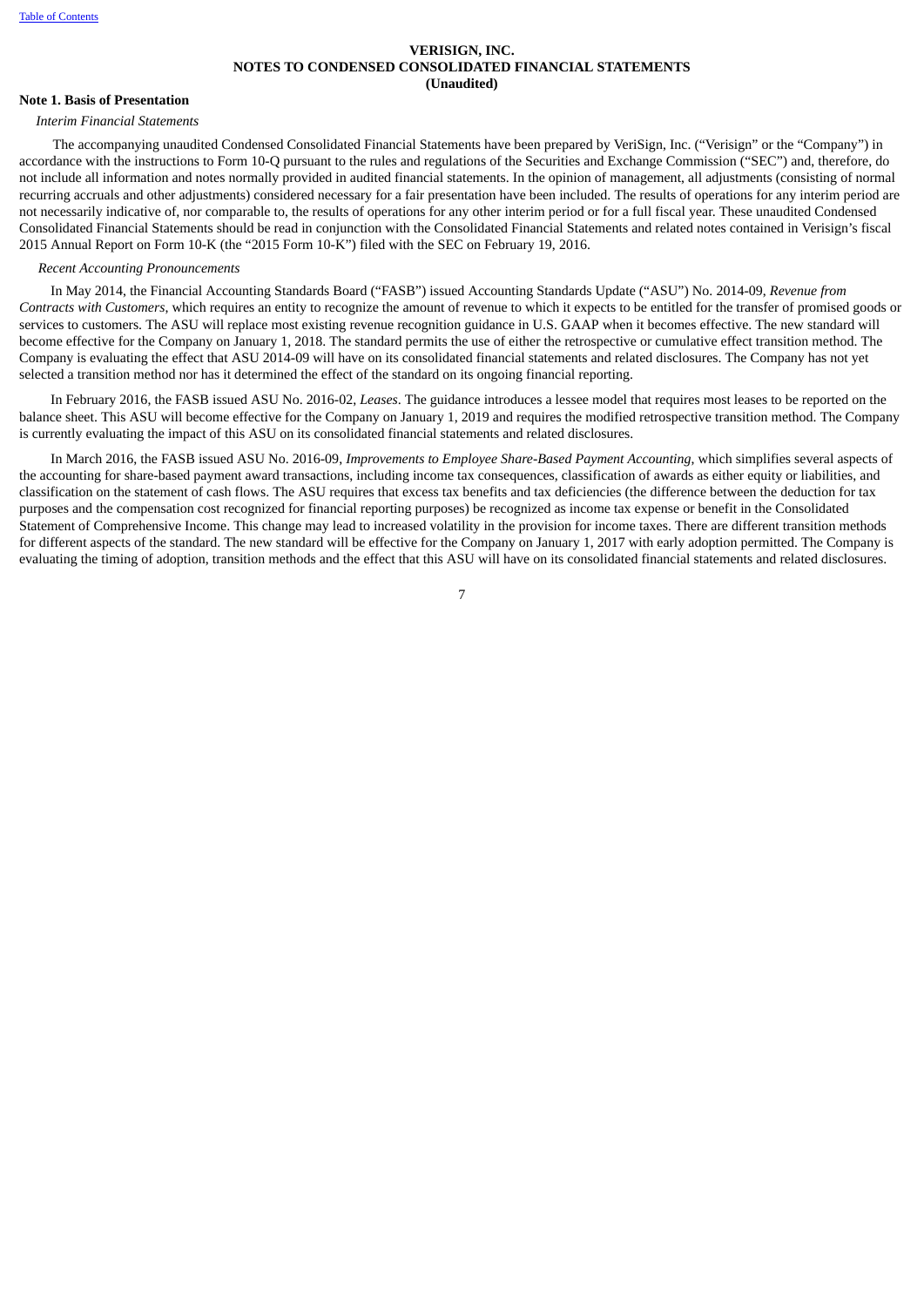**VERISIGN, INC.**
**NOTES TO CONDENSED CONSOLIDATED FINANCIAL STATEMENTS**
**(Unaudited)**

**Note 1. Basis of Presentation**

*Interim Financial Statements*

The accompanying unaudited Condensed Consolidated Financial Statements have been prepared by VeriSign, Inc. ("Verisign" or the "Company") in accordance with the instructions to Form 10-Q pursuant to the rules and regulations of the Securities and Exchange Commission ("SEC") and, therefore, do not include all information and notes normally provided in audited financial statements. In the opinion of management, all adjustments (consisting of normal recurring accruals and other adjustments) considered necessary for a fair presentation have been included. The results of operations for any interim period are not necessarily indicative of, nor comparable to, the results of operations for any other interim period or for a full fiscal year. These unaudited Condensed Consolidated Financial Statements should be read in conjunction with the Consolidated Financial Statements and related notes contained in Verisign's fiscal 2015 Annual Report on Form 10-K (the "2015 Form 10-K") filed with the SEC on February 19, 2016.

*Recent Accounting Pronouncements*

In May 2014, the Financial Accounting Standards Board ("FASB") issued Accounting Standards Update ("ASU") No. 2014-09, *Revenue from Contracts with Customers*, which requires an entity to recognize the amount of revenue to which it expects to be entitled for the transfer of promised goods or services to customers. The ASU will replace most existing revenue recognition guidance in U.S. GAAP when it becomes effective. The new standard will become effective for the Company on January 1, 2018. The standard permits the use of either the retrospective or cumulative effect transition method. The Company is evaluating the effect that ASU 2014-09 will have on its consolidated financial statements and related disclosures. The Company has not yet selected a transition method nor has it determined the effect of the standard on its ongoing financial reporting.

In February 2016, the FASB issued ASU No. 2016-02, *Leases*. The guidance introduces a lessee model that requires most leases to be reported on the balance sheet. This ASU will become effective for the Company on January 1, 2019 and requires the modified retrospective transition method. The Company is currently evaluating the impact of this ASU on its consolidated financial statements and related disclosures.

In March 2016, the FASB issued ASU No. 2016-09, *Improvements to Employee Share-Based Payment Accounting*, which simplifies several aspects of the accounting for share-based payment award transactions, including income tax consequences, classification of awards as either equity or liabilities, and classification on the statement of cash flows. The ASU requires that excess tax benefits and tax deficiencies (the difference between the deduction for tax purposes and the compensation cost recognized for financial reporting purposes) be recognized as income tax expense or benefit in the Consolidated Statement of Comprehensive Income. This change may lead to increased volatility in the provision for income taxes. There are different transition methods for different aspects of the standard. The new standard will be effective for the Company on January 1, 2017 with early adoption permitted. The Company is evaluating the timing of adoption, transition methods and the effect that this ASU will have on its consolidated financial statements and related disclosures.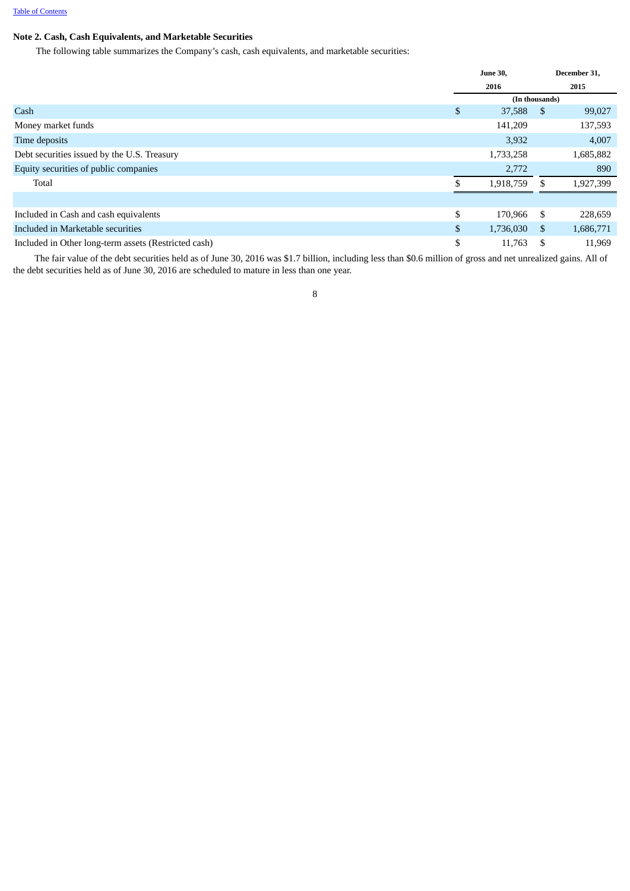## Note 2. Cash, Cash Equivalents, and Marketable Securities

The following table summarizes the Company's cash, cash equivalents, and marketable securities:

| | June 30, 2016 | December 31, 2015 |
|---|---|---|
| | (In thousands) | |
| Cash | $ 37,588 | $ 99,027 |
| Money market funds | 141,209 | 137,593 |
| Time deposits | 3,932 | 4,007 |
| Debt securities issued by the U.S. Treasury | 1,733,258 | 1,685,882 |
| Equity securities of public companies | 2,772 | 890 |
| Total | $ 1,918,759 | $ 1,927,399 |
| | | |
| Included in Cash and cash equivalents | $ 170,966 | $ 228,659 |
| Included in Marketable securities | $ 1,736,030 | $ 1,686,771 |
| Included in Other long-term assets (Restricted cash) | $ 11,763 | $ 11,969 |

The fair value of the debt securities held as of June 30, 2016 was $1.7 billion, including less than $0.6 million of gross and net unrealized gains. All of the debt securities held as of June 30, 2016 are scheduled to mature in less than one year.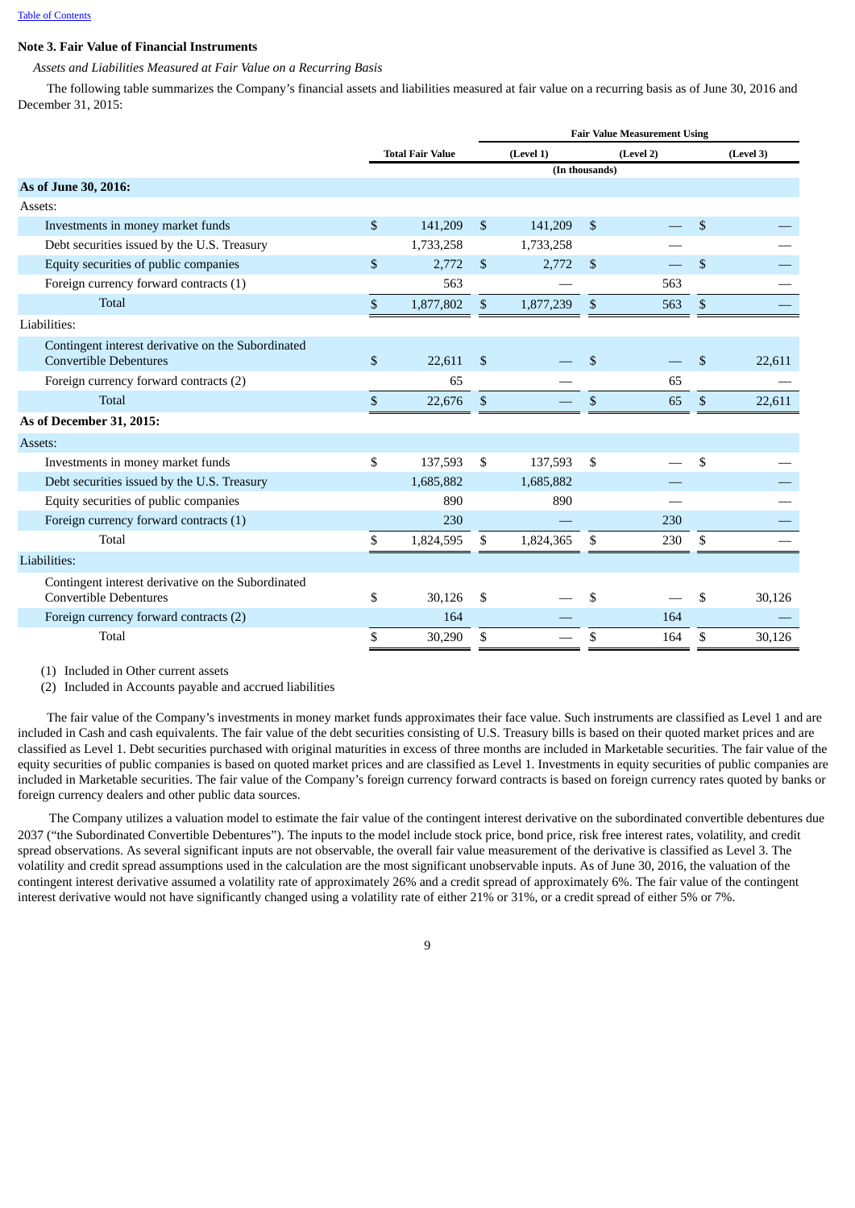## Note 3. Fair Value of Financial Instruments

*Assets and Liabilities Measured at Fair Value on a Recurring Basis*

The following table summarizes the Company's financial assets and liabilities measured at fair value on a recurring basis as of June 30, 2016 and December 31, 2015:

| | Total Fair Value | Fair Value Measurement Using (Level 1) | (Level 2) | (Level 3) |
|---|---|---|---|---|
| | (In thousands) | | | |
| **As of June 30, 2016:** | | | | |
| Assets: | | | | |
| Investments in money market funds | $ 141,209 | $ 141,209 | $ — | $ — |
| Debt securities issued by the U.S. Treasury | 1,733,258 | 1,733,258 | — | — |
| Equity securities of public companies | $ 2,772 | $ 2,772 | $ — | $ — |
| Foreign currency forward contracts (1) | 563 | — | 563 | — |
| Total | $ 1,877,802 | $ 1,877,239 | $ 563 | $ — |
| Liabilities: | | | | |
| Contingent interest derivative on the Subordinated Convertible Debentures | $ 22,611 | $ — | $ — | $ 22,611 |
| Foreign currency forward contracts (2) | 65 | — | 65 | — |
| Total | $ 22,676 | $ — | $ 65 | $ 22,611 |
| **As of December 31, 2015:** | | | | |
| Assets: | | | | |
| Investments in money market funds | $ 137,593 | $ 137,593 | $ — | $ — |
| Debt securities issued by the U.S. Treasury | 1,685,882 | 1,685,882 | — | — |
| Equity securities of public companies | 890 | 890 | — | — |
| Foreign currency forward contracts (1) | 230 | — | 230 | — |
| Total | $ 1,824,595 | $ 1,824,365 | $ 230 | $ — |
| Liabilities: | | | | |
| Contingent interest derivative on the Subordinated Convertible Debentures | $ 30,126 | $ — | $ — | $ 30,126 |
| Foreign currency forward contracts (2) | 164 | — | 164 | — |
| Total | $ 30,290 | $ — | $ 164 | $ 30,126 |

(1) Included in Other current assets

(2) Included in Accounts payable and accrued liabilities

The fair value of the Company's investments in money market funds approximates their face value. Such instruments are classified as Level 1 and are included in Cash and cash equivalents. The fair value of the debt securities consisting of U.S. Treasury bills is based on their quoted market prices and are classified as Level 1. Debt securities purchased with original maturities in excess of three months are included in Marketable securities. The fair value of the equity securities of public companies is based on quoted market prices and are classified as Level 1. Investments in equity securities of public companies are included in Marketable securities. The fair value of the Company's foreign currency forward contracts is based on foreign currency rates quoted by banks or foreign currency dealers and other public data sources.

The Company utilizes a valuation model to estimate the fair value of the contingent interest derivative on the subordinated convertible debentures due 2037 ("the Subordinated Convertible Debentures"). The inputs to the model include stock price, bond price, risk free interest rates, volatility, and credit spread observations. As several significant inputs are not observable, the overall fair value measurement of the derivative is classified as Level 3. The volatility and credit spread assumptions used in the calculation are the most significant unobservable inputs. As of June 30, 2016, the valuation of the contingent interest derivative assumed a volatility rate of approximately 26% and a credit spread of approximately 6%. The fair value of the contingent interest derivative would not have significantly changed using a volatility rate of either 21% or 31%, or a credit spread of either 5% or 7%.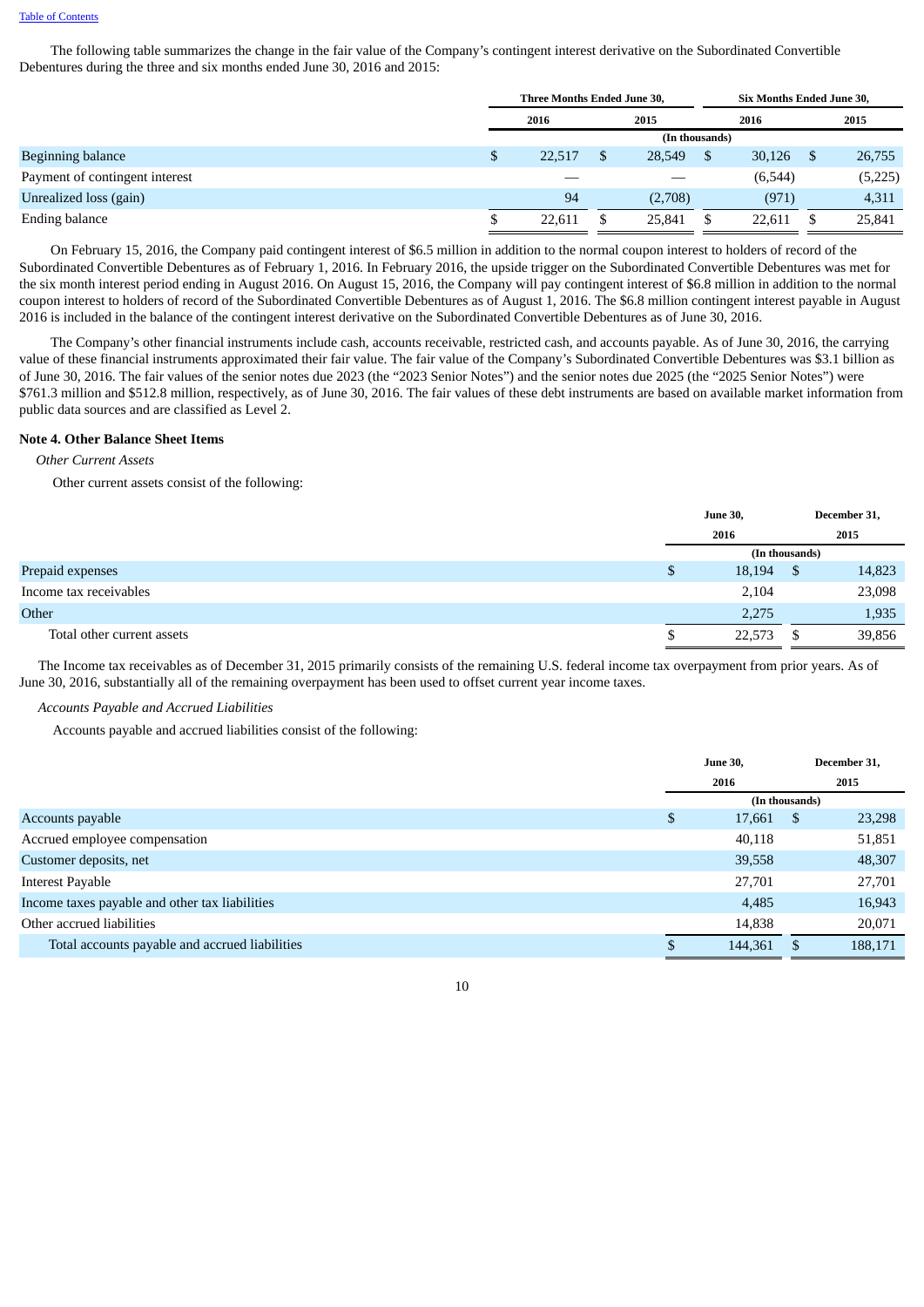The following table summarizes the change in the fair value of the Company's contingent interest derivative on the Subordinated Convertible Debentures during the three and six months ended June 30, 2016 and 2015:

| | Three Months Ended June 30, | | Six Months Ended June 30, | |
|---|---|---|---|---|
| | 2016 | 2015 | 2016 | 2015 |
| | (In thousands) | | | |
| Beginning balance | $ 22,517 | $ 28,549 | $ 30,126 | $ 26,755 |
| Payment of contingent interest | — | — | (6,544) | (5,225) |
| Unrealized loss (gain) | 94 | (2,708) | (971) | 4,311 |
| Ending balance | $ 22,611 | $ 25,841 | $ 22,611 | $ 25,841 |

On February 15, 2016, the Company paid contingent interest of $6.5 million in addition to the normal coupon interest to holders of record of the Subordinated Convertible Debentures as of February 1, 2016. In February 2016, the upside trigger on the Subordinated Convertible Debentures was met for the six month interest period ending in August 2016. On August 15, 2016, the Company will pay contingent interest of $6.8 million in addition to the normal coupon interest to holders of record of the Subordinated Convertible Debentures as of August 1, 2016. The $6.8 million contingent interest payable in August 2016 is included in the balance of the contingent interest derivative on the Subordinated Convertible Debentures as of June 30, 2016.

The Company's other financial instruments include cash, accounts receivable, restricted cash, and accounts payable. As of June 30, 2016, the carrying value of these financial instruments approximated their fair value. The fair value of the Company's Subordinated Convertible Debentures was $3.1 billion as of June 30, 2016. The fair values of the senior notes due 2023 (the "2023 Senior Notes") and the senior notes due 2025 (the "2025 Senior Notes") were $761.3 million and $512.8 million, respectively, as of June 30, 2016. The fair values of these debt instruments are based on available market information from public data sources and are classified as Level 2.

**Note 4. Other Balance Sheet Items**

*Other Current Assets*

Other current assets consist of the following:

| | June 30, 2016 | December 31, 2015 |
|---|---|---|
| | (In thousands) | |
| Prepaid expenses | $ 18,194 | $ 14,823 |
| Income tax receivables | 2,104 | 23,098 |
| Other | 2,275 | 1,935 |
| Total other current assets | $ 22,573 | $ 39,856 |

The Income tax receivables as of December 31, 2015 primarily consists of the remaining U.S. federal income tax overpayment from prior years. As of June 30, 2016, substantially all of the remaining overpayment has been used to offset current year income taxes.

*Accounts Payable and Accrued Liabilities*

Accounts payable and accrued liabilities consist of the following:

| | June 30, 2016 | December 31, 2015 |
|---|---|---|
| | (In thousands) | |
| Accounts payable | $ 17,661 | $ 23,298 |
| Accrued employee compensation | 40,118 | 51,851 |
| Customer deposits, net | 39,558 | 48,307 |
| Interest Payable | 27,701 | 27,701 |
| Income taxes payable and other tax liabilities | 4,485 | 16,943 |
| Other accrued liabilities | 14,838 | 20,071 |
| Total accounts payable and accrued liabilities | $ 144,361 | $ 188,171 |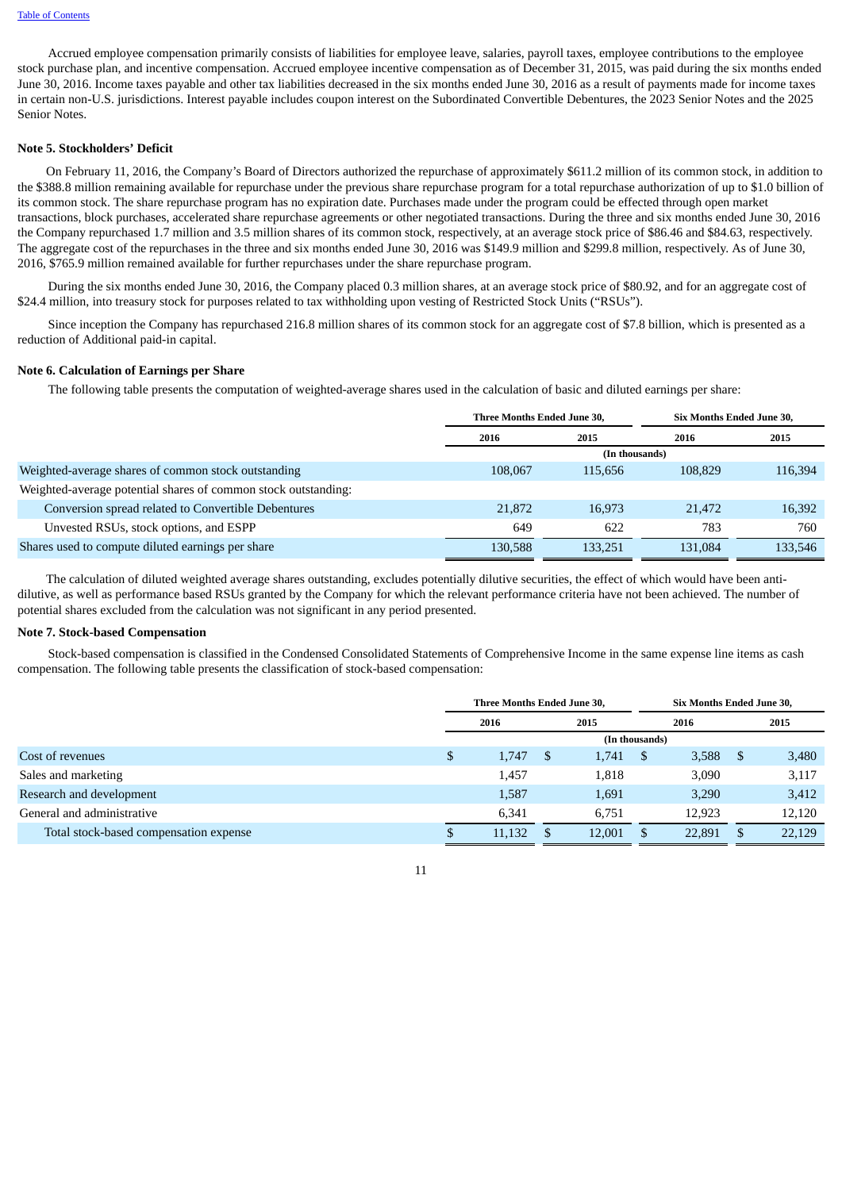Accrued employee compensation primarily consists of liabilities for employee leave, salaries, payroll taxes, employee contributions to the employee stock purchase plan, and incentive compensation. Accrued employee incentive compensation as of December 31, 2015, was paid during the six months ended June 30, 2016. Income taxes payable and other tax liabilities decreased in the six months ended June 30, 2016 as a result of payments made for income taxes in certain non-U.S. jurisdictions. Interest payable includes coupon interest on the Subordinated Convertible Debentures, the 2023 Senior Notes and the 2025 Senior Notes.

**Note 5. Stockholders' Deficit**

On February 11, 2016, the Company's Board of Directors authorized the repurchase of approximately $611.2 million of its common stock, in addition to the $388.8 million remaining available for repurchase under the previous share repurchase program for a total repurchase authorization of up to $1.0 billion of its common stock. The share repurchase program has no expiration date. Purchases made under the program could be effected through open market transactions, block purchases, accelerated share repurchase agreements or other negotiated transactions. During the three and six months ended June 30, 2016 the Company repurchased 1.7 million and 3.5 million shares of its common stock, respectively, at an average stock price of $86.46 and $84.63, respectively. The aggregate cost of the repurchases in the three and six months ended June 30, 2016 was $149.9 million and $299.8 million, respectively. As of June 30, 2016, $765.9 million remained available for further repurchases under the share repurchase program.

During the six months ended June 30, 2016, the Company placed 0.3 million shares, at an average stock price of $80.92, and for an aggregate cost of $24.4 million, into treasury stock for purposes related to tax withholding upon vesting of Restricted Stock Units ("RSUs").

Since inception the Company has repurchased 216.8 million shares of its common stock for an aggregate cost of $7.8 billion, which is presented as a reduction of Additional paid-in capital.

**Note 6. Calculation of Earnings per Share**

The following table presents the computation of weighted-average shares used in the calculation of basic and diluted earnings per share:

| | Three Months Ended June 30, | | Six Months Ended June 30, | |
|---|---|---|---|---|
| | 2016 | 2015 | 2016 | 2015 |
| | (In thousands) | | | |
| Weighted-average shares of common stock outstanding | 108,067 | 115,656 | 108,829 | 116,394 |
| Weighted-average potential shares of common stock outstanding: | | | | |
| Conversion spread related to Convertible Debentures | 21,872 | 16,973 | 21,472 | 16,392 |
| Unvested RSUs, stock options, and ESPP | 649 | 622 | 783 | 760 |
| Shares used to compute diluted earnings per share | 130,588 | 133,251 | 131,084 | 133,546 |

The calculation of diluted weighted average shares outstanding, excludes potentially dilutive securities, the effect of which would have been anti-dilutive, as well as performance based RSUs granted by the Company for which the relevant performance criteria have not been achieved. The number of potential shares excluded from the calculation was not significant in any period presented.

**Note 7. Stock-based Compensation**

Stock-based compensation is classified in the Condensed Consolidated Statements of Comprehensive Income in the same expense line items as cash compensation. The following table presents the classification of stock-based compensation:

| | Three Months Ended June 30, | | Six Months Ended June 30, | |
|---|---|---|---|---|
| | 2016 | 2015 | 2016 | 2015 |
| | (In thousands) | | | |
| Cost of revenues | $ 1,747 | $ 1,741 | $ 3,588 | $ 3,480 |
| Sales and marketing | 1,457 | 1,818 | 3,090 | 3,117 |
| Research and development | 1,587 | 1,691 | 3,290 | 3,412 |
| General and administrative | 6,341 | 6,751 | 12,923 | 12,120 |
| Total stock-based compensation expense | $ 11,132 | $ 12,001 | $ 22,891 | $ 22,129 |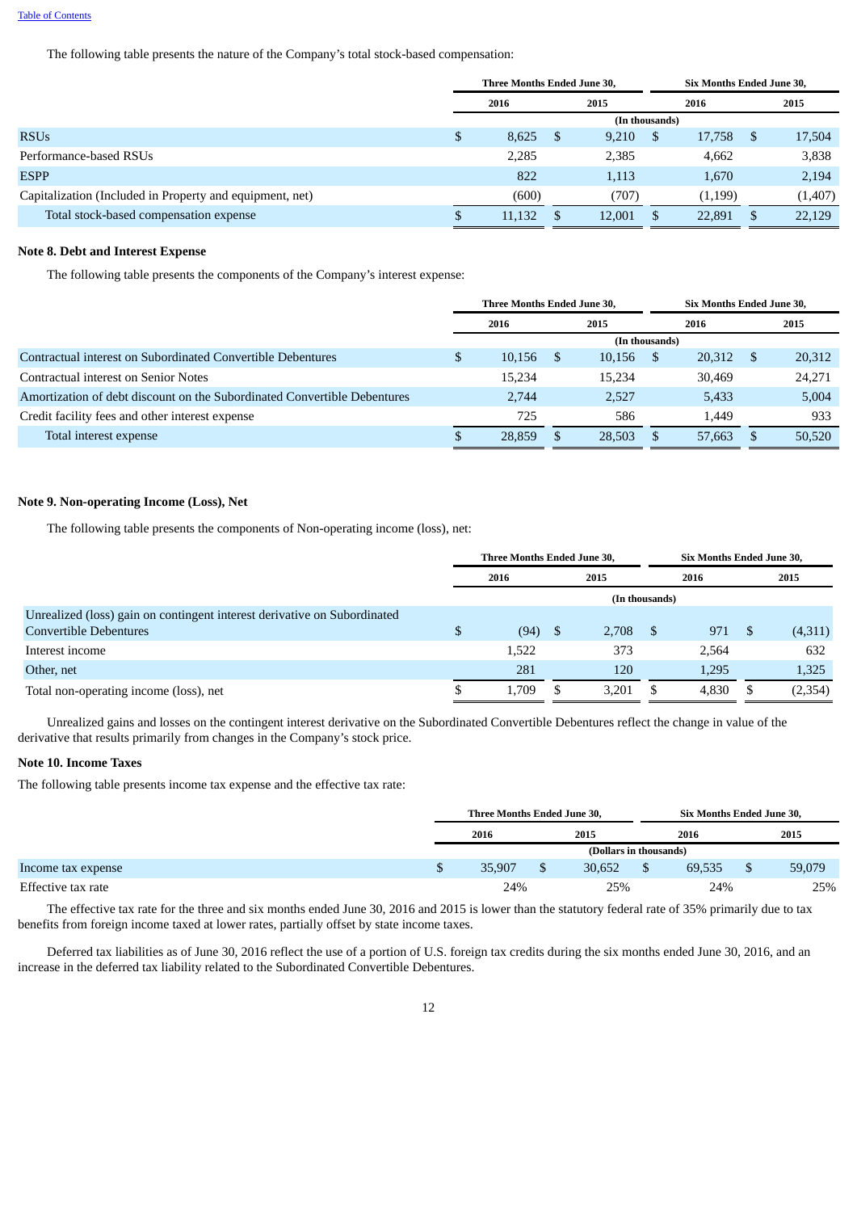The following table presents the nature of the Company's total stock-based compensation:

| | Three Months Ended June 30, | | Six Months Ended June 30, | |
|---|---|---|---|---|
| | 2016 | 2015 | 2016 | 2015 |
| | (In thousands) | | | |
| RSUs | $ 8,625 | $ 9,210 | $ 17,758 | $ 17,504 |
| Performance-based RSUs | 2,285 | 2,385 | 4,662 | 3,838 |
| ESPP | 822 | 1,113 | 1,670 | 2,194 |
| Capitalization (Included in Property and equipment, net) | (600) | (707) | (1,199) | (1,407) |
| Total stock-based compensation expense | $ 11,132 | $ 12,001 | $ 22,891 | $ 22,129 |

**Note 8. Debt and Interest Expense**

The following table presents the components of the Company's interest expense:

| | Three Months Ended June 30, | | Six Months Ended June 30, | |
|---|---|---|---|---|
| | 2016 | 2015 | 2016 | 2015 |
| | (In thousands) | | | |
| Contractual interest on Subordinated Convertible Debentures | $ 10,156 | $ 10,156 | $ 20,312 | $ 20,312 |
| Contractual interest on Senior Notes | 15,234 | 15,234 | 30,469 | 24,271 |
| Amortization of debt discount on the Subordinated Convertible Debentures | 2,744 | 2,527 | 5,433 | 5,004 |
| Credit facility fees and other interest expense | 725 | 586 | 1,449 | 933 |
| Total interest expense | $ 28,859 | $ 28,503 | $ 57,663 | $ 50,520 |

**Note 9. Non-operating Income (Loss), Net**

The following table presents the components of Non-operating income (loss), net:

| | Three Months Ended June 30, | | Six Months Ended June 30, | |
|---|---|---|---|---|
| | 2016 | 2015 | 2016 | 2015 |
| | (In thousands) | | | |
| Unrealized (loss) gain on contingent interest derivative on Subordinated Convertible Debentures | $ (94) | $ 2,708 | $ 971 | $ (4,311) |
| Interest income | 1,522 | 373 | 2,564 | 632 |
| Other, net | 281 | 120 | 1,295 | 1,325 |
| Total non-operating income (loss), net | $ 1,709 | $ 3,201 | $ 4,830 | $ (2,354) |

Unrealized gains and losses on the contingent interest derivative on the Subordinated Convertible Debentures reflect the change in value of the derivative that results primarily from changes in the Company's stock price.

**Note 10. Income Taxes**

The following table presents income tax expense and the effective tax rate:

| | Three Months Ended June 30, | | Six Months Ended June 30, | |
|---|---|---|---|---|
| | 2016 | 2015 | 2016 | 2015 |
| | (Dollars in thousands) | | | |
| Income tax expense | $ 35,907 | $ 30,652 | $ 69,535 | $ 59,079 |
| Effective tax rate | 24% | 25% | 24% | 25% |

The effective tax rate for the three and six months ended June 30, 2016 and 2015 is lower than the statutory federal rate of 35% primarily due to tax benefits from foreign income taxed at lower rates, partially offset by state income taxes.

Deferred tax liabilities as of June 30, 2016 reflect the use of a portion of U.S. foreign tax credits during the six months ended June 30, 2016, and an increase in the deferred tax liability related to the Subordinated Convertible Debentures.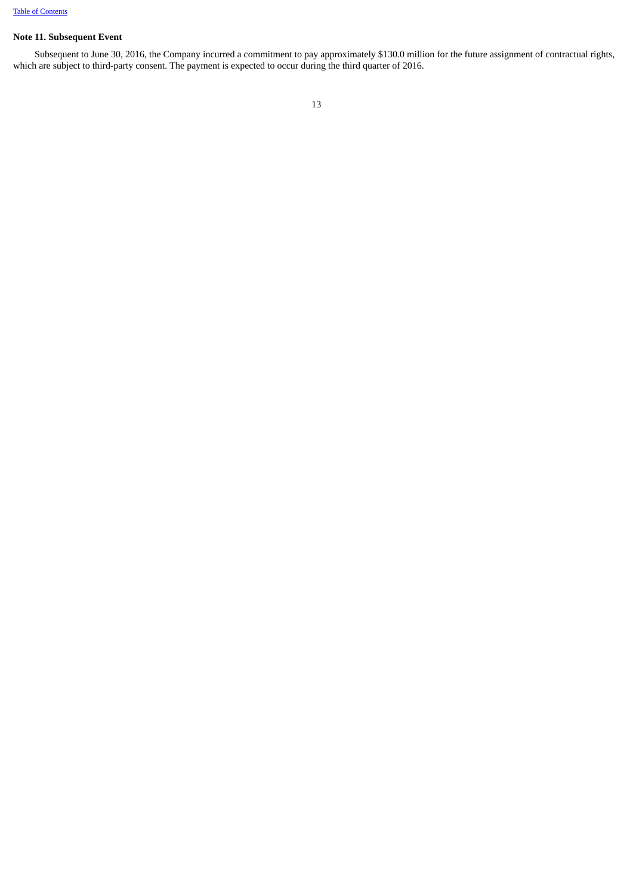### Note 11. Subsequent Event

Subsequent to June 30, 2016, the Company incurred a commitment to pay approximately $130.0 million for the future assignment of contractual rights, which are subject to third-party consent. The payment is expected to occur during the third quarter of 2016.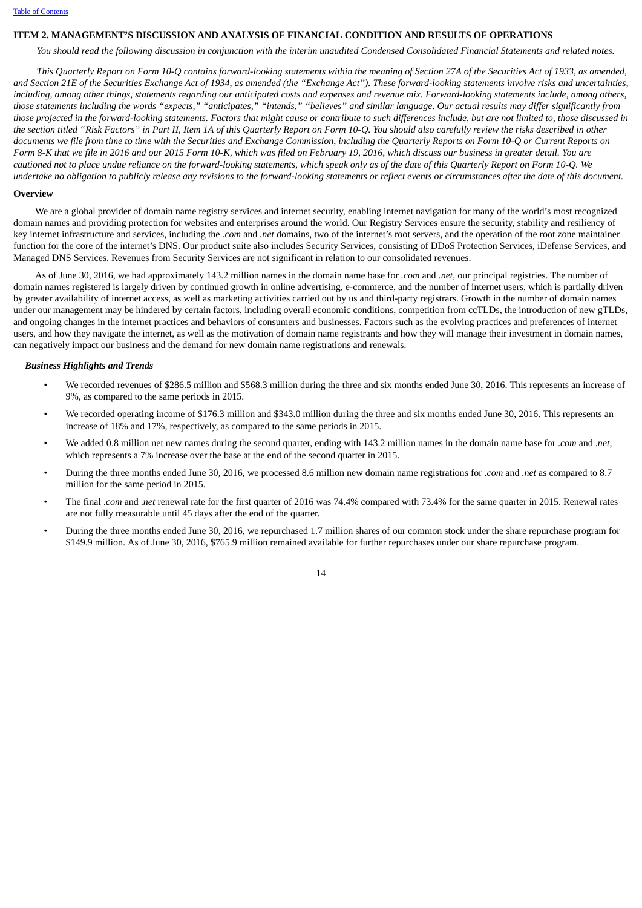## ITEM 2. MANAGEMENT'S DISCUSSION AND ANALYSIS OF FINANCIAL CONDITION AND RESULTS OF OPERATIONS

*You should read the following discussion in conjunction with the interim unaudited Condensed Consolidated Financial Statements and related notes.*

*This Quarterly Report on Form 10-Q contains forward-looking statements within the meaning of Section 27A of the Securities Act of 1933, as amended, and Section 21E of the Securities Exchange Act of 1934, as amended (the "Exchange Act"). These forward-looking statements involve risks and uncertainties, including, among other things, statements regarding our anticipated costs and expenses and revenue mix. Forward-looking statements include, among others, those statements including the words "expects," "anticipates," "intends," "believes" and similar language. Our actual results may differ significantly from those projected in the forward-looking statements. Factors that might cause or contribute to such differences include, but are not limited to, those discussed in the section titled "Risk Factors" in Part II, Item 1A of this Quarterly Report on Form 10-Q. You should also carefully review the risks described in other documents we file from time to time with the Securities and Exchange Commission, including the Quarterly Reports on Form 10-Q or Current Reports on Form 8-K that we file in 2016 and our 2015 Form 10-K, which was filed on February 19, 2016, which discuss our business in greater detail. You are cautioned not to place undue reliance on the forward-looking statements, which speak only as of the date of this Quarterly Report on Form 10-Q. We undertake no obligation to publicly release any revisions to the forward-looking statements or reflect events or circumstances after the date of this document.*

### Overview

We are a global provider of domain name registry services and internet security, enabling internet navigation for many of the world's most recognized domain names and providing protection for websites and enterprises around the world. Our Registry Services ensure the security, stability and resiliency of key internet infrastructure and services, including the *.com* and *.net* domains, two of the internet's root servers, and the operation of the root zone maintainer function for the core of the internet's DNS. Our product suite also includes Security Services, consisting of DDoS Protection Services, iDefense Services, and Managed DNS Services. Revenues from Security Services are not significant in relation to our consolidated revenues.

As of June 30, 2016, we had approximately 143.2 million names in the domain name base for *.com* and *.net*, our principal registries. The number of domain names registered is largely driven by continued growth in online advertising, e-commerce, and the number of internet users, which is partially driven by greater availability of internet access, as well as marketing activities carried out by us and third-party registrars. Growth in the number of domain names under our management may be hindered by certain factors, including overall economic conditions, competition from ccTLDs, the introduction of new gTLDs, and ongoing changes in the internet practices and behaviors of consumers and businesses. Factors such as the evolving practices and preferences of internet users, and how they navigate the internet, as well as the motivation of domain name registrants and how they will manage their investment in domain names, can negatively impact our business and the demand for new domain name registrations and renewals.

#### *Business Highlights and Trends*

- We recorded revenues of $286.5 million and $568.3 million during the three and six months ended June 30, 2016. This represents an increase of 9%, as compared to the same periods in 2015.
- We recorded operating income of $176.3 million and $343.0 million during the three and six months ended June 30, 2016. This represents an increase of 18% and 17%, respectively, as compared to the same periods in 2015.
- We added 0.8 million net new names during the second quarter, ending with 143.2 million names in the domain name base for *.com* and *.net*, which represents a 7% increase over the base at the end of the second quarter in 2015.
- During the three months ended June 30, 2016, we processed 8.6 million new domain name registrations for *.com* and *.net* as compared to 8.7 million for the same period in 2015.
- The final *.com* and *.net* renewal rate for the first quarter of 2016 was 74.4% compared with 73.4% for the same quarter in 2015. Renewal rates are not fully measurable until 45 days after the end of the quarter.
- During the three months ended June 30, 2016, we repurchased 1.7 million shares of our common stock under the share repurchase program for $149.9 million. As of June 30, 2016, $765.9 million remained available for further repurchases under our share repurchase program.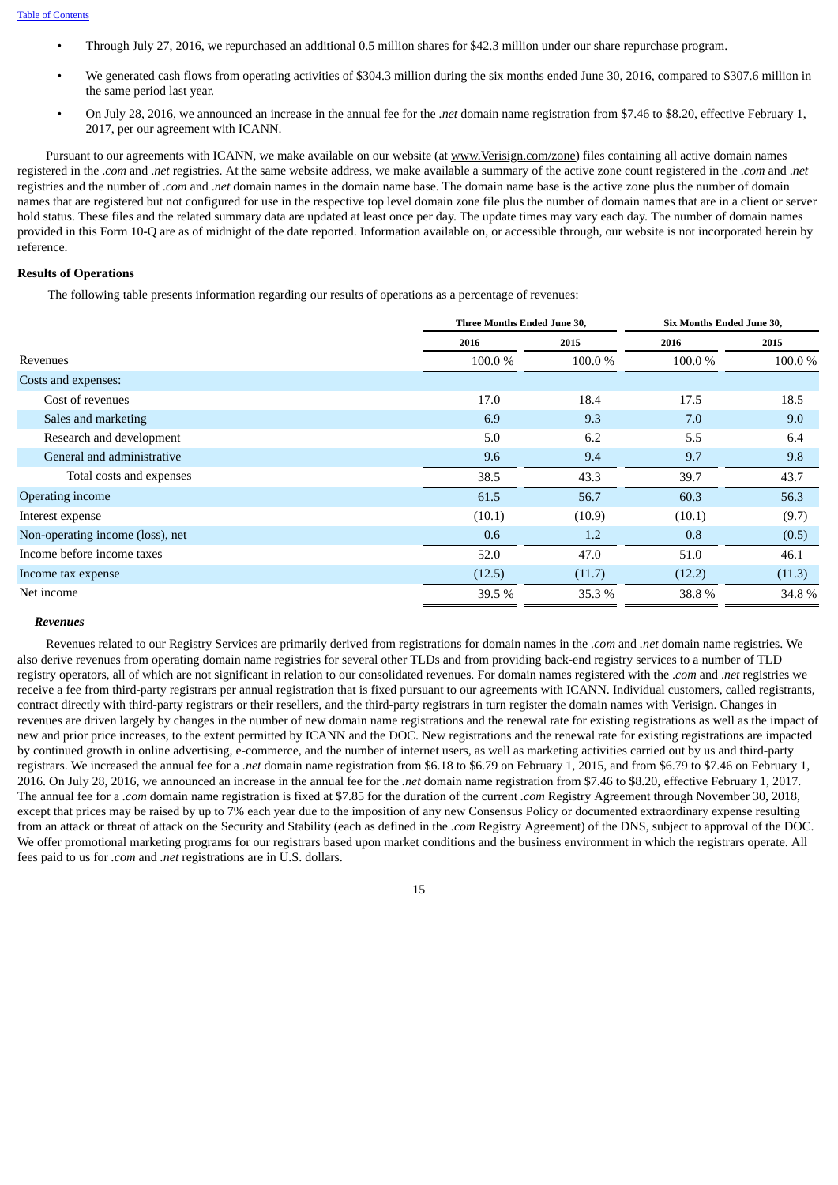- Through July 27, 2016, we repurchased an additional 0.5 million shares for $42.3 million under our share repurchase program.
- We generated cash flows from operating activities of $304.3 million during the six months ended June 30, 2016, compared to $307.6 million in the same period last year.
- On July 28, 2016, we announced an increase in the annual fee for the *.net* domain name registration from $7.46 to $8.20, effective February 1, 2017, per our agreement with ICANN.

Pursuant to our agreements with ICANN, we make available on our website (at www.Verisign.com/zone) files containing all active domain names registered in the *.com* and *.net* registries. At the same website address, we make available a summary of the active zone count registered in the *.com* and *.net* registries and the number of *.com* and *.net* domain names in the domain name base. The domain name base is the active zone plus the number of domain names that are registered but not configured for use in the respective top level domain zone file plus the number of domain names that are in a client or server hold status. These files and the related summary data are updated at least once per day. The update times may vary each day. The number of domain names provided in this Form 10-Q are as of midnight of the date reported. Information available on, or accessible through, our website is not incorporated herein by reference.

**Results of Operations**

The following table presents information regarding our results of operations as a percentage of revenues:

| | Three Months Ended June 30, | | Six Months Ended June 30, | |
|---|---|---|---|---|
| | 2016 | 2015 | 2016 | 2015 |
| Revenues | 100.0 % | 100.0 % | 100.0 % | 100.0 % |
| Costs and expenses: | | | | |
| Cost of revenues | 17.0 | 18.4 | 17.5 | 18.5 |
| Sales and marketing | 6.9 | 9.3 | 7.0 | 9.0 |
| Research and development | 5.0 | 6.2 | 5.5 | 6.4 |
| General and administrative | 9.6 | 9.4 | 9.7 | 9.8 |
| Total costs and expenses | 38.5 | 43.3 | 39.7 | 43.7 |
| Operating income | 61.5 | 56.7 | 60.3 | 56.3 |
| Interest expense | (10.1) | (10.9) | (10.1) | (9.7) |
| Non-operating income (loss), net | 0.6 | 1.2 | 0.8 | (0.5) |
| Income before income taxes | 52.0 | 47.0 | 51.0 | 46.1 |
| Income tax expense | (12.5) | (11.7) | (12.2) | (11.3) |
| Net income | 39.5 % | 35.3 % | 38.8 % | 34.8 % |

***Revenues***

Revenues related to our Registry Services are primarily derived from registrations for domain names in the *.com* and *.net* domain name registries. We also derive revenues from operating domain name registries for several other TLDs and from providing back-end registry services to a number of TLD registry operators, all of which are not significant in relation to our consolidated revenues. For domain names registered with the *.com* and *.net* registries we receive a fee from third-party registrars per annual registration that is fixed pursuant to our agreements with ICANN. Individual customers, called registrants, contract directly with third-party registrars or their resellers, and the third-party registrars in turn register the domain names with Verisign. Changes in revenues are driven largely by changes in the number of new domain name registrations and the renewal rate for existing registrations as well as the impact of new and prior price increases, to the extent permitted by ICANN and the DOC. New registrations and the renewal rate for existing registrations are impacted by continued growth in online advertising, e-commerce, and the number of internet users, as well as marketing activities carried out by us and third-party registrars. We increased the annual fee for a *.net* domain name registration from $6.18 to $6.79 on February 1, 2015, and from $6.79 to $7.46 on February 1, 2016. On July 28, 2016, we announced an increase in the annual fee for the *.net* domain name registration from $7.46 to $8.20, effective February 1, 2017. The annual fee for a *.com* domain name registration is fixed at $7.85 for the duration of the current *.com* Registry Agreement through November 30, 2018, except that prices may be raised by up to 7% each year due to the imposition of any new Consensus Policy or documented extraordinary expense resulting from an attack or threat of attack on the Security and Stability (each as defined in the *.com* Registry Agreement) of the DNS, subject to approval of the DOC. We offer promotional marketing programs for our registrars based upon market conditions and the business environment in which the registrars operate. All fees paid to us for *.com* and *.net* registrations are in U.S. dollars.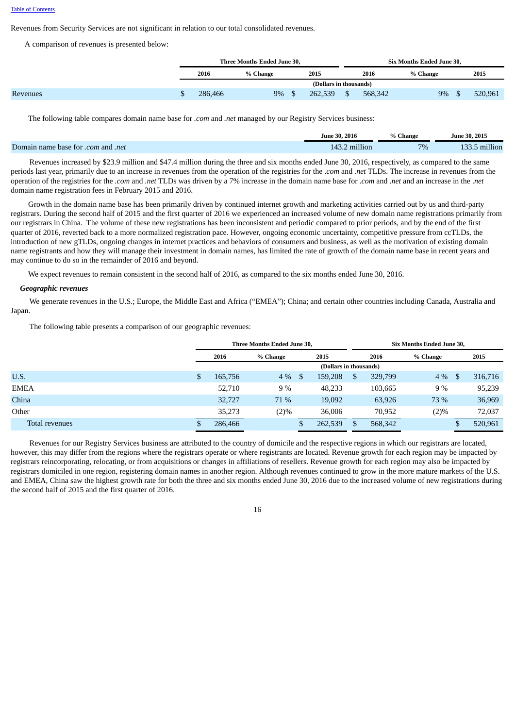Revenues from Security Services are not significant in relation to our total consolidated revenues.

A comparison of revenues is presented below:

| | Three Months Ended June 30, | | | Six Months Ended June 30, | | |
|---|---|---|---|---|---|---|
| | 2016 | % Change | 2015 | 2016 | % Change | 2015 |
| | (Dollars in thousands) | | | | | |
| Revenues | $ 286,466 | 9% | $ 262,539 | $ 568,342 | 9% | $ 520,961 |

The following table compares domain name base for *.com* and *.net* managed by our Registry Services business:

| | June 30, 2016 | % Change | June 30, 2015 |
|---|---|---|---|
| Domain name base for *.com* and *.net* | 143.2 million | 7% | 133.5 million |

Revenues increased by $23.9 million and $47.4 million during the three and six months ended June 30, 2016, respectively, as compared to the same periods last year, primarily due to an increase in revenues from the operation of the registries for the *.com* and *.net* TLDs. The increase in revenues from the operation of the registries for the *.com* and *.net* TLDs was driven by a 7% increase in the domain name base for *.com* and *.net* and an increase in the *.net* domain name registration fees in February 2015 and 2016.

Growth in the domain name base has been primarily driven by continued internet growth and marketing activities carried out by us and third-party registrars. During the second half of 2015 and the first quarter of 2016 we experienced an increased volume of new domain name registrations primarily from our registrars in China. The volume of these new registrations has been inconsistent and periodic compared to prior periods, and by the end of the first quarter of 2016, reverted back to a more normalized registration pace. However, ongoing economic uncertainty, competitive pressure from ccTLDs, the introduction of new gTLDs, ongoing changes in internet practices and behaviors of consumers and business, as well as the motivation of existing domain name registrants and how they will manage their investment in domain names, has limited the rate of growth of the domain name base in recent years and may continue to do so in the remainder of 2016 and beyond.

We expect revenues to remain consistent in the second half of 2016, as compared to the six months ended June 30, 2016.

***Geographic revenues***

We generate revenues in the U.S.; Europe, the Middle East and Africa ("EMEA"); China; and certain other countries including Canada, Australia and Japan.

The following table presents a comparison of our geographic revenues:

| | Three Months Ended June 30, | | | Six Months Ended June 30, | | |
|---|---|---|---|---|---|---|
| | 2016 | % Change | 2015 | 2016 | % Change | 2015 |
| | (Dollars in thousands) | | | | | |
| U.S. | $ 165,756 | 4 % | $ 159,208 | $ 329,799 | 4 % | $ 316,716 |
| EMEA | 52,710 | 9 % | 48,233 | 103,665 | 9 % | 95,239 |
| China | 32,727 | 71 % | 19,092 | 63,926 | 73 % | 36,969 |
| Other | 35,273 | (2)% | 36,006 | 70,952 | (2)% | 72,037 |
| Total revenues | $ 286,466 | | $ 262,539 | $ 568,342 | | $ 520,961 |

Revenues for our Registry Services business are attributed to the country of domicile and the respective regions in which our registrars are located, however, this may differ from the regions where the registrars operate or where registrants are located. Revenue growth for each region may be impacted by registrars reincorporating, relocating, or from acquisitions or changes in affiliations of resellers. Revenue growth for each region may also be impacted by registrars domiciled in one region, registering domain names in another region. Although revenues continued to grow in the more mature markets of the U.S. and EMEA, China saw the highest growth rate for both the three and six months ended June 30, 2016 due to the increased volume of new registrations during the second half of 2015 and the first quarter of 2016.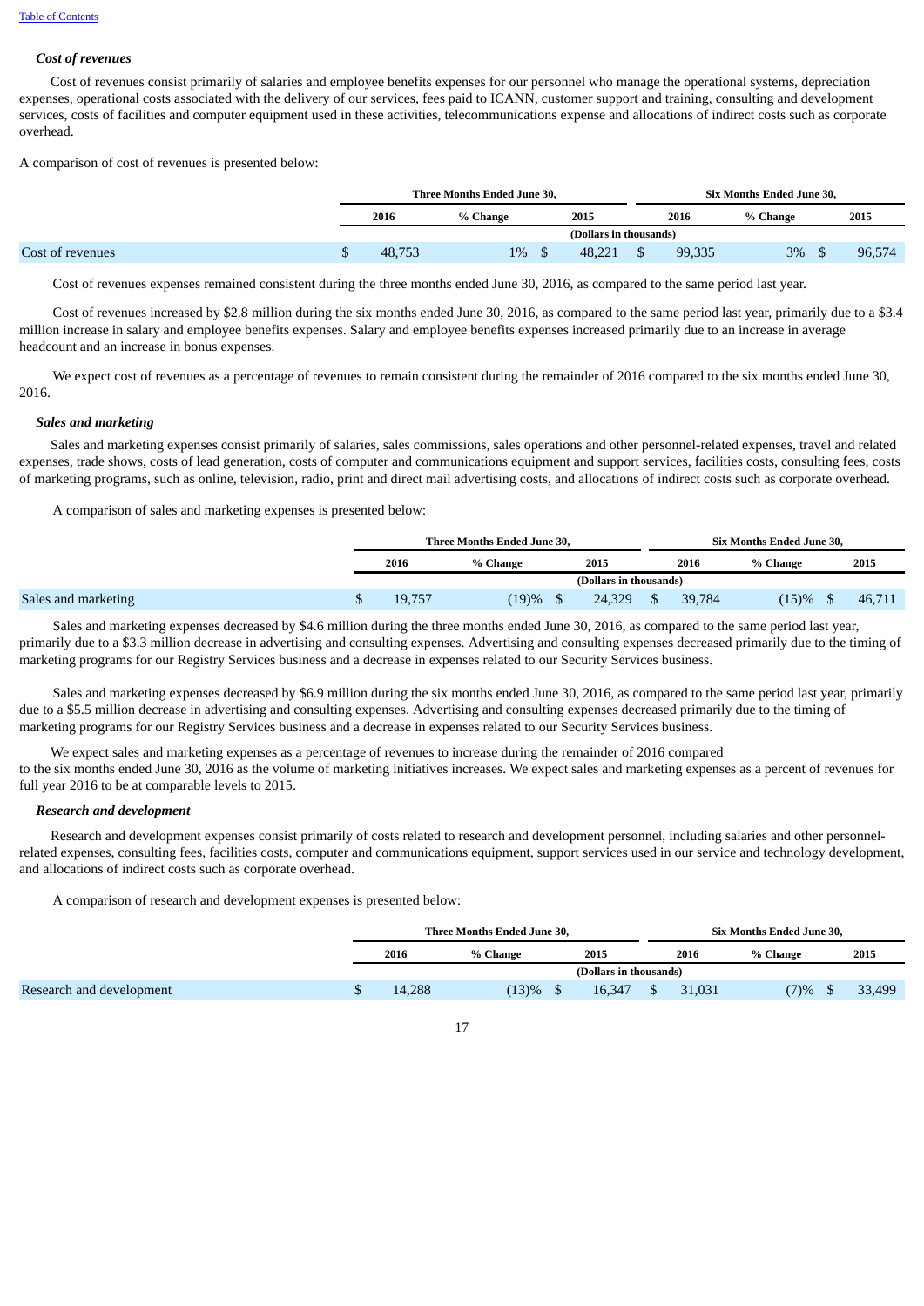### *Cost of revenues*

Cost of revenues consist primarily of salaries and employee benefits expenses for our personnel who manage the operational systems, depreciation expenses, operational costs associated with the delivery of our services, fees paid to ICANN, customer support and training, consulting and development services, costs of facilities and computer equipment used in these activities, telecommunications expense and allocations of indirect costs such as corporate overhead.

A comparison of cost of revenues is presented below:

| | Three Months Ended June 30, | | | Six Months Ended June 30, | | |
|---|---|---|---|---|---|---|
| | 2016 | % Change | 2015 | 2016 | % Change | 2015 |
| | (Dollars in thousands) | | | | | |
| Cost of revenues | $ 48,753 | 1% | $ 48,221 | $ 99,335 | 3% | $ 96,574 |

Cost of revenues expenses remained consistent during the three months ended June 30, 2016, as compared to the same period last year.

Cost of revenues increased by $2.8 million during the six months ended June 30, 2016, as compared to the same period last year, primarily due to a $3.4 million increase in salary and employee benefits expenses. Salary and employee benefits expenses increased primarily due to an increase in average headcount and an increase in bonus expenses.

We expect cost of revenues as a percentage of revenues to remain consistent during the remainder of 2016 compared to the six months ended June 30, 2016.

### *Sales and marketing*

Sales and marketing expenses consist primarily of salaries, sales commissions, sales operations and other personnel-related expenses, travel and related expenses, trade shows, costs of lead generation, costs of computer and communications equipment and support services, facilities costs, consulting fees, costs of marketing programs, such as online, television, radio, print and direct mail advertising costs, and allocations of indirect costs such as corporate overhead.

A comparison of sales and marketing expenses is presented below:

| | Three Months Ended June 30, | | | Six Months Ended June 30, | | |
|---|---|---|---|---|---|---|
| | 2016 | % Change | 2015 | 2016 | % Change | 2015 |
| | (Dollars in thousands) | | | | | |
| Sales and marketing | $ 19,757 | (19)% | $ 24,329 | $ 39,784 | (15)% | $ 46,711 |

Sales and marketing expenses decreased by $4.6 million during the three months ended June 30, 2016, as compared to the same period last year, primarily due to a $3.3 million decrease in advertising and consulting expenses. Advertising and consulting expenses decreased primarily due to the timing of marketing programs for our Registry Services business and a decrease in expenses related to our Security Services business.

Sales and marketing expenses decreased by $6.9 million during the six months ended June 30, 2016, as compared to the same period last year, primarily due to a $5.5 million decrease in advertising and consulting expenses. Advertising and consulting expenses decreased primarily due to the timing of marketing programs for our Registry Services business and a decrease in expenses related to our Security Services business.

We expect sales and marketing expenses as a percentage of revenues to increase during the remainder of 2016 compared to the six months ended June 30, 2016 as the volume of marketing initiatives increases. We expect sales and marketing expenses as a percent of revenues for full year 2016 to be at comparable levels to 2015.

### *Research and development*

Research and development expenses consist primarily of costs related to research and development personnel, including salaries and other personnel-related expenses, consulting fees, facilities costs, computer and communications equipment, support services used in our service and technology development, and allocations of indirect costs such as corporate overhead.

A comparison of research and development expenses is presented below:

| | Three Months Ended June 30, | | | Six Months Ended June 30, | | |
|---|---|---|---|---|---|---|
| | 2016 | % Change | 2015 | 2016 | % Change | 2015 |
| | (Dollars in thousands) | | | | | |
| Research and development | $ 14,288 | (13)% | $ 16,347 | $ 31,031 | (7)% | $ 33,499 |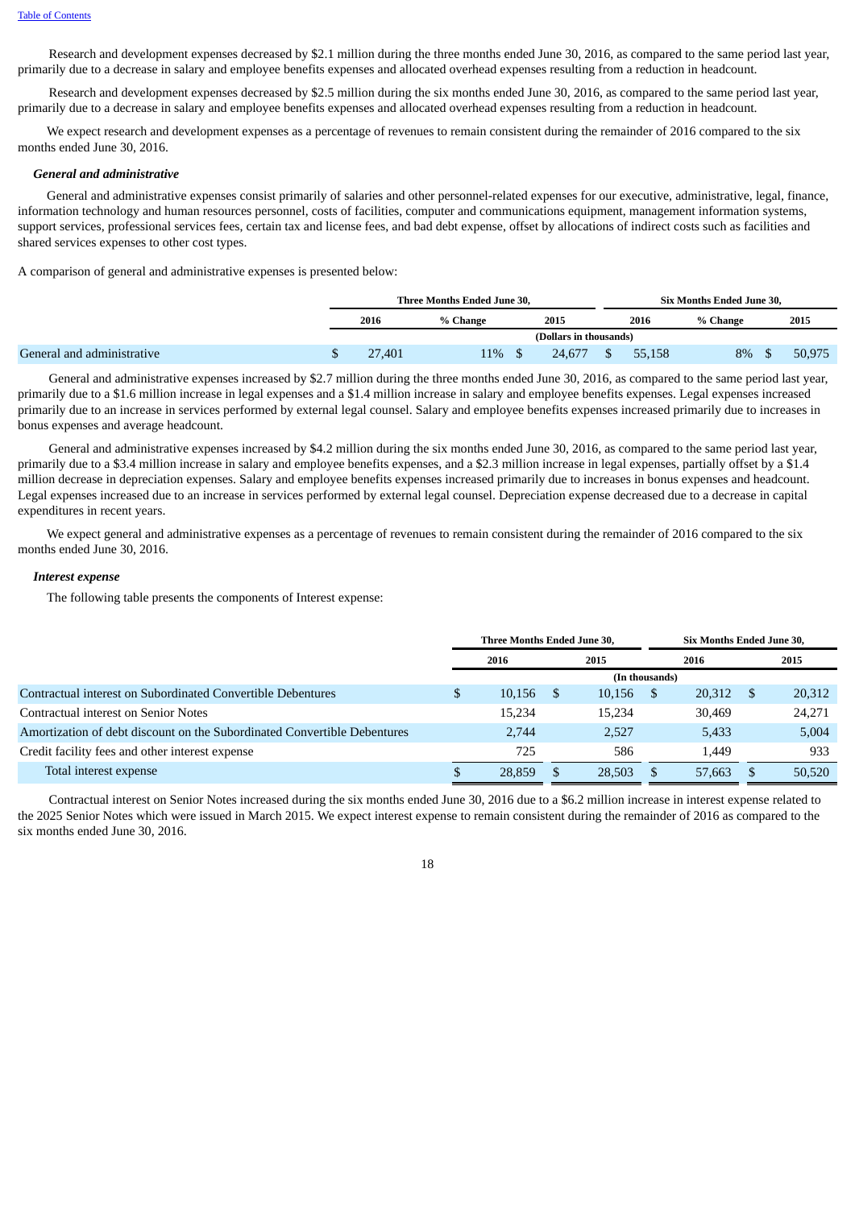Research and development expenses decreased by $2.1 million during the three months ended June 30, 2016, as compared to the same period last year, primarily due to a decrease in salary and employee benefits expenses and allocated overhead expenses resulting from a reduction in headcount.

Research and development expenses decreased by $2.5 million during the six months ended June 30, 2016, as compared to the same period last year, primarily due to a decrease in salary and employee benefits expenses and allocated overhead expenses resulting from a reduction in headcount.

We expect research and development expenses as a percentage of revenues to remain consistent during the remainder of 2016 compared to the six months ended June 30, 2016.

***General and administrative***

General and administrative expenses consist primarily of salaries and other personnel-related expenses for our executive, administrative, legal, finance, information technology and human resources personnel, costs of facilities, computer and communications equipment, management information systems, support services, professional services fees, certain tax and license fees, and bad debt expense, offset by allocations of indirect costs such as facilities and shared services expenses to other cost types.

A comparison of general and administrative expenses is presented below:

| | Three Months Ended June 30, | | | Six Months Ended June 30, | | |
|---|---|---|---|---|---|---|
| | 2016 | % Change | 2015 | 2016 | % Change | 2015 |
| | (Dollars in thousands) | | | | | |
| General and administrative | $ 27,401 | 11% | $ 24,677 | $ 55,158 | 8% | $ 50,975 |

General and administrative expenses increased by $2.7 million during the three months ended June 30, 2016, as compared to the same period last year, primarily due to a $1.6 million increase in legal expenses and a $1.4 million increase in salary and employee benefits expenses. Legal expenses increased primarily due to an increase in services performed by external legal counsel. Salary and employee benefits expenses increased primarily due to increases in bonus expenses and average headcount.

General and administrative expenses increased by $4.2 million during the six months ended June 30, 2016, as compared to the same period last year, primarily due to a $3.4 million increase in salary and employee benefits expenses, and a $2.3 million increase in legal expenses, partially offset by a $1.4 million decrease in depreciation expenses. Salary and employee benefits expenses increased primarily due to increases in bonus expenses and headcount. Legal expenses increased due to an increase in services performed by external legal counsel. Depreciation expense decreased due to a decrease in capital expenditures in recent years.

We expect general and administrative expenses as a percentage of revenues to remain consistent during the remainder of 2016 compared to the six months ended June 30, 2016.

***Interest expense***

The following table presents the components of Interest expense:

| | Three Months Ended June 30, | | Six Months Ended June 30, | |
|---|---|---|---|---|
| | 2016 | 2015 | 2016 | 2015 |
| | (In thousands) | | | |
| Contractual interest on Subordinated Convertible Debentures | $ 10,156 | $ 10,156 | $ 20,312 | $ 20,312 |
| Contractual interest on Senior Notes | 15,234 | 15,234 | 30,469 | 24,271 |
| Amortization of debt discount on the Subordinated Convertible Debentures | 2,744 | 2,527 | 5,433 | 5,004 |
| Credit facility fees and other interest expense | 725 | 586 | 1,449 | 933 |
| Total interest expense | $ 28,859 | $ 28,503 | $ 57,663 | $ 50,520 |

Contractual interest on Senior Notes increased during the six months ended June 30, 2016 due to a $6.2 million increase in interest expense related to the 2025 Senior Notes which were issued in March 2015. We expect interest expense to remain consistent during the remainder of 2016 as compared to the six months ended June 30, 2016.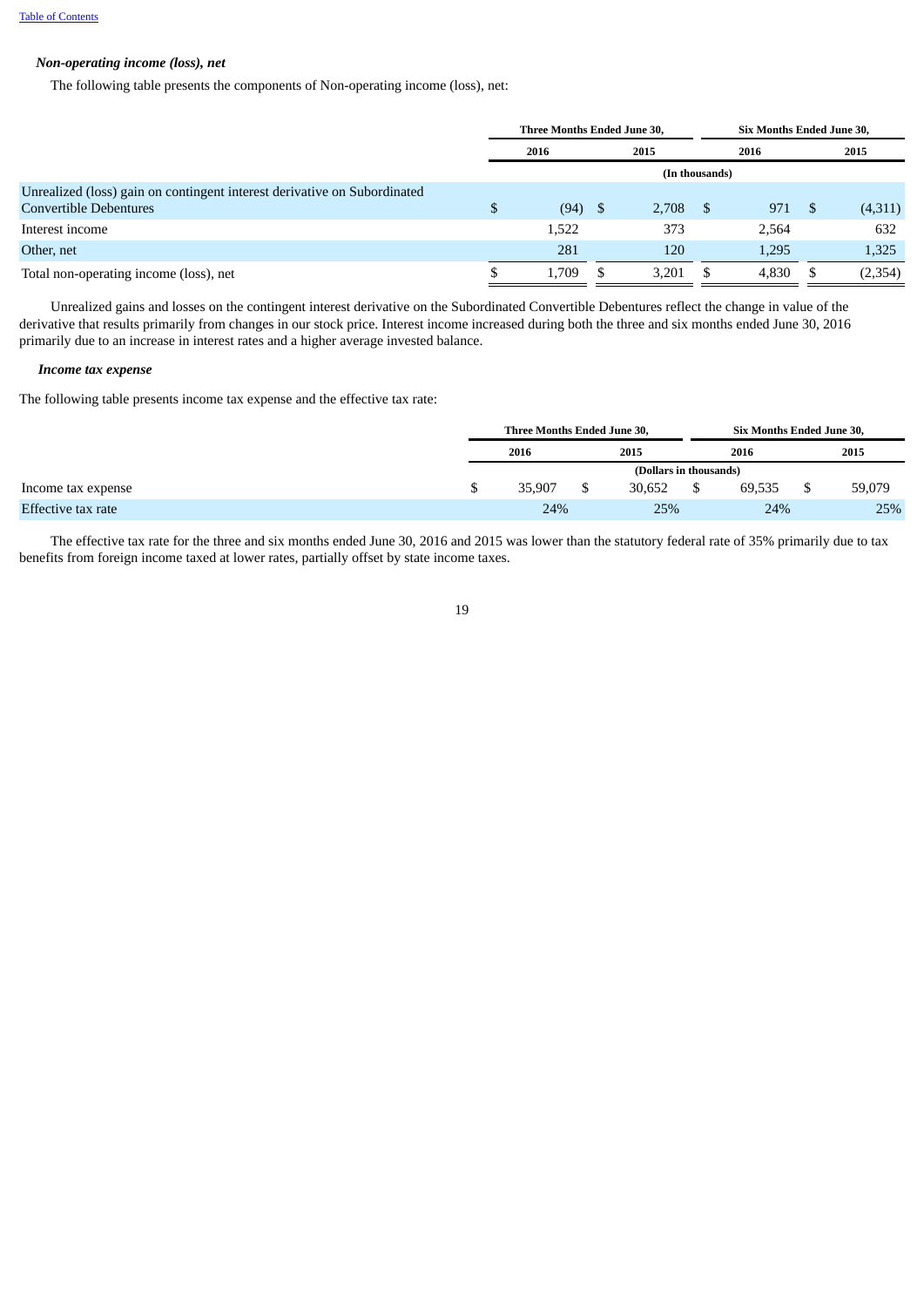*Non-operating income (loss), net*

The following table presents the components of Non-operating income (loss), net:

| | Three Months Ended June 30, | | Six Months Ended June 30, | |
|---|---|---|---|---|
| | 2016 | 2015 | 2016 | 2015 |
| | (In thousands) | | | |
| Unrealized (loss) gain on contingent interest derivative on Subordinated Convertible Debentures | $ (94) | $ 2,708 | $ 971 | $ (4,311) |
| Interest income | 1,522 | 373 | 2,564 | 632 |
| Other, net | 281 | 120 | 1,295 | 1,325 |
| Total non-operating income (loss), net | $ 1,709 | $ 3,201 | $ 4,830 | $ (2,354) |

Unrealized gains and losses on the contingent interest derivative on the Subordinated Convertible Debentures reflect the change in value of the derivative that results primarily from changes in our stock price. Interest income increased during both the three and six months ended June 30, 2016 primarily due to an increase in interest rates and a higher average invested balance.

*Income tax expense*

The following table presents income tax expense and the effective tax rate:

| | Three Months Ended June 30, | | Six Months Ended June 30, | |
|---|---|---|---|---|
| | 2016 | 2015 | 2016 | 2015 |
| | (Dollars in thousands) | | | |
| Income tax expense | $ 35,907 | $ 30,652 | $ 69,535 | $ 59,079 |
| Effective tax rate | 24% | 25% | 24% | 25% |

The effective tax rate for the three and six months ended June 30, 2016 and 2015 was lower than the statutory federal rate of 35% primarily due to tax benefits from foreign income taxed at lower rates, partially offset by state income taxes.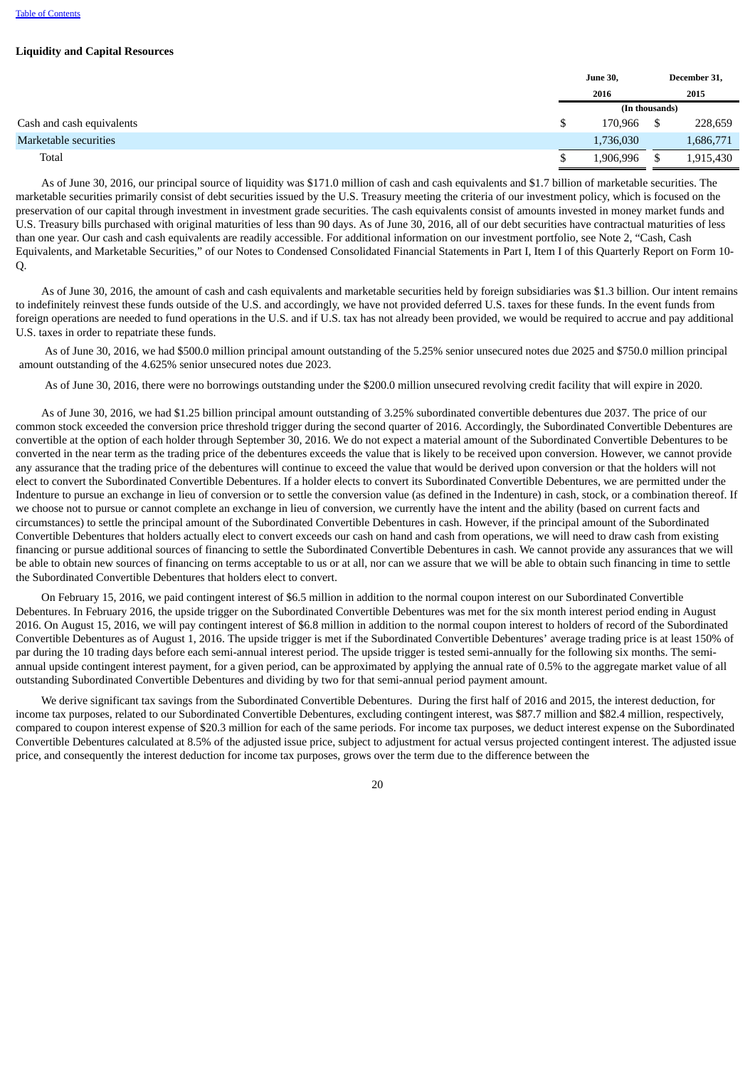## Liquidity and Capital Resources

| | June 30, 2016 | December 31, 2015 |
|---|---|---|
| | (In thousands) | |
| Cash and cash equivalents | $ 170,966 | $ 228,659 |
| Marketable securities | 1,736,030 | 1,686,771 |
| Total | $ 1,906,996 | $ 1,915,430 |

As of June 30, 2016, our principal source of liquidity was $171.0 million of cash and cash equivalents and $1.7 billion of marketable securities. The marketable securities primarily consist of debt securities issued by the U.S. Treasury meeting the criteria of our investment policy, which is focused on the preservation of our capital through investment in investment grade securities. The cash equivalents consist of amounts invested in money market funds and U.S. Treasury bills purchased with original maturities of less than 90 days. As of June 30, 2016, all of our debt securities have contractual maturities of less than one year. Our cash and cash equivalents are readily accessible. For additional information on our investment portfolio, see Note 2, "Cash, Cash Equivalents, and Marketable Securities," of our Notes to Condensed Consolidated Financial Statements in Part I, Item I of this Quarterly Report on Form 10-Q.

As of June 30, 2016, the amount of cash and cash equivalents and marketable securities held by foreign subsidiaries was $1.3 billion. Our intent remains to indefinitely reinvest these funds outside of the U.S. and accordingly, we have not provided deferred U.S. taxes for these funds. In the event funds from foreign operations are needed to fund operations in the U.S. and if U.S. tax has not already been provided, we would be required to accrue and pay additional U.S. taxes in order to repatriate these funds.

As of June 30, 2016, we had $500.0 million principal amount outstanding of the 5.25% senior unsecured notes due 2025 and $750.0 million principal amount outstanding of the 4.625% senior unsecured notes due 2023.

As of June 30, 2016, there were no borrowings outstanding under the $200.0 million unsecured revolving credit facility that will expire in 2020.

As of June 30, 2016, we had $1.25 billion principal amount outstanding of 3.25% subordinated convertible debentures due 2037. The price of our common stock exceeded the conversion price threshold trigger during the second quarter of 2016. Accordingly, the Subordinated Convertible Debentures are convertible at the option of each holder through September 30, 2016. We do not expect a material amount of the Subordinated Convertible Debentures to be converted in the near term as the trading price of the debentures exceeds the value that is likely to be received upon conversion. However, we cannot provide any assurance that the trading price of the debentures will continue to exceed the value that would be derived upon conversion or that the holders will not elect to convert the Subordinated Convertible Debentures. If a holder elects to convert its Subordinated Convertible Debentures, we are permitted under the Indenture to pursue an exchange in lieu of conversion or to settle the conversion value (as defined in the Indenture) in cash, stock, or a combination thereof. If we choose not to pursue or cannot complete an exchange in lieu of conversion, we currently have the intent and the ability (based on current facts and circumstances) to settle the principal amount of the Subordinated Convertible Debentures in cash. However, if the principal amount of the Subordinated Convertible Debentures that holders actually elect to convert exceeds our cash on hand and cash from operations, we will need to draw cash from existing financing or pursue additional sources of financing to settle the Subordinated Convertible Debentures in cash. We cannot provide any assurances that we will be able to obtain new sources of financing on terms acceptable to us or at all, nor can we assure that we will be able to obtain such financing in time to settle the Subordinated Convertible Debentures that holders elect to convert.

On February 15, 2016, we paid contingent interest of $6.5 million in addition to the normal coupon interest on our Subordinated Convertible Debentures. In February 2016, the upside trigger on the Subordinated Convertible Debentures was met for the six month interest period ending in August 2016. On August 15, 2016, we will pay contingent interest of $6.8 million in addition to the normal coupon interest to holders of record of the Subordinated Convertible Debentures as of August 1, 2016. The upside trigger is met if the Subordinated Convertible Debentures' average trading price is at least 150% of par during the 10 trading days before each semi-annual interest period. The upside trigger is tested semi-annually for the following six months. The semi-annual upside contingent interest payment, for a given period, can be approximated by applying the annual rate of 0.5% to the aggregate market value of all outstanding Subordinated Convertible Debentures and dividing by two for that semi-annual period payment amount.

We derive significant tax savings from the Subordinated Convertible Debentures. During the first half of 2016 and 2015, the interest deduction, for income tax purposes, related to our Subordinated Convertible Debentures, excluding contingent interest, was $87.7 million and $82.4 million, respectively, compared to coupon interest expense of $20.3 million for each of the same periods. For income tax purposes, we deduct interest expense on the Subordinated Convertible Debentures calculated at 8.5% of the adjusted issue price, subject to adjustment for actual versus projected contingent interest. The adjusted issue price, and consequently the interest deduction for income tax purposes, grows over the term due to the difference between the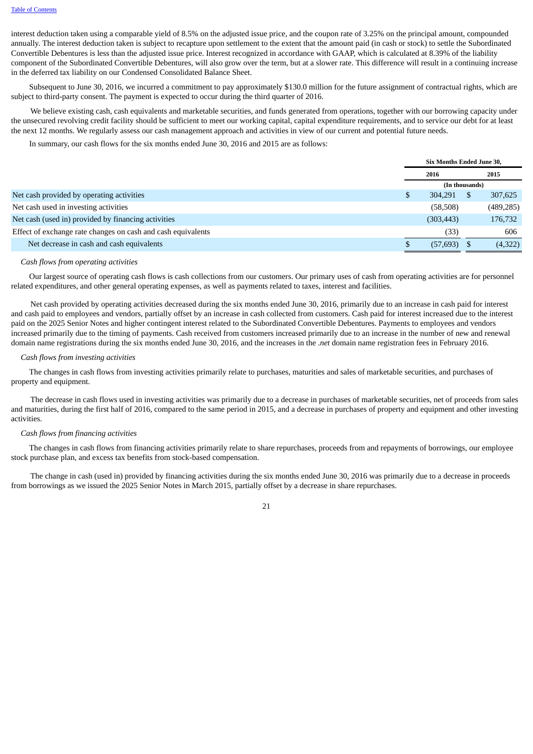interest deduction taken using a comparable yield of 8.5% on the adjusted issue price, and the coupon rate of 3.25% on the principal amount, compounded annually. The interest deduction taken is subject to recapture upon settlement to the extent that the amount paid (in cash or stock) to settle the Subordinated Convertible Debentures is less than the adjusted issue price. Interest recognized in accordance with GAAP, which is calculated at 8.39% of the liability component of the Subordinated Convertible Debentures, will also grow over the term, but at a slower rate. This difference will result in a continuing increase in the deferred tax liability on our Condensed Consolidated Balance Sheet.

Subsequent to June 30, 2016, we incurred a commitment to pay approximately $130.0 million for the future assignment of contractual rights, which are subject to third-party consent. The payment is expected to occur during the third quarter of 2016.

We believe existing cash, cash equivalents and marketable securities, and funds generated from operations, together with our borrowing capacity under the unsecured revolving credit facility should be sufficient to meet our working capital, capital expenditure requirements, and to service our debt for at least the next 12 months. We regularly assess our cash management approach and activities in view of our current and potential future needs.

In summary, our cash flows for the six months ended June 30, 2016 and 2015 are as follows:

| | Six Months Ended June 30, | |
|---|---|---|
| | 2016 | 2015 |
| | (In thousands) | |
| Net cash provided by operating activities | $ 304,291 | $ 307,625 |
| Net cash used in investing activities | (58,508) | (489,285) |
| Net cash (used in) provided by financing activities | (303,443) | 176,732 |
| Effect of exchange rate changes on cash and cash equivalents | (33) | 606 |
| Net decrease in cash and cash equivalents | $ (57,693) | $ (4,322) |

*Cash flows from operating activities*

Our largest source of operating cash flows is cash collections from our customers. Our primary uses of cash from operating activities are for personnel related expenditures, and other general operating expenses, as well as payments related to taxes, interest and facilities.

Net cash provided by operating activities decreased during the six months ended June 30, 2016, primarily due to an increase in cash paid for interest and cash paid to employees and vendors, partially offset by an increase in cash collected from customers. Cash paid for interest increased due to the interest paid on the 2025 Senior Notes and higher contingent interest related to the Subordinated Convertible Debentures. Payments to employees and vendors increased primarily due to the timing of payments. Cash received from customers increased primarily due to an increase in the number of new and renewal domain name registrations during the six months ended June 30, 2016, and the increases in the *.net* domain name registration fees in February 2016.

*Cash flows from investing activities*

The changes in cash flows from investing activities primarily relate to purchases, maturities and sales of marketable securities, and purchases of property and equipment.

The decrease in cash flows used in investing activities was primarily due to a decrease in purchases of marketable securities, net of proceeds from sales and maturities, during the first half of 2016, compared to the same period in 2015, and a decrease in purchases of property and equipment and other investing activities.

*Cash flows from financing activities*

The changes in cash flows from financing activities primarily relate to share repurchases, proceeds from and repayments of borrowings, our employee stock purchase plan, and excess tax benefits from stock-based compensation.

The change in cash (used in) provided by financing activities during the six months ended June 30, 2016 was primarily due to a decrease in proceeds from borrowings as we issued the 2025 Senior Notes in March 2015, partially offset by a decrease in share repurchases.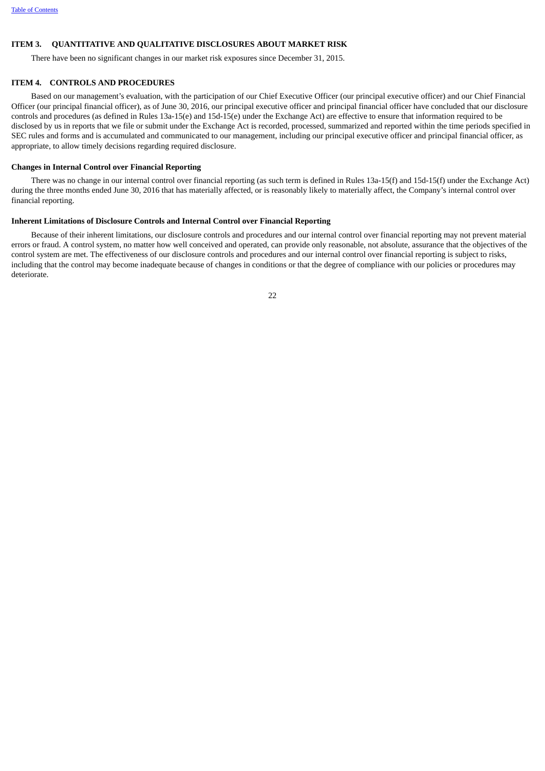## ITEM 3. QUANTITATIVE AND QUALITATIVE DISCLOSURES ABOUT MARKET RISK

There have been no significant changes in our market risk exposures since December 31, 2015.

## ITEM 4. CONTROLS AND PROCEDURES

Based on our management's evaluation, with the participation of our Chief Executive Officer (our principal executive officer) and our Chief Financial Officer (our principal financial officer), as of June 30, 2016, our principal executive officer and principal financial officer have concluded that our disclosure controls and procedures (as defined in Rules 13a-15(e) and 15d-15(e) under the Exchange Act) are effective to ensure that information required to be disclosed by us in reports that we file or submit under the Exchange Act is recorded, processed, summarized and reported within the time periods specified in SEC rules and forms and is accumulated and communicated to our management, including our principal executive officer and principal financial officer, as appropriate, to allow timely decisions regarding required disclosure.

### Changes in Internal Control over Financial Reporting

There was no change in our internal control over financial reporting (as such term is defined in Rules 13a-15(f) and 15d-15(f) under the Exchange Act) during the three months ended June 30, 2016 that has materially affected, or is reasonably likely to materially affect, the Company's internal control over financial reporting.

### Inherent Limitations of Disclosure Controls and Internal Control over Financial Reporting

Because of their inherent limitations, our disclosure controls and procedures and our internal control over financial reporting may not prevent material errors or fraud. A control system, no matter how well conceived and operated, can provide only reasonable, not absolute, assurance that the objectives of the control system are met. The effectiveness of our disclosure controls and procedures and our internal control over financial reporting is subject to risks, including that the control may become inadequate because of changes in conditions or that the degree of compliance with our policies or procedures may deteriorate.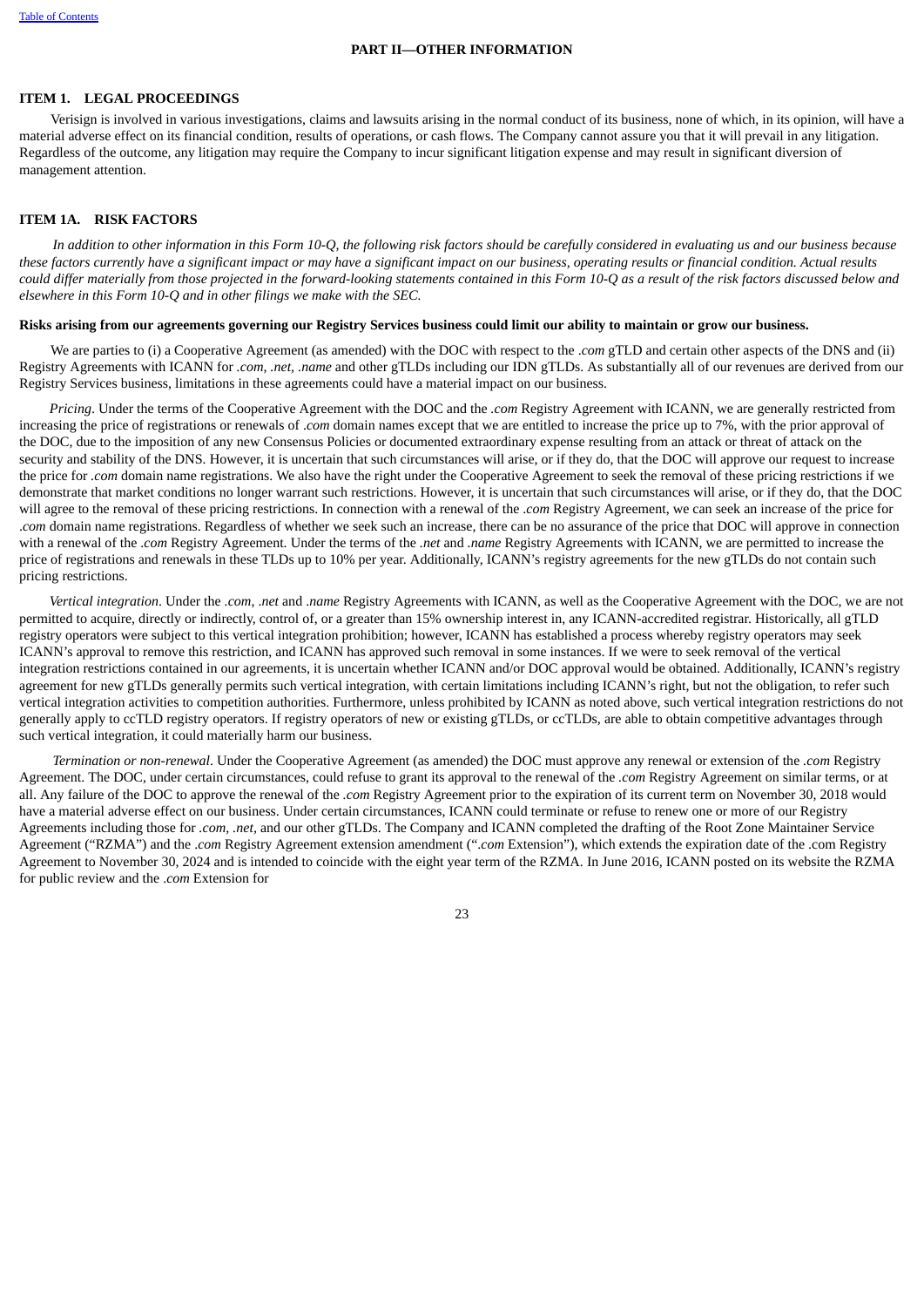## PART II—OTHER INFORMATION

### ITEM 1. LEGAL PROCEEDINGS

Verisign is involved in various investigations, claims and lawsuits arising in the normal conduct of its business, none of which, in its opinion, will have a material adverse effect on its financial condition, results of operations, or cash flows. The Company cannot assure you that it will prevail in any litigation. Regardless of the outcome, any litigation may require the Company to incur significant litigation expense and may result in significant diversion of management attention.

### ITEM 1A. RISK FACTORS

*In addition to other information in this Form 10-Q, the following risk factors should be carefully considered in evaluating us and our business because these factors currently have a significant impact or may have a significant impact on our business, operating results or financial condition. Actual results could differ materially from those projected in the forward-looking statements contained in this Form 10-Q as a result of the risk factors discussed below and elsewhere in this Form 10-Q and in other filings we make with the SEC.*

**Risks arising from our agreements governing our Registry Services business could limit our ability to maintain or grow our business.**

We are parties to (i) a Cooperative Agreement (as amended) with the DOC with respect to the *.com* gTLD and certain other aspects of the DNS and (ii) Registry Agreements with ICANN for *.com, .net, .name* and other gTLDs including our IDN gTLDs. As substantially all of our revenues are derived from our Registry Services business, limitations in these agreements could have a material impact on our business.

*Pricing*. Under the terms of the Cooperative Agreement with the DOC and the *.com* Registry Agreement with ICANN, we are generally restricted from increasing the price of registrations or renewals of *.com* domain names except that we are entitled to increase the price up to 7%, with the prior approval of the DOC, due to the imposition of any new Consensus Policies or documented extraordinary expense resulting from an attack or threat of attack on the security and stability of the DNS. However, it is uncertain that such circumstances will arise, or if they do, that the DOC will approve our request to increase the price for *.com* domain name registrations. We also have the right under the Cooperative Agreement to seek the removal of these pricing restrictions if we demonstrate that market conditions no longer warrant such restrictions. However, it is uncertain that such circumstances will arise, or if they do, that the DOC will agree to the removal of these pricing restrictions. In connection with a renewal of the *.com* Registry Agreement, we can seek an increase of the price for *.com* domain name registrations. Regardless of whether we seek such an increase, there can be no assurance of the price that DOC will approve in connection with a renewal of the *.com* Registry Agreement. Under the terms of the *.net* and *.name* Registry Agreements with ICANN, we are permitted to increase the price of registrations and renewals in these TLDs up to 10% per year. Additionally, ICANN's registry agreements for the new gTLDs do not contain such pricing restrictions.

*Vertical integration*. Under the *.com, .net* and *.name* Registry Agreements with ICANN, as well as the Cooperative Agreement with the DOC, we are not permitted to acquire, directly or indirectly, control of, or a greater than 15% ownership interest in, any ICANN-accredited registrar. Historically, all gTLD registry operators were subject to this vertical integration prohibition; however, ICANN has established a process whereby registry operators may seek ICANN's approval to remove this restriction, and ICANN has approved such removal in some instances. If we were to seek removal of the vertical integration restrictions contained in our agreements, it is uncertain whether ICANN and/or DOC approval would be obtained. Additionally, ICANN's registry agreement for new gTLDs generally permits such vertical integration, with certain limitations including ICANN's right, but not the obligation, to refer such vertical integration activities to competition authorities. Furthermore, unless prohibited by ICANN as noted above, such vertical integration restrictions do not generally apply to ccTLD registry operators. If registry operators of new or existing gTLDs, or ccTLDs, are able to obtain competitive advantages through such vertical integration, it could materially harm our business.

*Termination or non-renewal*. Under the Cooperative Agreement (as amended) the DOC must approve any renewal or extension of the *.com* Registry Agreement. The DOC, under certain circumstances, could refuse to grant its approval to the renewal of the *.com* Registry Agreement on similar terms, or at all. Any failure of the DOC to approve the renewal of the *.com* Registry Agreement prior to the expiration of its current term on November 30, 2018 would have a material adverse effect on our business. Under certain circumstances, ICANN could terminate or refuse to renew one or more of our Registry Agreements including those for *.com, .net*, and our other gTLDs. The Company and ICANN completed the drafting of the Root Zone Maintainer Service Agreement ("RZMA") and the *.com* Registry Agreement extension amendment ("*.com* Extension"), which extends the expiration date of the .com Registry Agreement to November 30, 2024 and is intended to coincide with the eight year term of the RZMA. In June 2016, ICANN posted on its website the RZMA for public review and the *.com* Extension for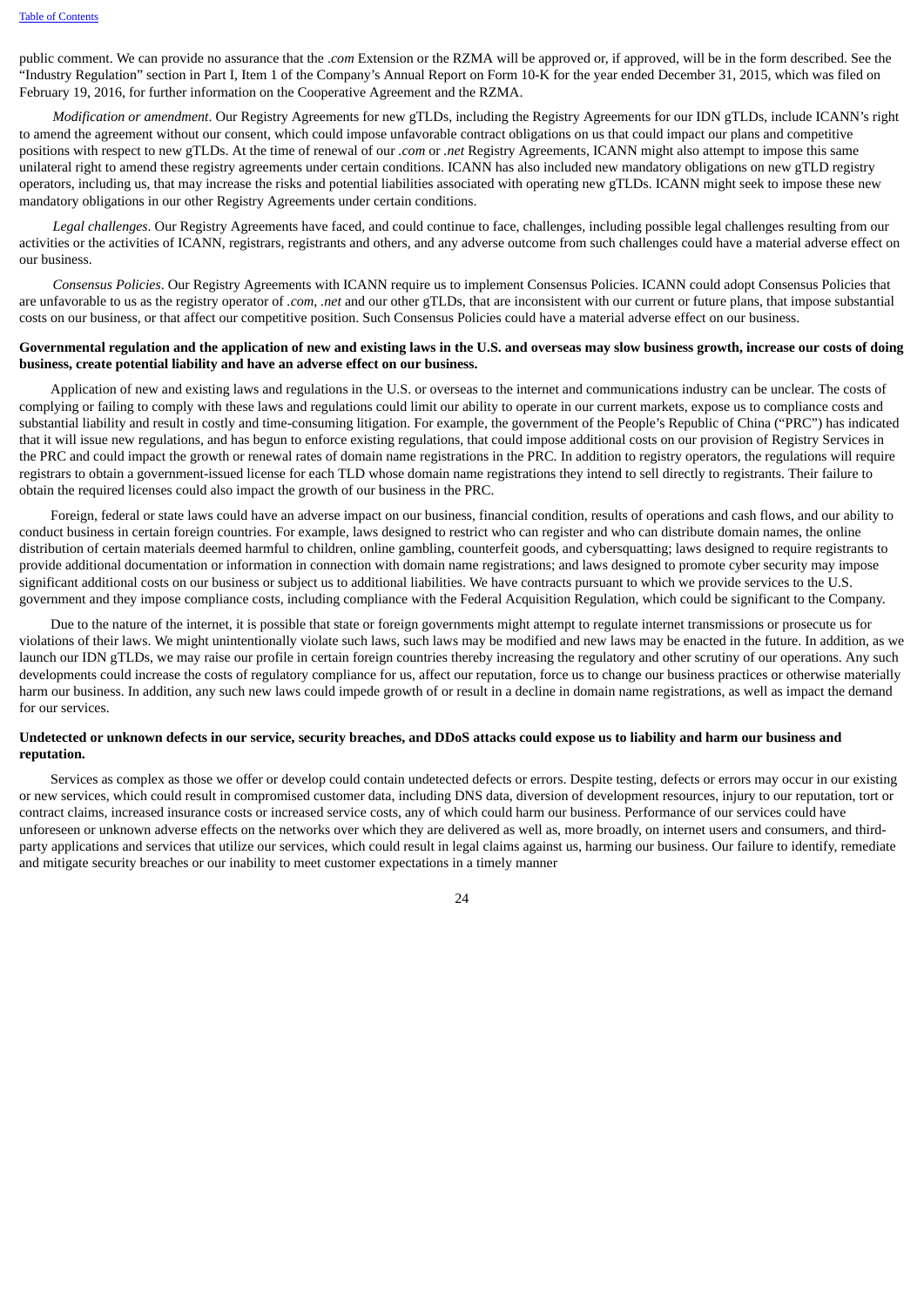public comment. We can provide no assurance that the *.com* Extension or the RZMA will be approved or, if approved, will be in the form described. See the "Industry Regulation" section in Part I, Item 1 of the Company's Annual Report on Form 10-K for the year ended December 31, 2015, which was filed on February 19, 2016, for further information on the Cooperative Agreement and the RZMA.

*Modification or amendment*. Our Registry Agreements for new gTLDs, including the Registry Agreements for our IDN gTLDs, include ICANN's right to amend the agreement without our consent, which could impose unfavorable contract obligations on us that could impact our plans and competitive positions with respect to new gTLDs. At the time of renewal of our *.com* or *.net* Registry Agreements, ICANN might also attempt to impose this same unilateral right to amend these registry agreements under certain conditions. ICANN has also included new mandatory obligations on new gTLD registry operators, including us, that may increase the risks and potential liabilities associated with operating new gTLDs. ICANN might seek to impose these new mandatory obligations in our other Registry Agreements under certain conditions.

*Legal challenges*. Our Registry Agreements have faced, and could continue to face, challenges, including possible legal challenges resulting from our activities or the activities of ICANN, registrars, registrants and others, and any adverse outcome from such challenges could have a material adverse effect on our business.

*Consensus Policies*. Our Registry Agreements with ICANN require us to implement Consensus Policies. ICANN could adopt Consensus Policies that are unfavorable to us as the registry operator of *.com*, *.net* and our other gTLDs, that are inconsistent with our current or future plans, that impose substantial costs on our business, or that affect our competitive position. Such Consensus Policies could have a material adverse effect on our business.

**Governmental regulation and the application of new and existing laws in the U.S. and overseas may slow business growth, increase our costs of doing business, create potential liability and have an adverse effect on our business.**

Application of new and existing laws and regulations in the U.S. or overseas to the internet and communications industry can be unclear. The costs of complying or failing to comply with these laws and regulations could limit our ability to operate in our current markets, expose us to compliance costs and substantial liability and result in costly and time-consuming litigation. For example, the government of the People's Republic of China ("PRC") has indicated that it will issue new regulations, and has begun to enforce existing regulations, that could impose additional costs on our provision of Registry Services in the PRC and could impact the growth or renewal rates of domain name registrations in the PRC. In addition to registry operators, the regulations will require registrars to obtain a government-issued license for each TLD whose domain name registrations they intend to sell directly to registrants. Their failure to obtain the required licenses could also impact the growth of our business in the PRC.

Foreign, federal or state laws could have an adverse impact on our business, financial condition, results of operations and cash flows, and our ability to conduct business in certain foreign countries. For example, laws designed to restrict who can register and who can distribute domain names, the online distribution of certain materials deemed harmful to children, online gambling, counterfeit goods, and cybersquatting; laws designed to require registrants to provide additional documentation or information in connection with domain name registrations; and laws designed to promote cyber security may impose significant additional costs on our business or subject us to additional liabilities. We have contracts pursuant to which we provide services to the U.S. government and they impose compliance costs, including compliance with the Federal Acquisition Regulation, which could be significant to the Company.

Due to the nature of the internet, it is possible that state or foreign governments might attempt to regulate internet transmissions or prosecute us for violations of their laws. We might unintentionally violate such laws, such laws may be modified and new laws may be enacted in the future. In addition, as we launch our IDN gTLDs, we may raise our profile in certain foreign countries thereby increasing the regulatory and other scrutiny of our operations. Any such developments could increase the costs of regulatory compliance for us, affect our reputation, force us to change our business practices or otherwise materially harm our business. In addition, any such new laws could impede growth of or result in a decline in domain name registrations, as well as impact the demand for our services.

**Undetected or unknown defects in our service, security breaches, and DDoS attacks could expose us to liability and harm our business and reputation.**

Services as complex as those we offer or develop could contain undetected defects or errors. Despite testing, defects or errors may occur in our existing or new services, which could result in compromised customer data, including DNS data, diversion of development resources, injury to our reputation, tort or contract claims, increased insurance costs or increased service costs, any of which could harm our business. Performance of our services could have unforeseen or unknown adverse effects on the networks over which they are delivered as well as, more broadly, on internet users and consumers, and third-party applications and services that utilize our services, which could result in legal claims against us, harming our business. Our failure to identify, remediate and mitigate security breaches or our inability to meet customer expectations in a timely manner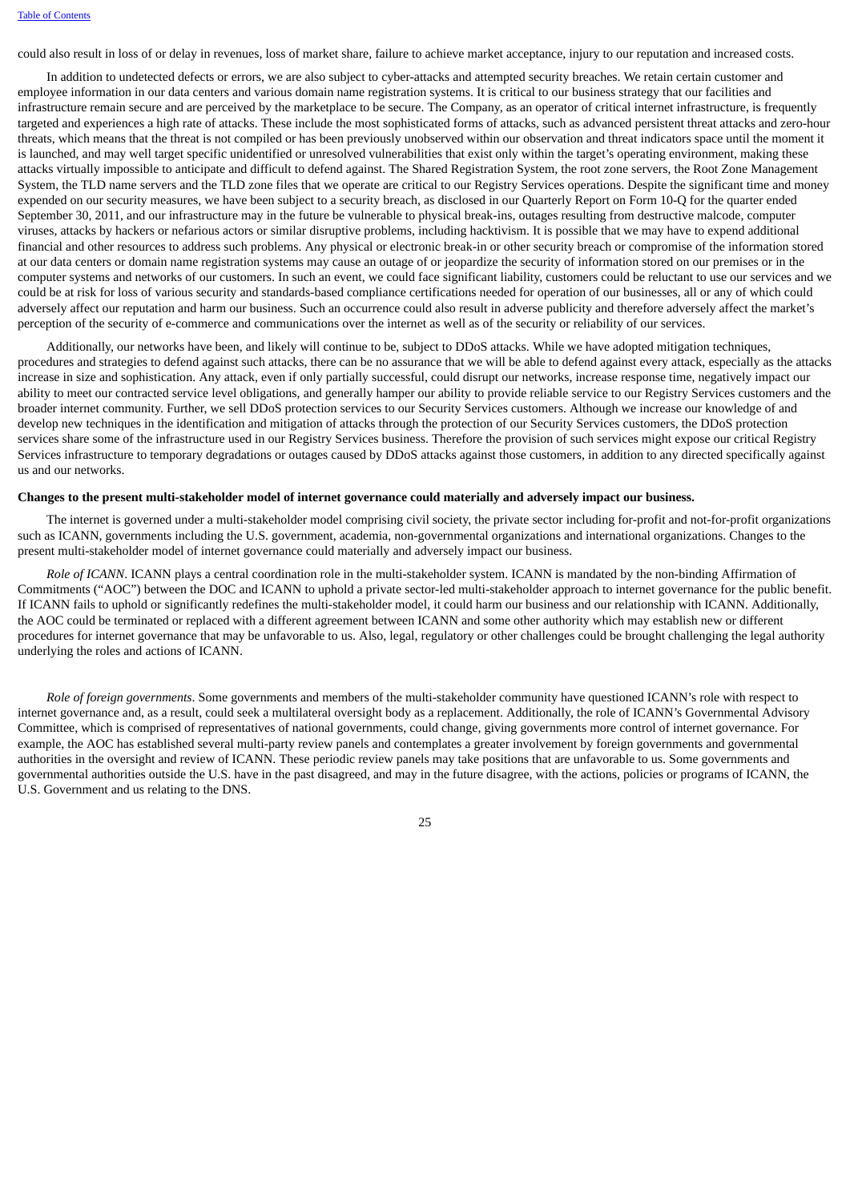could also result in loss of or delay in revenues, loss of market share, failure to achieve market acceptance, injury to our reputation and increased costs.

In addition to undetected defects or errors, we are also subject to cyber-attacks and attempted security breaches. We retain certain customer and employee information in our data centers and various domain name registration systems. It is critical to our business strategy that our facilities and infrastructure remain secure and are perceived by the marketplace to be secure. The Company, as an operator of critical internet infrastructure, is frequently targeted and experiences a high rate of attacks. These include the most sophisticated forms of attacks, such as advanced persistent threat attacks and zero-hour threats, which means that the threat is not compiled or has been previously unobserved within our observation and threat indicators space until the moment it is launched, and may well target specific unidentified or unresolved vulnerabilities that exist only within the target's operating environment, making these attacks virtually impossible to anticipate and difficult to defend against. The Shared Registration System, the root zone servers, the Root Zone Management System, the TLD name servers and the TLD zone files that we operate are critical to our Registry Services operations. Despite the significant time and money expended on our security measures, we have been subject to a security breach, as disclosed in our Quarterly Report on Form 10-Q for the quarter ended September 30, 2011, and our infrastructure may in the future be vulnerable to physical break-ins, outages resulting from destructive malcode, computer viruses, attacks by hackers or nefarious actors or similar disruptive problems, including hacktivism. It is possible that we may have to expend additional financial and other resources to address such problems. Any physical or electronic break-in or other security breach or compromise of the information stored at our data centers or domain name registration systems may cause an outage of or jeopardize the security of information stored on our premises or in the computer systems and networks of our customers. In such an event, we could face significant liability, customers could be reluctant to use our services and we could be at risk for loss of various security and standards-based compliance certifications needed for operation of our businesses, all or any of which could adversely affect our reputation and harm our business. Such an occurrence could also result in adverse publicity and therefore adversely affect the market's perception of the security of e-commerce and communications over the internet as well as of the security or reliability of our services.

Additionally, our networks have been, and likely will continue to be, subject to DDoS attacks. While we have adopted mitigation techniques, procedures and strategies to defend against such attacks, there can be no assurance that we will be able to defend against every attack, especially as the attacks increase in size and sophistication. Any attack, even if only partially successful, could disrupt our networks, increase response time, negatively impact our ability to meet our contracted service level obligations, and generally hamper our ability to provide reliable service to our Registry Services customers and the broader internet community. Further, we sell DDoS protection services to our Security Services customers. Although we increase our knowledge of and develop new techniques in the identification and mitigation of attacks through the protection of our Security Services customers, the DDoS protection services share some of the infrastructure used in our Registry Services business. Therefore the provision of such services might expose our critical Registry Services infrastructure to temporary degradations or outages caused by DDoS attacks against those customers, in addition to any directed specifically against us and our networks.

**Changes to the present multi-stakeholder model of internet governance could materially and adversely impact our business.**

The internet is governed under a multi-stakeholder model comprising civil society, the private sector including for-profit and not-for-profit organizations such as ICANN, governments including the U.S. government, academia, non-governmental organizations and international organizations. Changes to the present multi-stakeholder model of internet governance could materially and adversely impact our business.

*Role of ICANN*. ICANN plays a central coordination role in the multi-stakeholder system. ICANN is mandated by the non-binding Affirmation of Commitments ("AOC") between the DOC and ICANN to uphold a private sector-led multi-stakeholder approach to internet governance for the public benefit. If ICANN fails to uphold or significantly redefines the multi-stakeholder model, it could harm our business and our relationship with ICANN. Additionally, the AOC could be terminated or replaced with a different agreement between ICANN and some other authority which may establish new or different procedures for internet governance that may be unfavorable to us. Also, legal, regulatory or other challenges could be brought challenging the legal authority underlying the roles and actions of ICANN.

*Role of foreign governments*. Some governments and members of the multi-stakeholder community have questioned ICANN's role with respect to internet governance and, as a result, could seek a multilateral oversight body as a replacement. Additionally, the role of ICANN's Governmental Advisory Committee, which is comprised of representatives of national governments, could change, giving governments more control of internet governance. For example, the AOC has established several multi-party review panels and contemplates a greater involvement by foreign governments and governmental authorities in the oversight and review of ICANN. These periodic review panels may take positions that are unfavorable to us. Some governments and governmental authorities outside the U.S. have in the past disagreed, and may in the future disagree, with the actions, policies or programs of ICANN, the U.S. Government and us relating to the DNS.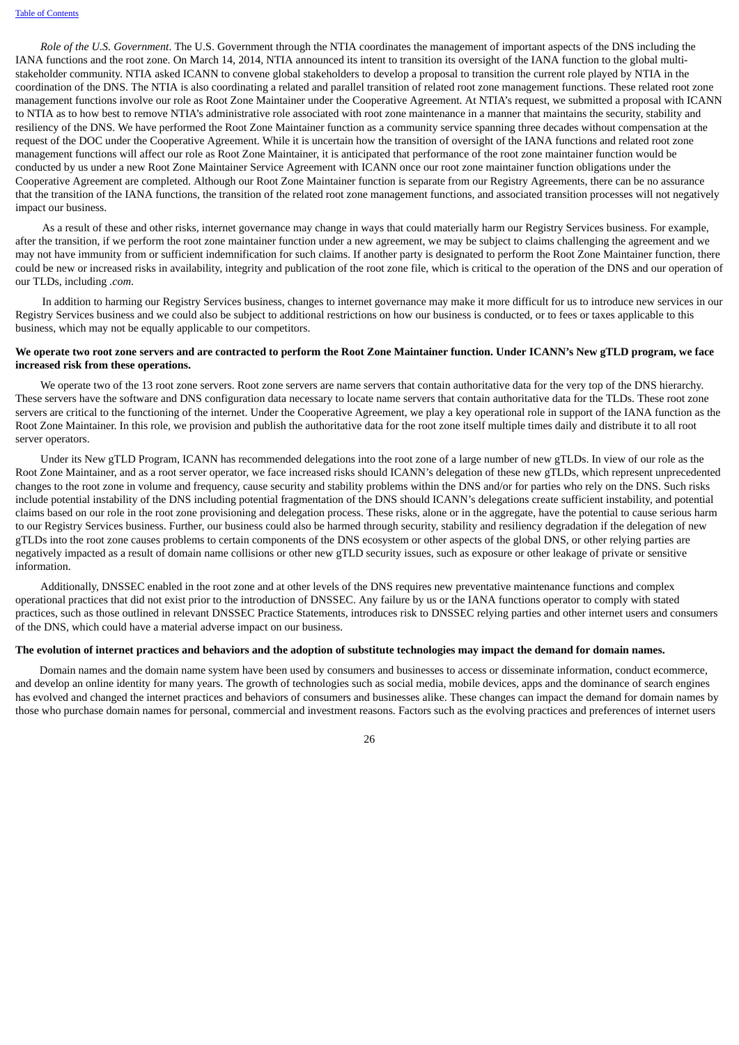*Role of the U.S. Government*. The U.S. Government through the NTIA coordinates the management of important aspects of the DNS including the IANA functions and the root zone. On March 14, 2014, NTIA announced its intent to transition its oversight of the IANA function to the global multi-stakeholder community. NTIA asked ICANN to convene global stakeholders to develop a proposal to transition the current role played by NTIA in the coordination of the DNS. The NTIA is also coordinating a related and parallel transition of related root zone management functions. These related root zone management functions involve our role as Root Zone Maintainer under the Cooperative Agreement. At NTIA's request, we submitted a proposal with ICANN to NTIA as to how best to remove NTIA's administrative role associated with root zone maintenance in a manner that maintains the security, stability and resiliency of the DNS. We have performed the Root Zone Maintainer function as a community service spanning three decades without compensation at the request of the DOC under the Cooperative Agreement. While it is uncertain how the transition of oversight of the IANA functions and related root zone management functions will affect our role as Root Zone Maintainer, it is anticipated that performance of the root zone maintainer function would be conducted by us under a new Root Zone Maintainer Service Agreement with ICANN once our root zone maintainer function obligations under the Cooperative Agreement are completed. Although our Root Zone Maintainer function is separate from our Registry Agreements, there can be no assurance that the transition of the IANA functions, the transition of the related root zone management functions, and associated transition processes will not negatively impact our business.

As a result of these and other risks, internet governance may change in ways that could materially harm our Registry Services business. For example, after the transition, if we perform the root zone maintainer function under a new agreement, we may be subject to claims challenging the agreement and we may not have immunity from or sufficient indemnification for such claims. If another party is designated to perform the Root Zone Maintainer function, there could be new or increased risks in availability, integrity and publication of the root zone file, which is critical to the operation of the DNS and our operation of our TLDs, including *.com*.

In addition to harming our Registry Services business, changes to internet governance may make it more difficult for us to introduce new services in our Registry Services business and we could also be subject to additional restrictions on how our business is conducted, or to fees or taxes applicable to this business, which may not be equally applicable to our competitors.

**We operate two root zone servers and are contracted to perform the Root Zone Maintainer function. Under ICANN's New gTLD program, we face increased risk from these operations.**

We operate two of the 13 root zone servers. Root zone servers are name servers that contain authoritative data for the very top of the DNS hierarchy. These servers have the software and DNS configuration data necessary to locate name servers that contain authoritative data for the TLDs. These root zone servers are critical to the functioning of the internet. Under the Cooperative Agreement, we play a key operational role in support of the IANA function as the Root Zone Maintainer. In this role, we provision and publish the authoritative data for the root zone itself multiple times daily and distribute it to all root server operators.

Under its New gTLD Program, ICANN has recommended delegations into the root zone of a large number of new gTLDs. In view of our role as the Root Zone Maintainer, and as a root server operator, we face increased risks should ICANN's delegation of these new gTLDs, which represent unprecedented changes to the root zone in volume and frequency, cause security and stability problems within the DNS and/or for parties who rely on the DNS. Such risks include potential instability of the DNS including potential fragmentation of the DNS should ICANN's delegations create sufficient instability, and potential claims based on our role in the root zone provisioning and delegation process. These risks, alone or in the aggregate, have the potential to cause serious harm to our Registry Services business. Further, our business could also be harmed through security, stability and resiliency degradation if the delegation of new gTLDs into the root zone causes problems to certain components of the DNS ecosystem or other aspects of the global DNS, or other relying parties are negatively impacted as a result of domain name collisions or other new gTLD security issues, such as exposure or other leakage of private or sensitive information.

Additionally, DNSSEC enabled in the root zone and at other levels of the DNS requires new preventative maintenance functions and complex operational practices that did not exist prior to the introduction of DNSSEC. Any failure by us or the IANA functions operator to comply with stated practices, such as those outlined in relevant DNSSEC Practice Statements, introduces risk to DNSSEC relying parties and other internet users and consumers of the DNS, which could have a material adverse impact on our business.

**The evolution of internet practices and behaviors and the adoption of substitute technologies may impact the demand for domain names.**

Domain names and the domain name system have been used by consumers and businesses to access or disseminate information, conduct ecommerce, and develop an online identity for many years. The growth of technologies such as social media, mobile devices, apps and the dominance of search engines has evolved and changed the internet practices and behaviors of consumers and businesses alike. These changes can impact the demand for domain names by those who purchase domain names for personal, commercial and investment reasons. Factors such as the evolving practices and preferences of internet users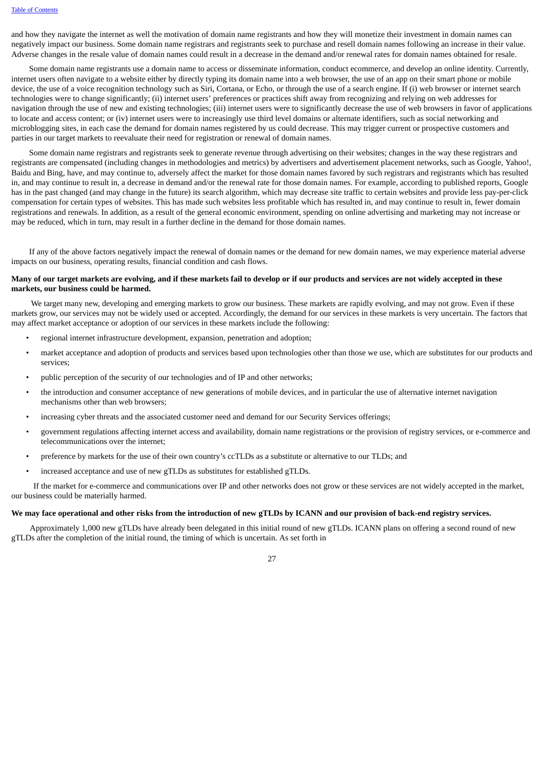and how they navigate the internet as well the motivation of domain name registrants and how they will monetize their investment in domain names can negatively impact our business. Some domain name registrars and registrants seek to purchase and resell domain names following an increase in their value. Adverse changes in the resale value of domain names could result in a decrease in the demand and/or renewal rates for domain names obtained for resale.

Some domain name registrants use a domain name to access or disseminate information, conduct ecommerce, and develop an online identity. Currently, internet users often navigate to a website either by directly typing its domain name into a web browser, the use of an app on their smart phone or mobile device, the use of a voice recognition technology such as Siri, Cortana, or Echo, or through the use of a search engine. If (i) web browser or internet search technologies were to change significantly; (ii) internet users' preferences or practices shift away from recognizing and relying on web addresses for navigation through the use of new and existing technologies; (iii) internet users were to significantly decrease the use of web browsers in favor of applications to locate and access content; or (iv) internet users were to increasingly use third level domains or alternate identifiers, such as social networking and microblogging sites, in each case the demand for domain names registered by us could decrease. This may trigger current or prospective customers and parties in our target markets to reevaluate their need for registration or renewal of domain names.

Some domain name registrars and registrants seek to generate revenue through advertising on their websites; changes in the way these registrars and registrants are compensated (including changes in methodologies and metrics) by advertisers and advertisement placement networks, such as Google, Yahoo!, Baidu and Bing, have, and may continue to, adversely affect the market for those domain names favored by such registrars and registrants which has resulted in, and may continue to result in, a decrease in demand and/or the renewal rate for those domain names. For example, according to published reports, Google has in the past changed (and may change in the future) its search algorithm, which may decrease site traffic to certain websites and provide less pay-per-click compensation for certain types of websites. This has made such websites less profitable which has resulted in, and may continue to result in, fewer domain registrations and renewals. In addition, as a result of the general economic environment, spending on online advertising and marketing may not increase or may be reduced, which in turn, may result in a further decline in the demand for those domain names.

If any of the above factors negatively impact the renewal of domain names or the demand for new domain names, we may experience material adverse impacts on our business, operating results, financial condition and cash flows.

**Many of our target markets are evolving, and if these markets fail to develop or if our products and services are not widely accepted in these markets, our business could be harmed.**

We target many new, developing and emerging markets to grow our business. These markets are rapidly evolving, and may not grow. Even if these markets grow, our services may not be widely used or accepted. Accordingly, the demand for our services in these markets is very uncertain. The factors that may affect market acceptance or adoption of our services in these markets include the following:

- regional internet infrastructure development, expansion, penetration and adoption;
- market acceptance and adoption of products and services based upon technologies other than those we use, which are substitutes for our products and services;
- public perception of the security of our technologies and of IP and other networks;
- the introduction and consumer acceptance of new generations of mobile devices, and in particular the use of alternative internet navigation mechanisms other than web browsers;
- increasing cyber threats and the associated customer need and demand for our Security Services offerings;
- government regulations affecting internet access and availability, domain name registrations or the provision of registry services, or e-commerce and telecommunications over the internet;
- preference by markets for the use of their own country's ccTLDs as a substitute or alternative to our TLDs; and
- increased acceptance and use of new gTLDs as substitutes for established gTLDs.

If the market for e-commerce and communications over IP and other networks does not grow or these services are not widely accepted in the market, our business could be materially harmed.

**We may face operational and other risks from the introduction of new gTLDs by ICANN and our provision of back-end registry services.**

Approximately 1,000 new gTLDs have already been delegated in this initial round of new gTLDs. ICANN plans on offering a second round of new gTLDs after the completion of the initial round, the timing of which is uncertain. As set forth in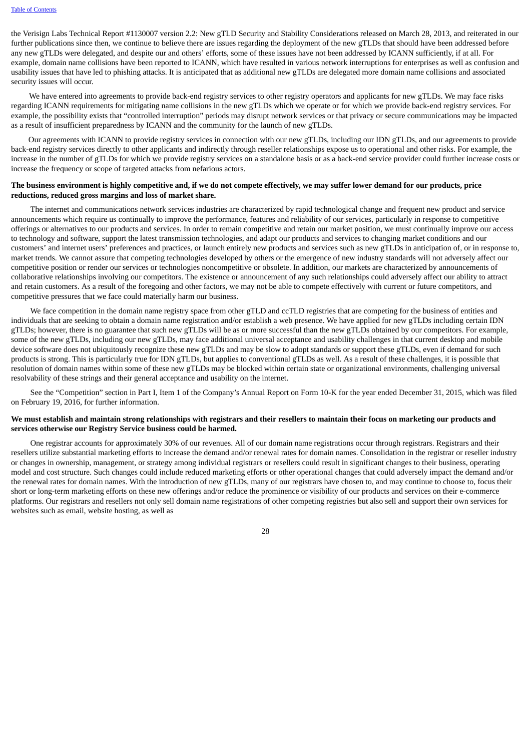the Verisign Labs Technical Report #1130007 version 2.2: New gTLD Security and Stability Considerations released on March 28, 2013, and reiterated in our further publications since then, we continue to believe there are issues regarding the deployment of the new gTLDs that should have been addressed before any new gTLDs were delegated, and despite our and others' efforts, some of these issues have not been addressed by ICANN sufficiently, if at all. For example, domain name collisions have been reported to ICANN, which have resulted in various network interruptions for enterprises as well as confusion and usability issues that have led to phishing attacks. It is anticipated that as additional new gTLDs are delegated more domain name collisions and associated security issues will occur.

We have entered into agreements to provide back-end registry services to other registry operators and applicants for new gTLDs. We may face risks regarding ICANN requirements for mitigating name collisions in the new gTLDs which we operate or for which we provide back-end registry services. For example, the possibility exists that "controlled interruption" periods may disrupt network services or that privacy or secure communications may be impacted as a result of insufficient preparedness by ICANN and the community for the launch of new gTLDs.

Our agreements with ICANN to provide registry services in connection with our new gTLDs, including our IDN gTLDs, and our agreements to provide back-end registry services directly to other applicants and indirectly through reseller relationships expose us to operational and other risks. For example, the increase in the number of gTLDs for which we provide registry services on a standalone basis or as a back-end service provider could further increase costs or increase the frequency or scope of targeted attacks from nefarious actors.

**The business environment is highly competitive and, if we do not compete effectively, we may suffer lower demand for our products, price reductions, reduced gross margins and loss of market share.**

The internet and communications network services industries are characterized by rapid technological change and frequent new product and service announcements which require us continually to improve the performance, features and reliability of our services, particularly in response to competitive offerings or alternatives to our products and services. In order to remain competitive and retain our market position, we must continually improve our access to technology and software, support the latest transmission technologies, and adapt our products and services to changing market conditions and our customers' and internet users' preferences and practices, or launch entirely new products and services such as new gTLDs in anticipation of, or in response to, market trends. We cannot assure that competing technologies developed by others or the emergence of new industry standards will not adversely affect our competitive position or render our services or technologies noncompetitive or obsolete. In addition, our markets are characterized by announcements of collaborative relationships involving our competitors. The existence or announcement of any such relationships could adversely affect our ability to attract and retain customers. As a result of the foregoing and other factors, we may not be able to compete effectively with current or future competitors, and competitive pressures that we face could materially harm our business.

We face competition in the domain name registry space from other gTLD and ccTLD registries that are competing for the business of entities and individuals that are seeking to obtain a domain name registration and/or establish a web presence. We have applied for new gTLDs including certain IDN gTLDs; however, there is no guarantee that such new gTLDs will be as or more successful than the new gTLDs obtained by our competitors. For example, some of the new gTLDs, including our new gTLDs, may face additional universal acceptance and usability challenges in that current desktop and mobile device software does not ubiquitously recognize these new gTLDs and may be slow to adopt standards or support these gTLDs, even if demand for such products is strong. This is particularly true for IDN gTLDs, but applies to conventional gTLDs as well. As a result of these challenges, it is possible that resolution of domain names within some of these new gTLDs may be blocked within certain state or organizational environments, challenging universal resolvability of these strings and their general acceptance and usability on the internet.

See the "Competition" section in Part I, Item 1 of the Company's Annual Report on Form 10-K for the year ended December 31, 2015, which was filed on February 19, 2016, for further information.

**We must establish and maintain strong relationships with registrars and their resellers to maintain their focus on marketing our products and services otherwise our Registry Service business could be harmed.**

One registrar accounts for approximately 30% of our revenues. All of our domain name registrations occur through registrars. Registrars and their resellers utilize substantial marketing efforts to increase the demand and/or renewal rates for domain names. Consolidation in the registrar or reseller industry or changes in ownership, management, or strategy among individual registrars or resellers could result in significant changes to their business, operating model and cost structure. Such changes could include reduced marketing efforts or other operational changes that could adversely impact the demand and/or the renewal rates for domain names. With the introduction of new gTLDs, many of our registrars have chosen to, and may continue to choose to, focus their short or long-term marketing efforts on these new offerings and/or reduce the prominence or visibility of our products and services on their e-commerce platforms. Our registrars and resellers not only sell domain name registrations of other competing registries but also sell and support their own services for websites such as email, website hosting, as well as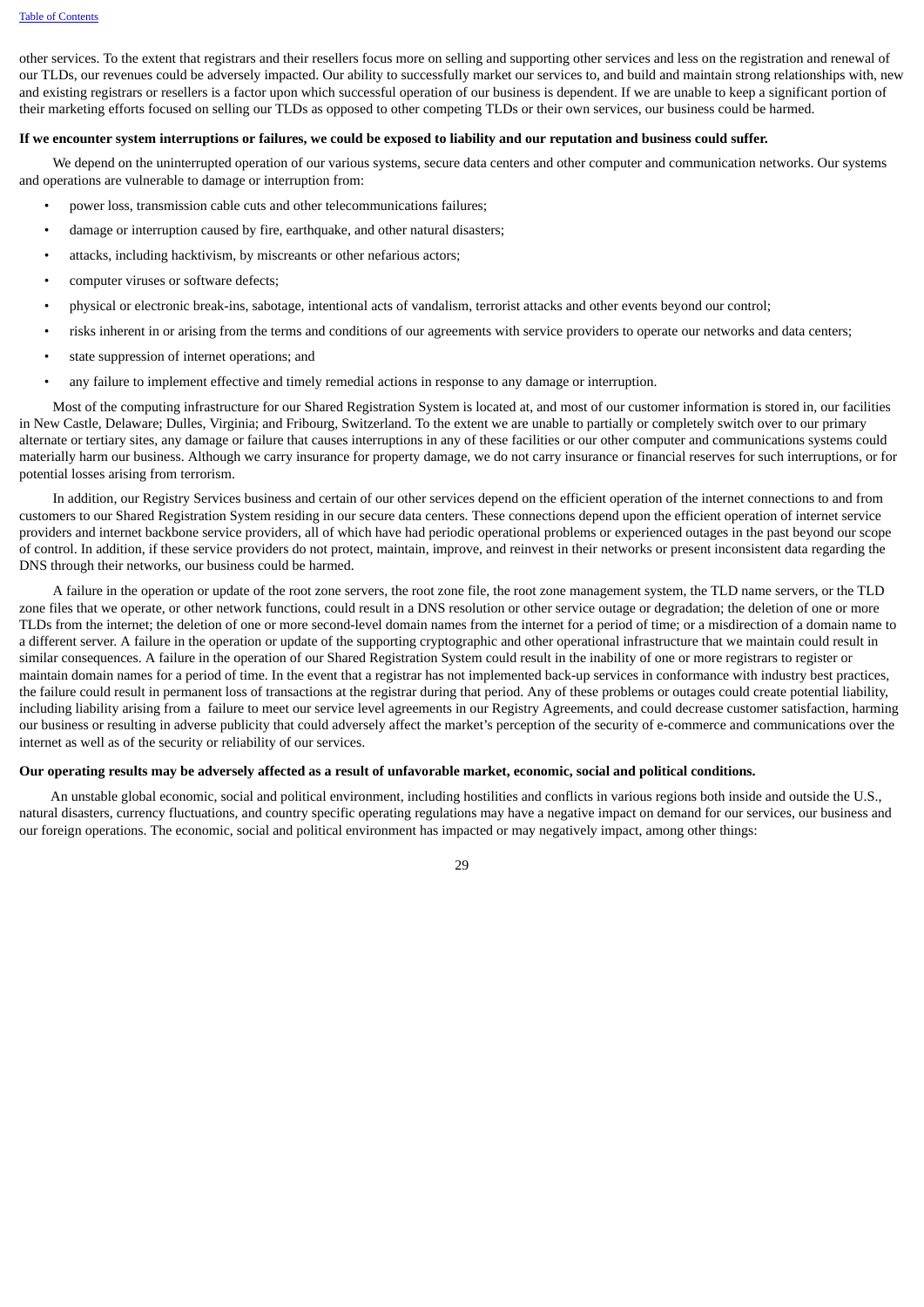other services. To the extent that registrars and their resellers focus more on selling and supporting other services and less on the registration and renewal of our TLDs, our revenues could be adversely impacted. Our ability to successfully market our services to, and build and maintain strong relationships with, new and existing registrars or resellers is a factor upon which successful operation of our business is dependent. If we are unable to keep a significant portion of their marketing efforts focused on selling our TLDs as opposed to other competing TLDs or their own services, our business could be harmed.

**If we encounter system interruptions or failures, we could be exposed to liability and our reputation and business could suffer.**

We depend on the uninterrupted operation of our various systems, secure data centers and other computer and communication networks. Our systems and operations are vulnerable to damage or interruption from:

- power loss, transmission cable cuts and other telecommunications failures;
- damage or interruption caused by fire, earthquake, and other natural disasters;
- attacks, including hacktivism, by miscreants or other nefarious actors;
- computer viruses or software defects;
- physical or electronic break-ins, sabotage, intentional acts of vandalism, terrorist attacks and other events beyond our control;
- risks inherent in or arising from the terms and conditions of our agreements with service providers to operate our networks and data centers;
- state suppression of internet operations; and
- any failure to implement effective and timely remedial actions in response to any damage or interruption.

Most of the computing infrastructure for our Shared Registration System is located at, and most of our customer information is stored in, our facilities in New Castle, Delaware; Dulles, Virginia; and Fribourg, Switzerland. To the extent we are unable to partially or completely switch over to our primary alternate or tertiary sites, any damage or failure that causes interruptions in any of these facilities or our other computer and communications systems could materially harm our business. Although we carry insurance for property damage, we do not carry insurance or financial reserves for such interruptions, or for potential losses arising from terrorism.

In addition, our Registry Services business and certain of our other services depend on the efficient operation of the internet connections to and from customers to our Shared Registration System residing in our secure data centers. These connections depend upon the efficient operation of internet service providers and internet backbone service providers, all of which have had periodic operational problems or experienced outages in the past beyond our scope of control. In addition, if these service providers do not protect, maintain, improve, and reinvest in their networks or present inconsistent data regarding the DNS through their networks, our business could be harmed.

A failure in the operation or update of the root zone servers, the root zone file, the root zone management system, the TLD name servers, or the TLD zone files that we operate, or other network functions, could result in a DNS resolution or other service outage or degradation; the deletion of one or more TLDs from the internet; the deletion of one or more second-level domain names from the internet for a period of time; or a misdirection of a domain name to a different server. A failure in the operation or update of the supporting cryptographic and other operational infrastructure that we maintain could result in similar consequences. A failure in the operation of our Shared Registration System could result in the inability of one or more registrars to register or maintain domain names for a period of time. In the event that a registrar has not implemented back-up services in conformance with industry best practices, the failure could result in permanent loss of transactions at the registrar during that period. Any of these problems or outages could create potential liability, including liability arising from a failure to meet our service level agreements in our Registry Agreements, and could decrease customer satisfaction, harming our business or resulting in adverse publicity that could adversely affect the market's perception of the security of e-commerce and communications over the internet as well as of the security or reliability of our services.

**Our operating results may be adversely affected as a result of unfavorable market, economic, social and political conditions.**

An unstable global economic, social and political environment, including hostilities and conflicts in various regions both inside and outside the U.S., natural disasters, currency fluctuations, and country specific operating regulations may have a negative impact on demand for our services, our business and our foreign operations. The economic, social and political environment has impacted or may negatively impact, among other things: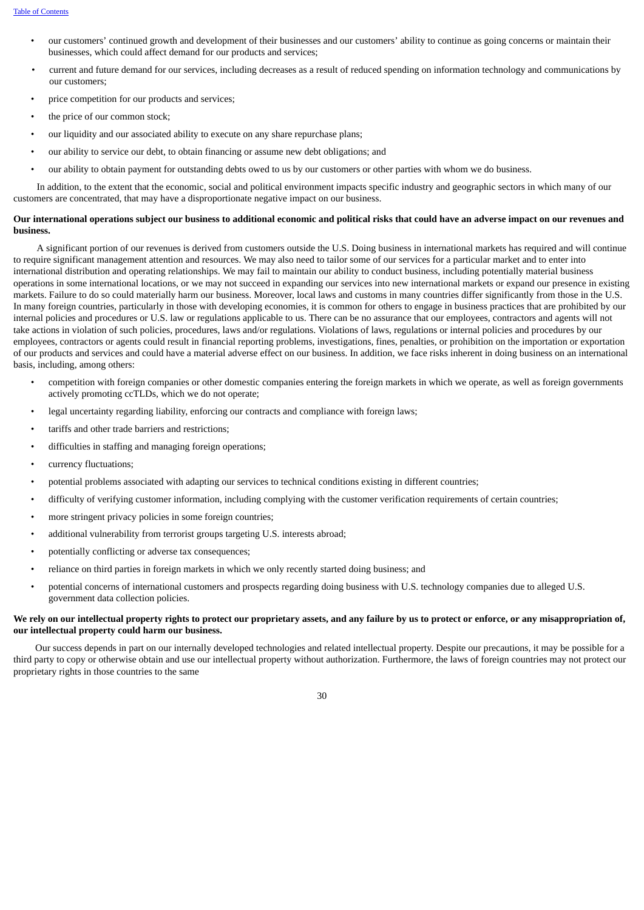- our customers' continued growth and development of their businesses and our customers' ability to continue as going concerns or maintain their businesses, which could affect demand for our products and services;
- current and future demand for our services, including decreases as a result of reduced spending on information technology and communications by our customers;
- price competition for our products and services;
- the price of our common stock;
- our liquidity and our associated ability to execute on any share repurchase plans;
- our ability to service our debt, to obtain financing or assume new debt obligations; and
- our ability to obtain payment for outstanding debts owed to us by our customers or other parties with whom we do business.

In addition, to the extent that the economic, social and political environment impacts specific industry and geographic sectors in which many of our customers are concentrated, that may have a disproportionate negative impact on our business.

**Our international operations subject our business to additional economic and political risks that could have an adverse impact on our revenues and business.**

A significant portion of our revenues is derived from customers outside the U.S. Doing business in international markets has required and will continue to require significant management attention and resources. We may also need to tailor some of our services for a particular market and to enter into international distribution and operating relationships. We may fail to maintain our ability to conduct business, including potentially material business operations in some international locations, or we may not succeed in expanding our services into new international markets or expand our presence in existing markets. Failure to do so could materially harm our business. Moreover, local laws and customs in many countries differ significantly from those in the U.S. In many foreign countries, particularly in those with developing economies, it is common for others to engage in business practices that are prohibited by our internal policies and procedures or U.S. law or regulations applicable to us. There can be no assurance that our employees, contractors and agents will not take actions in violation of such policies, procedures, laws and/or regulations. Violations of laws, regulations or internal policies and procedures by our employees, contractors or agents could result in financial reporting problems, investigations, fines, penalties, or prohibition on the importation or exportation of our products and services and could have a material adverse effect on our business. In addition, we face risks inherent in doing business on an international basis, including, among others:

- competition with foreign companies or other domestic companies entering the foreign markets in which we operate, as well as foreign governments actively promoting ccTLDs, which we do not operate;
- legal uncertainty regarding liability, enforcing our contracts and compliance with foreign laws;
- tariffs and other trade barriers and restrictions;
- difficulties in staffing and managing foreign operations;
- currency fluctuations;
- potential problems associated with adapting our services to technical conditions existing in different countries;
- difficulty of verifying customer information, including complying with the customer verification requirements of certain countries;
- more stringent privacy policies in some foreign countries;
- additional vulnerability from terrorist groups targeting U.S. interests abroad;
- potentially conflicting or adverse tax consequences;
- reliance on third parties in foreign markets in which we only recently started doing business; and
- potential concerns of international customers and prospects regarding doing business with U.S. technology companies due to alleged U.S. government data collection policies.

**We rely on our intellectual property rights to protect our proprietary assets, and any failure by us to protect or enforce, or any misappropriation of, our intellectual property could harm our business.**

Our success depends in part on our internally developed technologies and related intellectual property. Despite our precautions, it may be possible for a third party to copy or otherwise obtain and use our intellectual property without authorization. Furthermore, the laws of foreign countries may not protect our proprietary rights in those countries to the same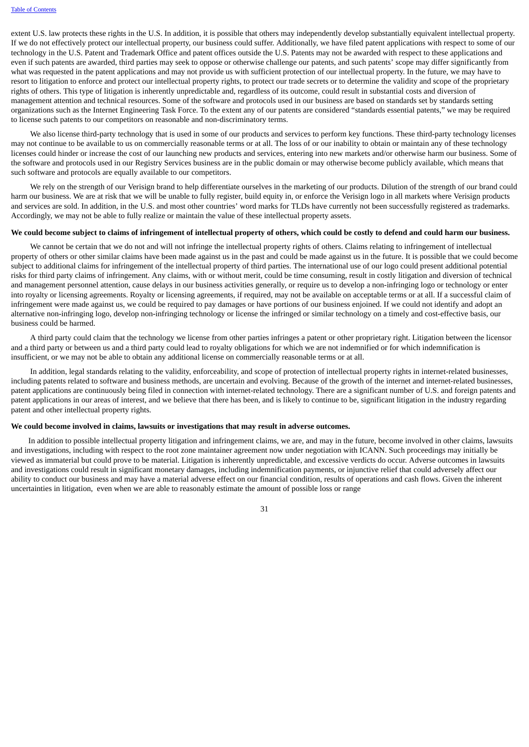extent U.S. law protects these rights in the U.S. In addition, it is possible that others may independently develop substantially equivalent intellectual property. If we do not effectively protect our intellectual property, our business could suffer. Additionally, we have filed patent applications with respect to some of our technology in the U.S. Patent and Trademark Office and patent offices outside the U.S. Patents may not be awarded with respect to these applications and even if such patents are awarded, third parties may seek to oppose or otherwise challenge our patents, and such patents' scope may differ significantly from what was requested in the patent applications and may not provide us with sufficient protection of our intellectual property. In the future, we may have to resort to litigation to enforce and protect our intellectual property rights, to protect our trade secrets or to determine the validity and scope of the proprietary rights of others. This type of litigation is inherently unpredictable and, regardless of its outcome, could result in substantial costs and diversion of management attention and technical resources. Some of the software and protocols used in our business are based on standards set by standards setting organizations such as the Internet Engineering Task Force. To the extent any of our patents are considered "standards essential patents," we may be required to license such patents to our competitors on reasonable and non-discriminatory terms.

We also license third-party technology that is used in some of our products and services to perform key functions. These third-party technology licenses may not continue to be available to us on commercially reasonable terms or at all. The loss of or our inability to obtain or maintain any of these technology licenses could hinder or increase the cost of our launching new products and services, entering into new markets and/or otherwise harm our business. Some of the software and protocols used in our Registry Services business are in the public domain or may otherwise become publicly available, which means that such software and protocols are equally available to our competitors.

We rely on the strength of our Verisign brand to help differentiate ourselves in the marketing of our products. Dilution of the strength of our brand could harm our business. We are at risk that we will be unable to fully register, build equity in, or enforce the Verisign logo in all markets where Verisign products and services are sold. In addition, in the U.S. and most other countries' word marks for TLDs have currently not been successfully registered as trademarks. Accordingly, we may not be able to fully realize or maintain the value of these intellectual property assets.

**We could become subject to claims of infringement of intellectual property of others, which could be costly to defend and could harm our business.**

We cannot be certain that we do not and will not infringe the intellectual property rights of others. Claims relating to infringement of intellectual property of others or other similar claims have been made against us in the past and could be made against us in the future. It is possible that we could become subject to additional claims for infringement of the intellectual property of third parties. The international use of our logo could present additional potential risks for third party claims of infringement. Any claims, with or without merit, could be time consuming, result in costly litigation and diversion of technical and management personnel attention, cause delays in our business activities generally, or require us to develop a non-infringing logo or technology or enter into royalty or licensing agreements. Royalty or licensing agreements, if required, may not be available on acceptable terms or at all. If a successful claim of infringement were made against us, we could be required to pay damages or have portions of our business enjoined. If we could not identify and adopt an alternative non-infringing logo, develop non-infringing technology or license the infringed or similar technology on a timely and cost-effective basis, our business could be harmed.

A third party could claim that the technology we license from other parties infringes a patent or other proprietary right. Litigation between the licensor and a third party or between us and a third party could lead to royalty obligations for which we are not indemnified or for which indemnification is insufficient, or we may not be able to obtain any additional license on commercially reasonable terms or at all.

In addition, legal standards relating to the validity, enforceability, and scope of protection of intellectual property rights in internet-related businesses, including patents related to software and business methods, are uncertain and evolving. Because of the growth of the internet and internet-related businesses, patent applications are continuously being filed in connection with internet-related technology. There are a significant number of U.S. and foreign patents and patent applications in our areas of interest, and we believe that there has been, and is likely to continue to be, significant litigation in the industry regarding patent and other intellectual property rights.

**We could become involved in claims, lawsuits or investigations that may result in adverse outcomes.**

In addition to possible intellectual property litigation and infringement claims, we are, and may in the future, become involved in other claims, lawsuits and investigations, including with respect to the root zone maintainer agreement now under negotiation with ICANN. Such proceedings may initially be viewed as immaterial but could prove to be material. Litigation is inherently unpredictable, and excessive verdicts do occur. Adverse outcomes in lawsuits and investigations could result in significant monetary damages, including indemnification payments, or injunctive relief that could adversely affect our ability to conduct our business and may have a material adverse effect on our financial condition, results of operations and cash flows. Given the inherent uncertainties in litigation, even when we are able to reasonably estimate the amount of possible loss or range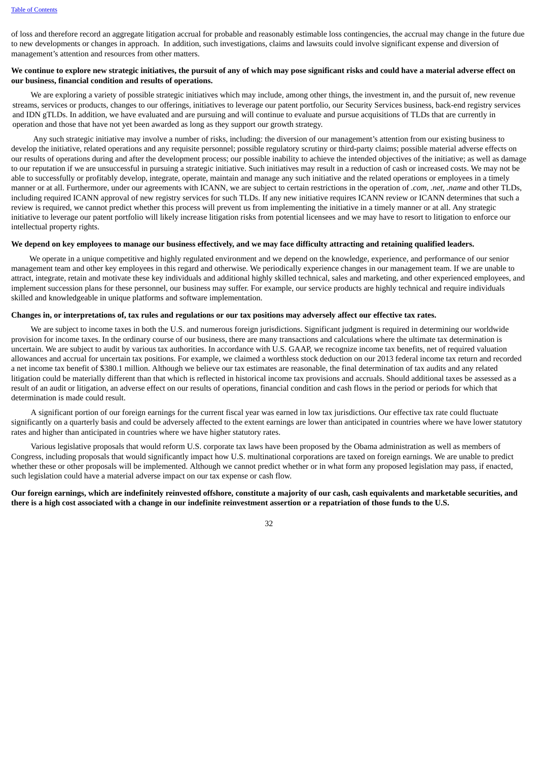of loss and therefore record an aggregate litigation accrual for probable and reasonably estimable loss contingencies, the accrual may change in the future due to new developments or changes in approach. In addition, such investigations, claims and lawsuits could involve significant expense and diversion of management's attention and resources from other matters.

**We continue to explore new strategic initiatives, the pursuit of any of which may pose significant risks and could have a material adverse effect on our business, financial condition and results of operations.**

We are exploring a variety of possible strategic initiatives which may include, among other things, the investment in, and the pursuit of, new revenue streams, services or products, changes to our offerings, initiatives to leverage our patent portfolio, our Security Services business, back-end registry services and IDN gTLDs. In addition, we have evaluated and are pursuing and will continue to evaluate and pursue acquisitions of TLDs that are currently in operation and those that have not yet been awarded as long as they support our growth strategy.

Any such strategic initiative may involve a number of risks, including: the diversion of our management's attention from our existing business to develop the initiative, related operations and any requisite personnel; possible regulatory scrutiny or third-party claims; possible material adverse effects on our results of operations during and after the development process; our possible inability to achieve the intended objectives of the initiative; as well as damage to our reputation if we are unsuccessful in pursuing a strategic initiative. Such initiatives may result in a reduction of cash or increased costs. We may not be able to successfully or profitably develop, integrate, operate, maintain and manage any such initiative and the related operations or employees in a timely manner or at all. Furthermore, under our agreements with ICANN, we are subject to certain restrictions in the operation of *.com*, *.net*, *.name* and other TLDs, including required ICANN approval of new registry services for such TLDs. If any new initiative requires ICANN review or ICANN determines that such a review is required, we cannot predict whether this process will prevent us from implementing the initiative in a timely manner or at all. Any strategic initiative to leverage our patent portfolio will likely increase litigation risks from potential licensees and we may have to resort to litigation to enforce our intellectual property rights.

**We depend on key employees to manage our business effectively, and we may face difficulty attracting and retaining qualified leaders.**

We operate in a unique competitive and highly regulated environment and we depend on the knowledge, experience, and performance of our senior management team and other key employees in this regard and otherwise. We periodically experience changes in our management team. If we are unable to attract, integrate, retain and motivate these key individuals and additional highly skilled technical, sales and marketing, and other experienced employees, and implement succession plans for these personnel, our business may suffer. For example, our service products are highly technical and require individuals skilled and knowledgeable in unique platforms and software implementation.

**Changes in, or interpretations of, tax rules and regulations or our tax positions may adversely affect our effective tax rates.**

We are subject to income taxes in both the U.S. and numerous foreign jurisdictions. Significant judgment is required in determining our worldwide provision for income taxes. In the ordinary course of our business, there are many transactions and calculations where the ultimate tax determination is uncertain. We are subject to audit by various tax authorities. In accordance with U.S. GAAP, we recognize income tax benefits, net of required valuation allowances and accrual for uncertain tax positions. For example, we claimed a worthless stock deduction on our 2013 federal income tax return and recorded a net income tax benefit of $380.1 million. Although we believe our tax estimates are reasonable, the final determination of tax audits and any related litigation could be materially different than that which is reflected in historical income tax provisions and accruals. Should additional taxes be assessed as a result of an audit or litigation, an adverse effect on our results of operations, financial condition and cash flows in the period or periods for which that determination is made could result.

A significant portion of our foreign earnings for the current fiscal year was earned in low tax jurisdictions. Our effective tax rate could fluctuate significantly on a quarterly basis and could be adversely affected to the extent earnings are lower than anticipated in countries where we have lower statutory rates and higher than anticipated in countries where we have higher statutory rates.

Various legislative proposals that would reform U.S. corporate tax laws have been proposed by the Obama administration as well as members of Congress, including proposals that would significantly impact how U.S. multinational corporations are taxed on foreign earnings. We are unable to predict whether these or other proposals will be implemented. Although we cannot predict whether or in what form any proposed legislation may pass, if enacted, such legislation could have a material adverse impact on our tax expense or cash flow.

**Our foreign earnings, which are indefinitely reinvested offshore, constitute a majority of our cash, cash equivalents and marketable securities, and there is a high cost associated with a change in our indefinite reinvestment assertion or a repatriation of those funds to the U.S.**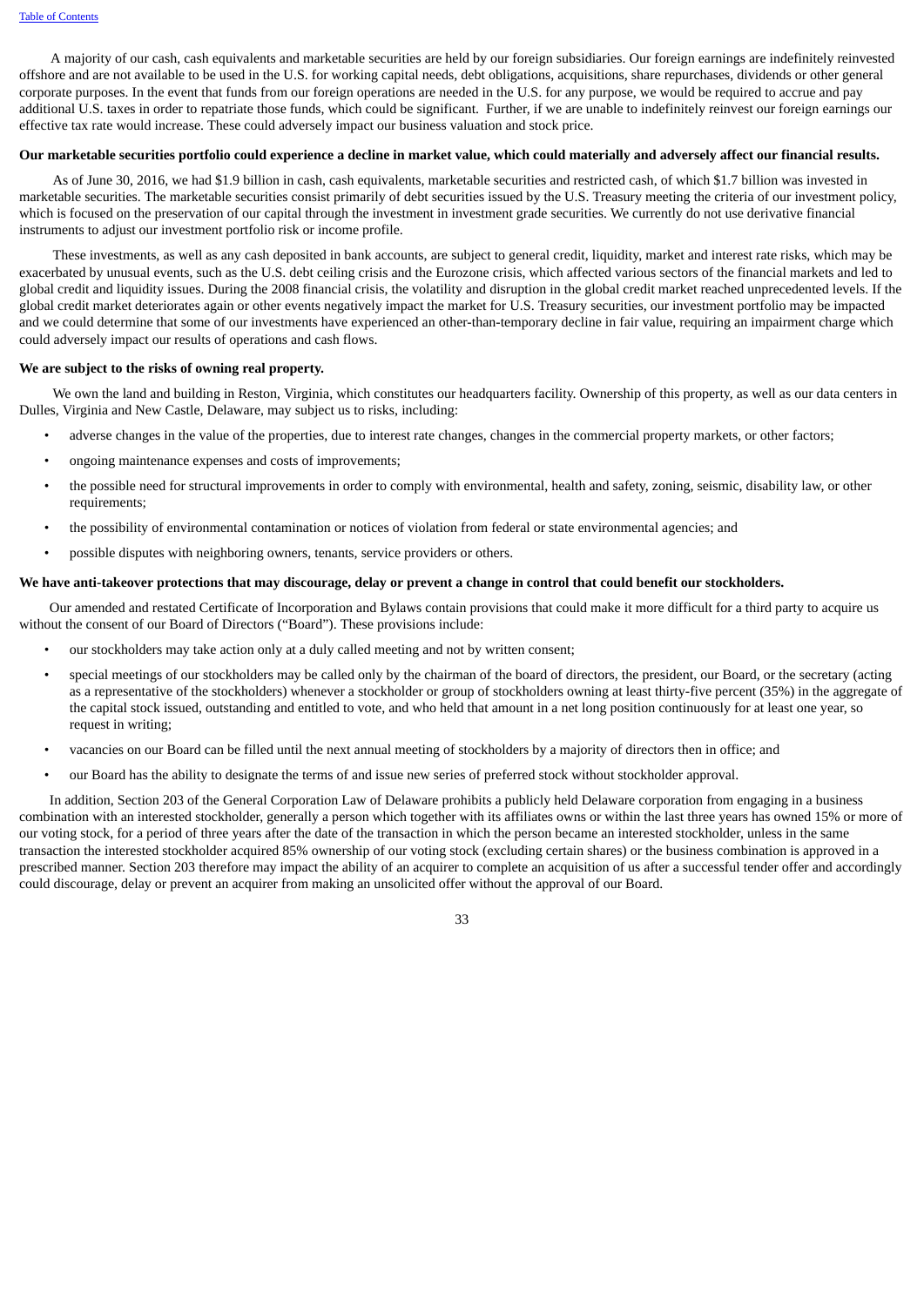A majority of our cash, cash equivalents and marketable securities are held by our foreign subsidiaries. Our foreign earnings are indefinitely reinvested offshore and are not available to be used in the U.S. for working capital needs, debt obligations, acquisitions, share repurchases, dividends or other general corporate purposes. In the event that funds from our foreign operations are needed in the U.S. for any purpose, we would be required to accrue and pay additional U.S. taxes in order to repatriate those funds, which could be significant. Further, if we are unable to indefinitely reinvest our foreign earnings our effective tax rate would increase. These could adversely impact our business valuation and stock price.

**Our marketable securities portfolio could experience a decline in market value, which could materially and adversely affect our financial results.**

As of June 30, 2016, we had $1.9 billion in cash, cash equivalents, marketable securities and restricted cash, of which $1.7 billion was invested in marketable securities. The marketable securities consist primarily of debt securities issued by the U.S. Treasury meeting the criteria of our investment policy, which is focused on the preservation of our capital through the investment in investment grade securities. We currently do not use derivative financial instruments to adjust our investment portfolio risk or income profile.

These investments, as well as any cash deposited in bank accounts, are subject to general credit, liquidity, market and interest rate risks, which may be exacerbated by unusual events, such as the U.S. debt ceiling crisis and the Eurozone crisis, which affected various sectors of the financial markets and led to global credit and liquidity issues. During the 2008 financial crisis, the volatility and disruption in the global credit market reached unprecedented levels. If the global credit market deteriorates again or other events negatively impact the market for U.S. Treasury securities, our investment portfolio may be impacted and we could determine that some of our investments have experienced an other-than-temporary decline in fair value, requiring an impairment charge which could adversely impact our results of operations and cash flows.

**We are subject to the risks of owning real property.**

We own the land and building in Reston, Virginia, which constitutes our headquarters facility. Ownership of this property, as well as our data centers in Dulles, Virginia and New Castle, Delaware, may subject us to risks, including:

- adverse changes in the value of the properties, due to interest rate changes, changes in the commercial property markets, or other factors;
- ongoing maintenance expenses and costs of improvements;
- the possible need for structural improvements in order to comply with environmental, health and safety, zoning, seismic, disability law, or other requirements;
- the possibility of environmental contamination or notices of violation from federal or state environmental agencies; and
- possible disputes with neighboring owners, tenants, service providers or others.

**We have anti-takeover protections that may discourage, delay or prevent a change in control that could benefit our stockholders.**

Our amended and restated Certificate of Incorporation and Bylaws contain provisions that could make it more difficult for a third party to acquire us without the consent of our Board of Directors ("Board"). These provisions include:

- our stockholders may take action only at a duly called meeting and not by written consent;
- special meetings of our stockholders may be called only by the chairman of the board of directors, the president, our Board, or the secretary (acting as a representative of the stockholders) whenever a stockholder or group of stockholders owning at least thirty-five percent (35%) in the aggregate of the capital stock issued, outstanding and entitled to vote, and who held that amount in a net long position continuously for at least one year, so request in writing;
- vacancies on our Board can be filled until the next annual meeting of stockholders by a majority of directors then in office; and
- our Board has the ability to designate the terms of and issue new series of preferred stock without stockholder approval.

In addition, Section 203 of the General Corporation Law of Delaware prohibits a publicly held Delaware corporation from engaging in a business combination with an interested stockholder, generally a person which together with its affiliates owns or within the last three years has owned 15% or more of our voting stock, for a period of three years after the date of the transaction in which the person became an interested stockholder, unless in the same transaction the interested stockholder acquired 85% ownership of our voting stock (excluding certain shares) or the business combination is approved in a prescribed manner. Section 203 therefore may impact the ability of an acquirer to complete an acquisition of us after a successful tender offer and accordingly could discourage, delay or prevent an acquirer from making an unsolicited offer without the approval of our Board.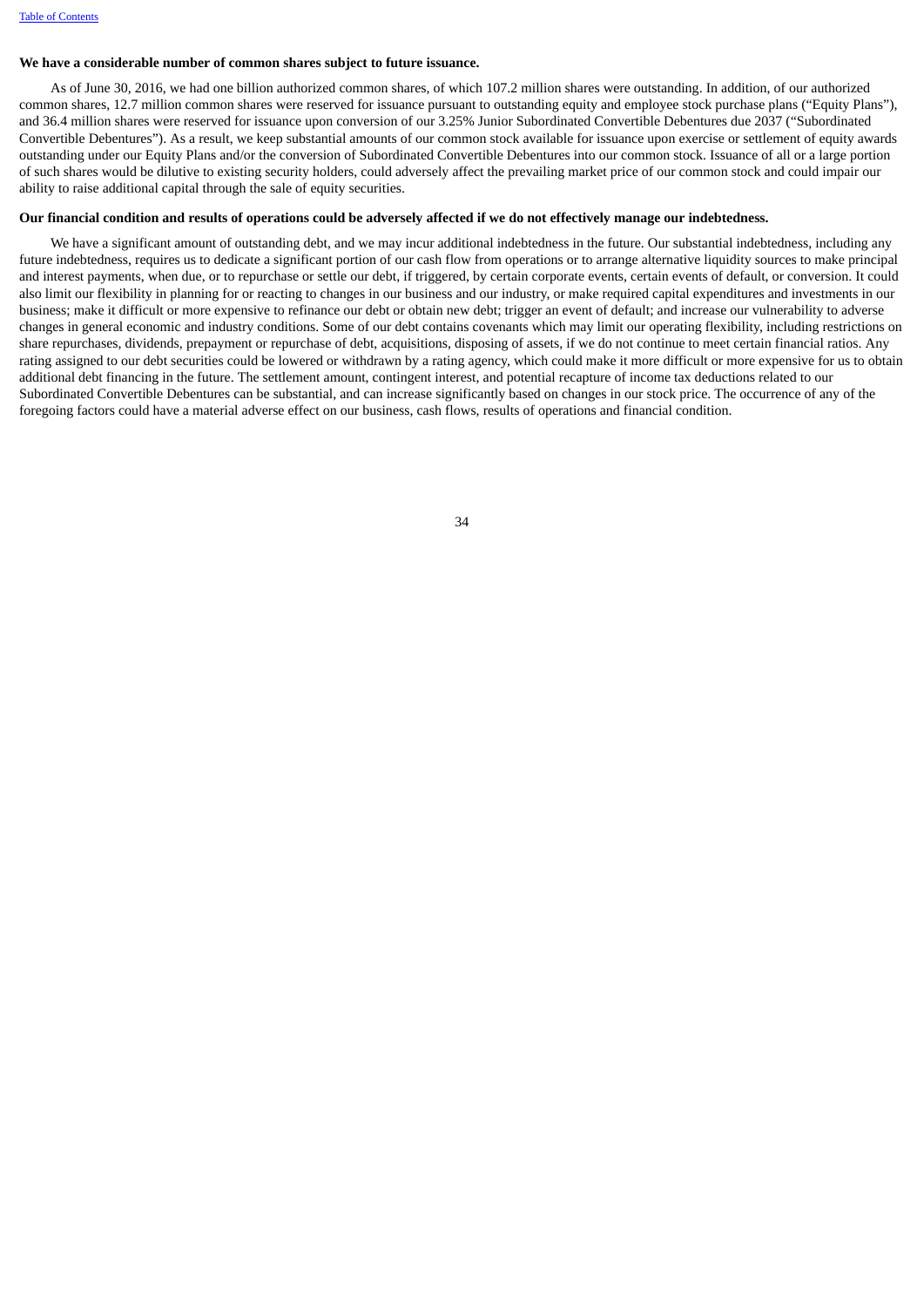**We have a considerable number of common shares subject to future issuance.**

As of June 30, 2016, we had one billion authorized common shares, of which 107.2 million shares were outstanding. In addition, of our authorized common shares, 12.7 million common shares were reserved for issuance pursuant to outstanding equity and employee stock purchase plans ("Equity Plans"), and 36.4 million shares were reserved for issuance upon conversion of our 3.25% Junior Subordinated Convertible Debentures due 2037 ("Subordinated Convertible Debentures"). As a result, we keep substantial amounts of our common stock available for issuance upon exercise or settlement of equity awards outstanding under our Equity Plans and/or the conversion of Subordinated Convertible Debentures into our common stock. Issuance of all or a large portion of such shares would be dilutive to existing security holders, could adversely affect the prevailing market price of our common stock and could impair our ability to raise additional capital through the sale of equity securities.

**Our financial condition and results of operations could be adversely affected if we do not effectively manage our indebtedness.**

We have a significant amount of outstanding debt, and we may incur additional indebtedness in the future. Our substantial indebtedness, including any future indebtedness, requires us to dedicate a significant portion of our cash flow from operations or to arrange alternative liquidity sources to make principal and interest payments, when due, or to repurchase or settle our debt, if triggered, by certain corporate events, certain events of default, or conversion. It could also limit our flexibility in planning for or reacting to changes in our business and our industry, or make required capital expenditures and investments in our business; make it difficult or more expensive to refinance our debt or obtain new debt; trigger an event of default; and increase our vulnerability to adverse changes in general economic and industry conditions. Some of our debt contains covenants which may limit our operating flexibility, including restrictions on share repurchases, dividends, prepayment or repurchase of debt, acquisitions, disposing of assets, if we do not continue to meet certain financial ratios. Any rating assigned to our debt securities could be lowered or withdrawn by a rating agency, which could make it more difficult or more expensive for us to obtain additional debt financing in the future. The settlement amount, contingent interest, and potential recapture of income tax deductions related to our Subordinated Convertible Debentures can be substantial, and can increase significantly based on changes in our stock price. The occurrence of any of the foregoing factors could have a material adverse effect on our business, cash flows, results of operations and financial condition.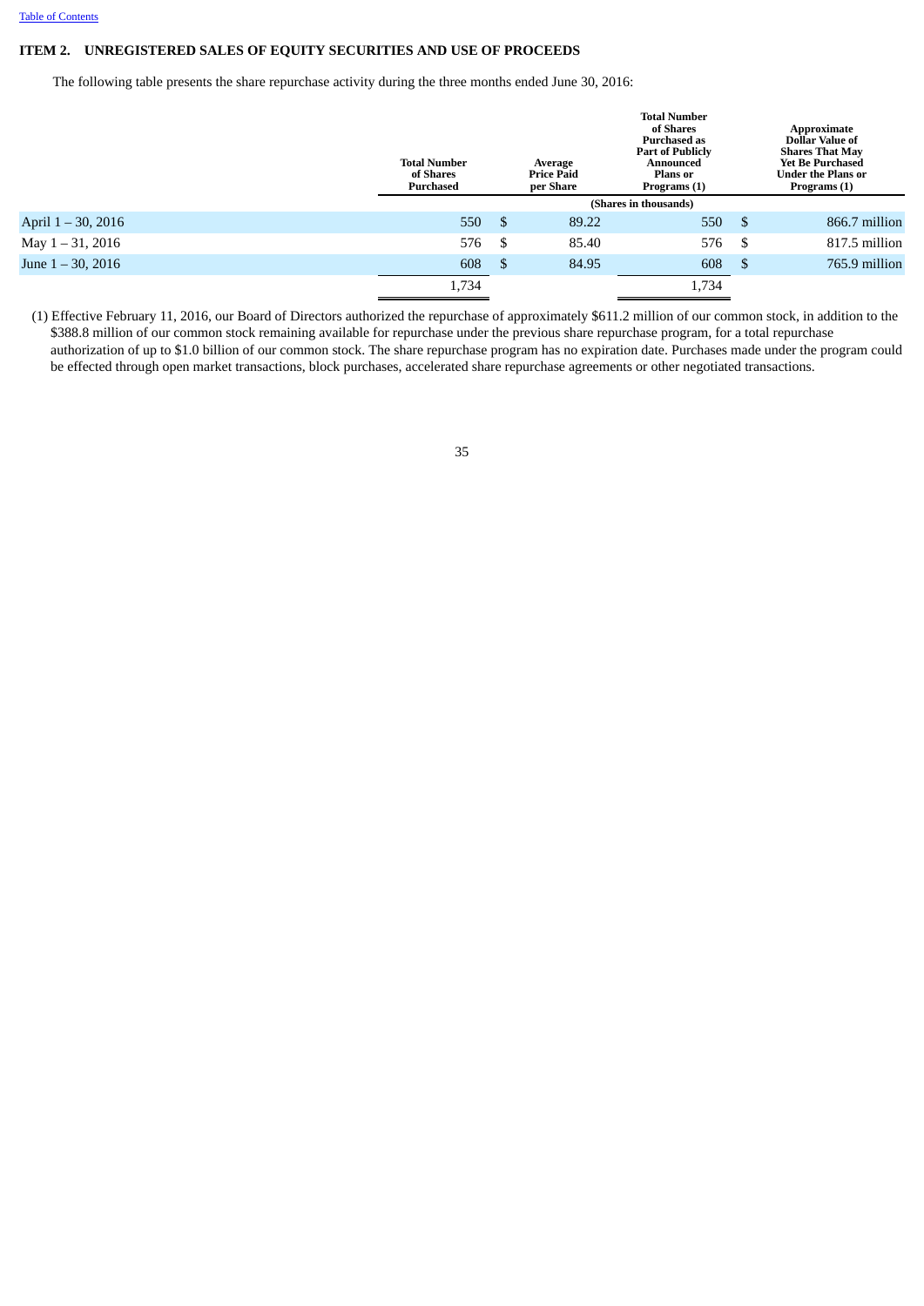Table of Contents

## ITEM 2. UNREGISTERED SALES OF EQUITY SECURITIES AND USE OF PROCEEDS

The following table presents the share repurchase activity during the three months ended June 30, 2016:

| | Total Number of Shares Purchased | Average Price Paid per Share | Total Number of Shares Purchased as Part of Publicly Announced Plans or Programs (1) | Approximate Dollar Value of Shares That May Yet Be Purchased Under the Plans or Programs (1) |
|---|---|---|---|---|
| | (Shares in thousands) | | | |
| April 1 – 30, 2016 | 550 | $ 89.22 | 550 | $ 866.7 million |
| May 1 – 31, 2016 | 576 | $ 85.40 | 576 | $ 817.5 million |
| June 1 – 30, 2016 | 608 | $ 84.95 | 608 | $ 765.9 million |
| | 1,734 | | 1,734 | |

(1) Effective February 11, 2016, our Board of Directors authorized the repurchase of approximately $611.2 million of our common stock, in addition to the $388.8 million of our common stock remaining available for repurchase under the previous share repurchase program, for a total repurchase authorization of up to $1.0 billion of our common stock. The share repurchase program has no expiration date. Purchases made under the program could be effected through open market transactions, block purchases, accelerated share repurchase agreements or other negotiated transactions.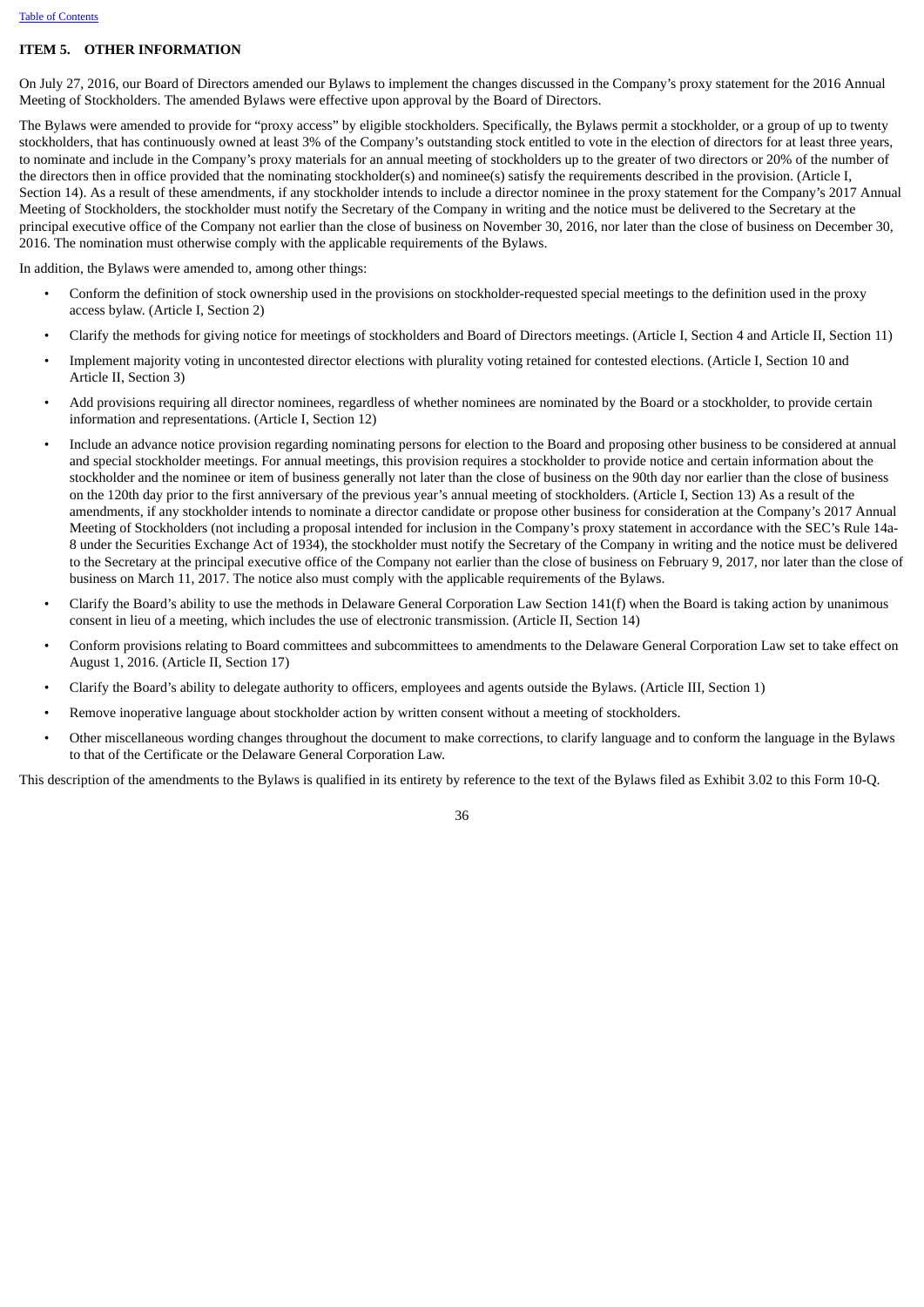## ITEM 5. OTHER INFORMATION

On July 27, 2016, our Board of Directors amended our Bylaws to implement the changes discussed in the Company's proxy statement for the 2016 Annual Meeting of Stockholders. The amended Bylaws were effective upon approval by the Board of Directors.

The Bylaws were amended to provide for "proxy access" by eligible stockholders. Specifically, the Bylaws permit a stockholder, or a group of up to twenty stockholders, that has continuously owned at least 3% of the Company's outstanding stock entitled to vote in the election of directors for at least three years, to nominate and include in the Company's proxy materials for an annual meeting of stockholders up to the greater of two directors or 20% of the number of the directors then in office provided that the nominating stockholder(s) and nominee(s) satisfy the requirements described in the provision. (Article I, Section 14). As a result of these amendments, if any stockholder intends to include a director nominee in the proxy statement for the Company's 2017 Annual Meeting of Stockholders, the stockholder must notify the Secretary of the Company in writing and the notice must be delivered to the Secretary at the principal executive office of the Company not earlier than the close of business on November 30, 2016, nor later than the close of business on December 30, 2016. The nomination must otherwise comply with the applicable requirements of the Bylaws.

In addition, the Bylaws were amended to, among other things:

- Conform the definition of stock ownership used in the provisions on stockholder-requested special meetings to the definition used in the proxy access bylaw. (Article I, Section 2)
- Clarify the methods for giving notice for meetings of stockholders and Board of Directors meetings. (Article I, Section 4 and Article II, Section 11)
- Implement majority voting in uncontested director elections with plurality voting retained for contested elections. (Article I, Section 10 and Article II, Section 3)
- Add provisions requiring all director nominees, regardless of whether nominees are nominated by the Board or a stockholder, to provide certain information and representations. (Article I, Section 12)
- Include an advance notice provision regarding nominating persons for election to the Board and proposing other business to be considered at annual and special stockholder meetings. For annual meetings, this provision requires a stockholder to provide notice and certain information about the stockholder and the nominee or item of business generally not later than the close of business on the 90th day nor earlier than the close of business on the 120th day prior to the first anniversary of the previous year's annual meeting of stockholders. (Article I, Section 13) As a result of the amendments, if any stockholder intends to nominate a director candidate or propose other business for consideration at the Company's 2017 Annual Meeting of Stockholders (not including a proposal intended for inclusion in the Company's proxy statement in accordance with the SEC's Rule 14a-8 under the Securities Exchange Act of 1934), the stockholder must notify the Secretary of the Company in writing and the notice must be delivered to the Secretary at the principal executive office of the Company not earlier than the close of business on February 9, 2017, nor later than the close of business on March 11, 2017. The notice also must comply with the applicable requirements of the Bylaws.
- Clarify the Board's ability to use the methods in Delaware General Corporation Law Section 141(f) when the Board is taking action by unanimous consent in lieu of a meeting, which includes the use of electronic transmission. (Article II, Section 14)
- Conform provisions relating to Board committees and subcommittees to amendments to the Delaware General Corporation Law set to take effect on August 1, 2016. (Article II, Section 17)
- Clarify the Board's ability to delegate authority to officers, employees and agents outside the Bylaws. (Article III, Section 1)
- Remove inoperative language about stockholder action by written consent without a meeting of stockholders.
- Other miscellaneous wording changes throughout the document to make corrections, to clarify language and to conform the language in the Bylaws to that of the Certificate or the Delaware General Corporation Law.

This description of the amendments to the Bylaws is qualified in its entirety by reference to the text of the Bylaws filed as Exhibit 3.02 to this Form 10-Q.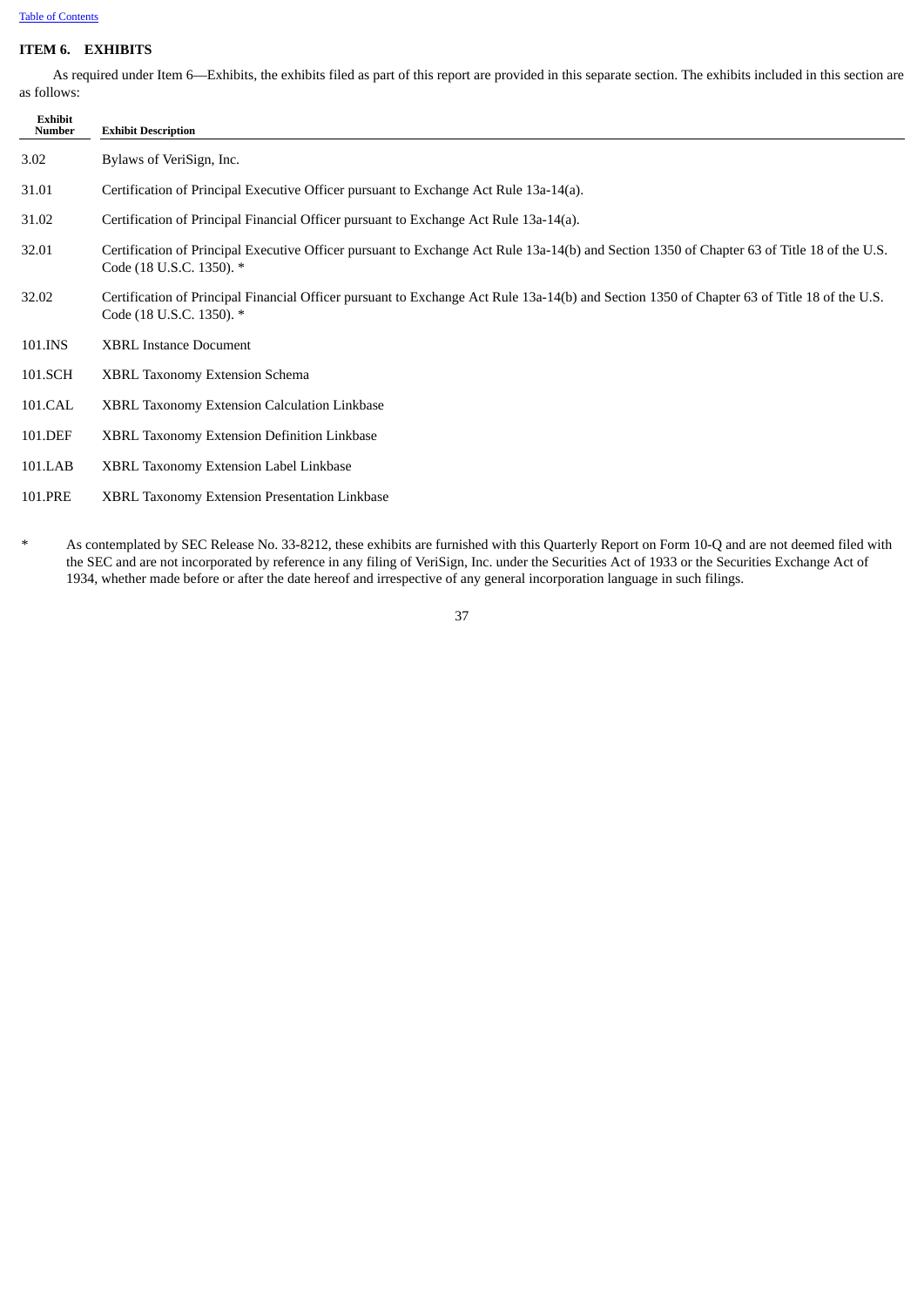## ITEM 6. EXHIBITS

As required under Item 6—Exhibits, the exhibits filed as part of this report are provided in this separate section. The exhibits included in this section are as follows:

| Exhibit Number | Exhibit Description |
|---|---|
| 3.02 | Bylaws of VeriSign, Inc. |
| 31.01 | Certification of Principal Executive Officer pursuant to Exchange Act Rule 13a-14(a). |
| 31.02 | Certification of Principal Financial Officer pursuant to Exchange Act Rule 13a-14(a). |
| 32.01 | Certification of Principal Executive Officer pursuant to Exchange Act Rule 13a-14(b) and Section 1350 of Chapter 63 of Title 18 of the U.S. Code (18 U.S.C. 1350). * |
| 32.02 | Certification of Principal Financial Officer pursuant to Exchange Act Rule 13a-14(b) and Section 1350 of Chapter 63 of Title 18 of the U.S. Code (18 U.S.C. 1350). * |
| 101.INS | XBRL Instance Document |
| 101.SCH | XBRL Taxonomy Extension Schema |
| 101.CAL | XBRL Taxonomy Extension Calculation Linkbase |
| 101.DEF | XBRL Taxonomy Extension Definition Linkbase |
| 101.LAB | XBRL Taxonomy Extension Label Linkbase |
| 101.PRE | XBRL Taxonomy Extension Presentation Linkbase |

\* As contemplated by SEC Release No. 33-8212, these exhibits are furnished with this Quarterly Report on Form 10-Q and are not deemed filed with the SEC and are not incorporated by reference in any filing of VeriSign, Inc. under the Securities Act of 1933 or the Securities Exchange Act of 1934, whether made before or after the date hereof and irrespective of any general incorporation language in such filings.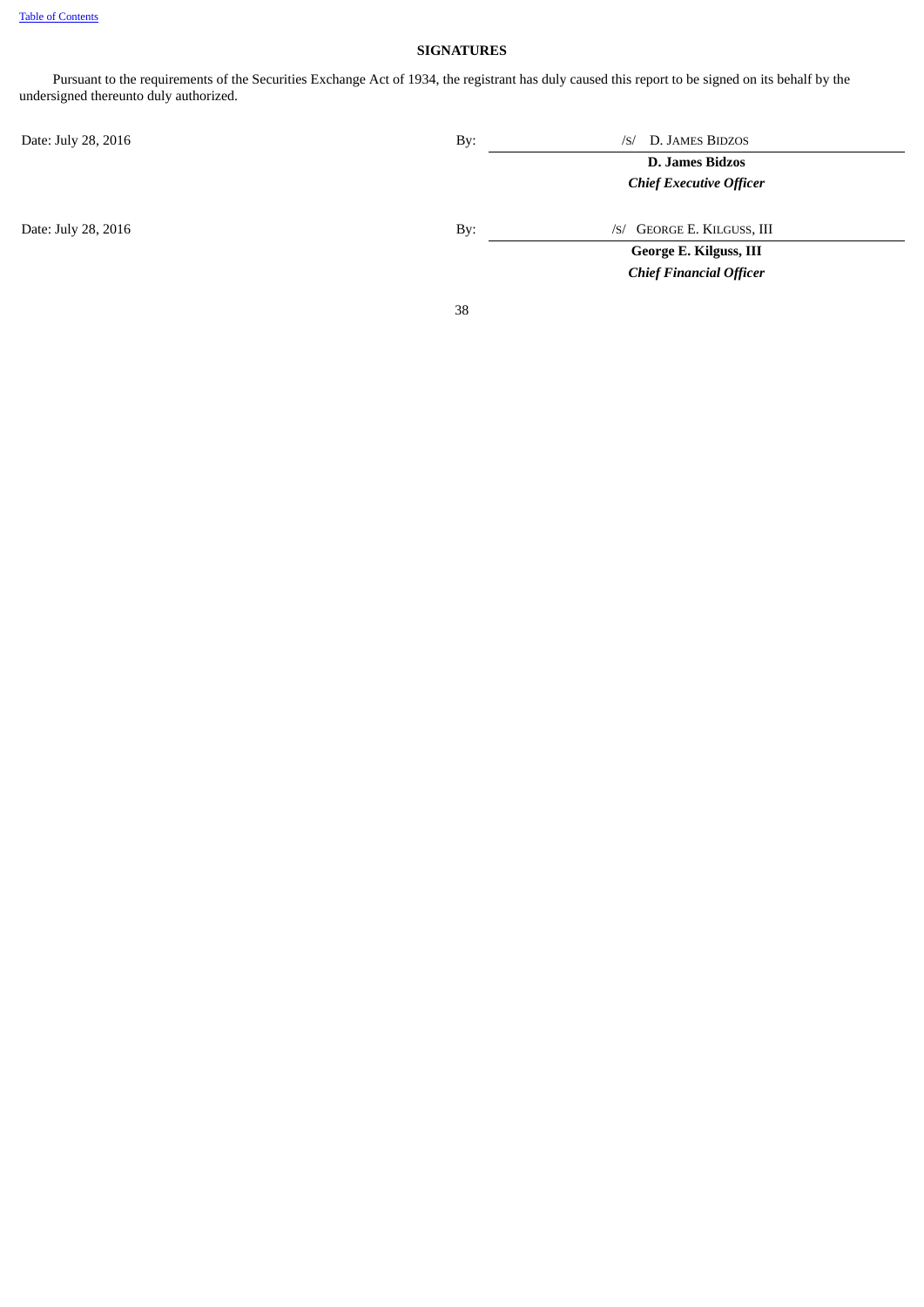## SIGNATURES

Pursuant to the requirements of the Securities Exchange Act of 1934, the registrant has duly caused this report to be signed on its behalf by the undersigned thereunto duly authorized.

| | | |
|---|---|---|
| Date: July 28, 2016 | By: | /S/ D. JAMES BIDZOS |
| | | **D. James Bidzos** |
| | | ***Chief Executive Officer*** |
| Date: July 28, 2016 | By: | /S/ GEORGE E. KILGUSS, III |
| | | **George E. Kilguss, III** |
| | | ***Chief Financial Officer*** |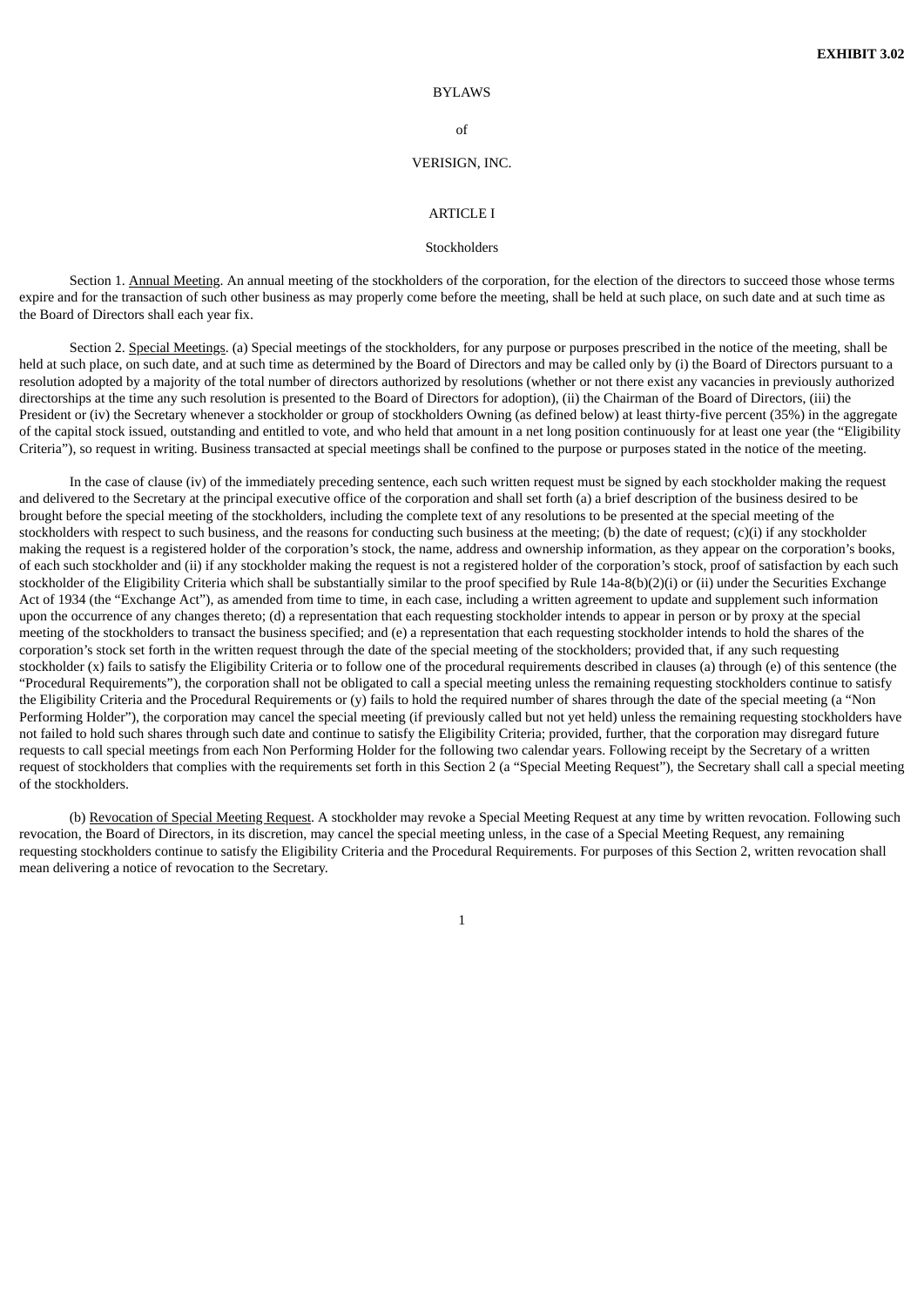**EXHIBIT 3.02**

BYLAWS

of

VERISIGN, INC.

ARTICLE I

Stockholders

Section 1. Annual Meeting. An annual meeting of the stockholders of the corporation, for the election of the directors to succeed those whose terms expire and for the transaction of such other business as may properly come before the meeting, shall be held at such place, on such date and at such time as the Board of Directors shall each year fix.

Section 2. Special Meetings. (a) Special meetings of the stockholders, for any purpose or purposes prescribed in the notice of the meeting, shall be held at such place, on such date, and at such time as determined by the Board of Directors and may be called only by (i) the Board of Directors pursuant to a resolution adopted by a majority of the total number of directors authorized by resolutions (whether or not there exist any vacancies in previously authorized directorships at the time any such resolution is presented to the Board of Directors for adoption), (ii) the Chairman of the Board of Directors, (iii) the President or (iv) the Secretary whenever a stockholder or group of stockholders Owning (as defined below) at least thirty-five percent (35%) in the aggregate of the capital stock issued, outstanding and entitled to vote, and who held that amount in a net long position continuously for at least one year (the "Eligibility Criteria"), so request in writing. Business transacted at special meetings shall be confined to the purpose or purposes stated in the notice of the meeting.

In the case of clause (iv) of the immediately preceding sentence, each such written request must be signed by each stockholder making the request and delivered to the Secretary at the principal executive office of the corporation and shall set forth (a) a brief description of the business desired to be brought before the special meeting of the stockholders, including the complete text of any resolutions to be presented at the special meeting of the stockholders with respect to such business, and the reasons for conducting such business at the meeting; (b) the date of request; (c)(i) if any stockholder making the request is a registered holder of the corporation's stock, the name, address and ownership information, as they appear on the corporation's books, of each such stockholder and (ii) if any stockholder making the request is not a registered holder of the corporation's stock, proof of satisfaction by each such stockholder of the Eligibility Criteria which shall be substantially similar to the proof specified by Rule 14a-8(b)(2)(i) or (ii) under the Securities Exchange Act of 1934 (the "Exchange Act"), as amended from time to time, in each case, including a written agreement to update and supplement such information upon the occurrence of any changes thereto; (d) a representation that each requesting stockholder intends to appear in person or by proxy at the special meeting of the stockholders to transact the business specified; and (e) a representation that each requesting stockholder intends to hold the shares of the corporation's stock set forth in the written request through the date of the special meeting of the stockholders; provided that, if any such requesting stockholder (x) fails to satisfy the Eligibility Criteria or to follow one of the procedural requirements described in clauses (a) through (e) of this sentence (the "Procedural Requirements"), the corporation shall not be obligated to call a special meeting unless the remaining requesting stockholders continue to satisfy the Eligibility Criteria and the Procedural Requirements or (y) fails to hold the required number of shares through the date of the special meeting (a "Non Performing Holder"), the corporation may cancel the special meeting (if previously called but not yet held) unless the remaining requesting stockholders have not failed to hold such shares through such date and continue to satisfy the Eligibility Criteria; provided, further, that the corporation may disregard future requests to call special meetings from each Non Performing Holder for the following two calendar years. Following receipt by the Secretary of a written request of stockholders that complies with the requirements set forth in this Section 2 (a "Special Meeting Request"), the Secretary shall call a special meeting of the stockholders.

(b) Revocation of Special Meeting Request. A stockholder may revoke a Special Meeting Request at any time by written revocation. Following such revocation, the Board of Directors, in its discretion, may cancel the special meeting unless, in the case of a Special Meeting Request, any remaining requesting stockholders continue to satisfy the Eligibility Criteria and the Procedural Requirements. For purposes of this Section 2, written revocation shall mean delivering a notice of revocation to the Secretary.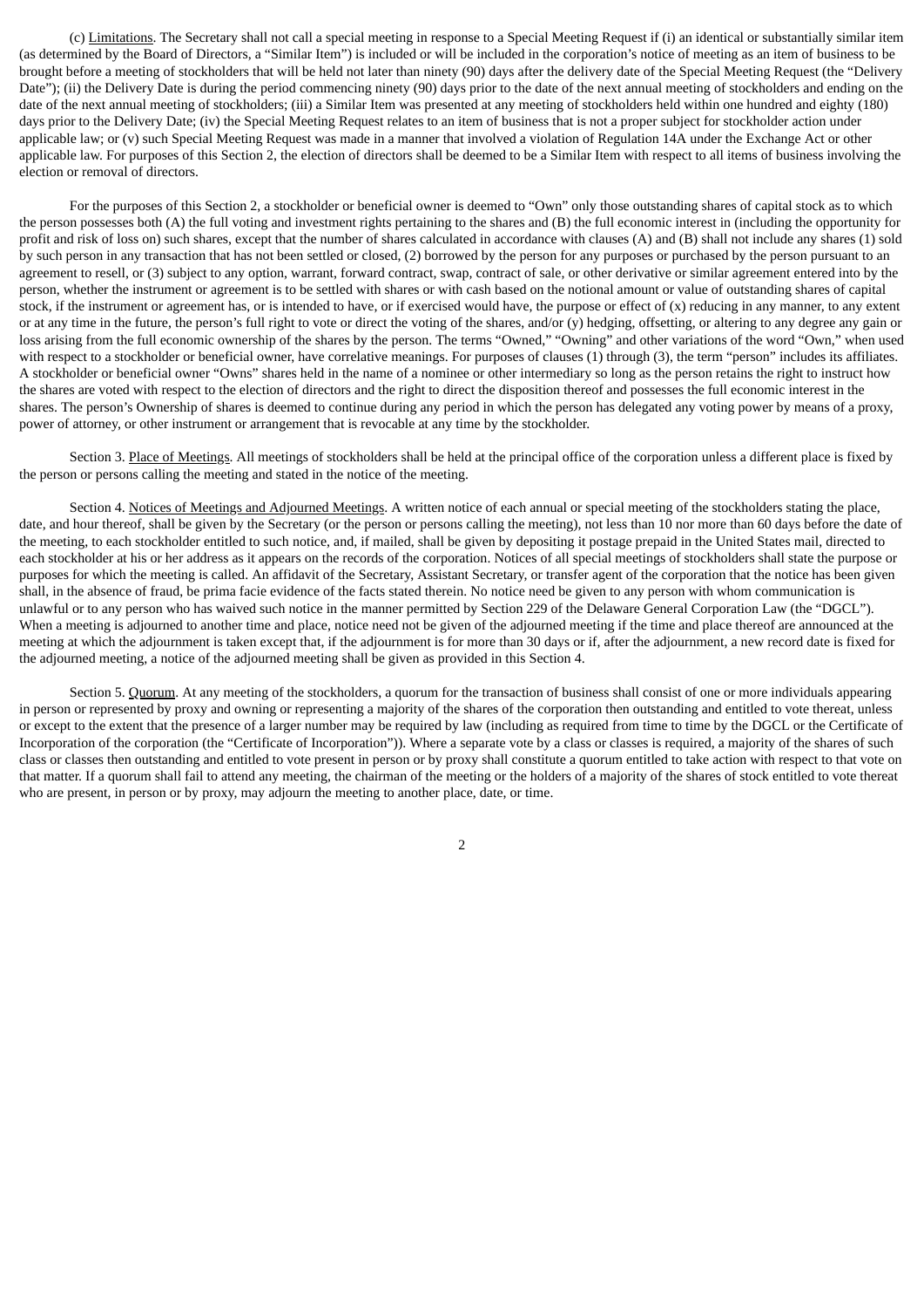(c) Limitations. The Secretary shall not call a special meeting in response to a Special Meeting Request if (i) an identical or substantially similar item (as determined by the Board of Directors, a "Similar Item") is included or will be included in the corporation's notice of meeting as an item of business to be brought before a meeting of stockholders that will be held not later than ninety (90) days after the delivery date of the Special Meeting Request (the "Delivery Date"); (ii) the Delivery Date is during the period commencing ninety (90) days prior to the date of the next annual meeting of stockholders and ending on the date of the next annual meeting of stockholders; (iii) a Similar Item was presented at any meeting of stockholders held within one hundred and eighty (180) days prior to the Delivery Date; (iv) the Special Meeting Request relates to an item of business that is not a proper subject for stockholder action under applicable law; or (v) such Special Meeting Request was made in a manner that involved a violation of Regulation 14A under the Exchange Act or other applicable law. For purposes of this Section 2, the election of directors shall be deemed to be a Similar Item with respect to all items of business involving the election or removal of directors.

For the purposes of this Section 2, a stockholder or beneficial owner is deemed to "Own" only those outstanding shares of capital stock as to which the person possesses both (A) the full voting and investment rights pertaining to the shares and (B) the full economic interest in (including the opportunity for profit and risk of loss on) such shares, except that the number of shares calculated in accordance with clauses (A) and (B) shall not include any shares (1) sold by such person in any transaction that has not been settled or closed, (2) borrowed by the person for any purposes or purchased by the person pursuant to an agreement to resell, or (3) subject to any option, warrant, forward contract, swap, contract of sale, or other derivative or similar agreement entered into by the person, whether the instrument or agreement is to be settled with shares or with cash based on the notional amount or value of outstanding shares of capital stock, if the instrument or agreement has, or is intended to have, or if exercised would have, the purpose or effect of (x) reducing in any manner, to any extent or at any time in the future, the person's full right to vote or direct the voting of the shares, and/or (y) hedging, offsetting, or altering to any degree any gain or loss arising from the full economic ownership of the shares by the person. The terms "Owned," "Owning" and other variations of the word "Own," when used with respect to a stockholder or beneficial owner, have correlative meanings. For purposes of clauses (1) through (3), the term "person" includes its affiliates. A stockholder or beneficial owner "Owns" shares held in the name of a nominee or other intermediary so long as the person retains the right to instruct how the shares are voted with respect to the election of directors and the right to direct the disposition thereof and possesses the full economic interest in the shares. The person's Ownership of shares is deemed to continue during any period in which the person has delegated any voting power by means of a proxy, power of attorney, or other instrument or arrangement that is revocable at any time by the stockholder.

Section 3. Place of Meetings. All meetings of stockholders shall be held at the principal office of the corporation unless a different place is fixed by the person or persons calling the meeting and stated in the notice of the meeting.

Section 4. Notices of Meetings and Adjourned Meetings. A written notice of each annual or special meeting of the stockholders stating the place, date, and hour thereof, shall be given by the Secretary (or the person or persons calling the meeting), not less than 10 nor more than 60 days before the date of the meeting, to each stockholder entitled to such notice, and, if mailed, shall be given by depositing it postage prepaid in the United States mail, directed to each stockholder at his or her address as it appears on the records of the corporation. Notices of all special meetings of stockholders shall state the purpose or purposes for which the meeting is called. An affidavit of the Secretary, Assistant Secretary, or transfer agent of the corporation that the notice has been given shall, in the absence of fraud, be prima facie evidence of the facts stated therein. No notice need be given to any person with whom communication is unlawful or to any person who has waived such notice in the manner permitted by Section 229 of the Delaware General Corporation Law (the "DGCL"). When a meeting is adjourned to another time and place, notice need not be given of the adjourned meeting if the time and place thereof are announced at the meeting at which the adjournment is taken except that, if the adjournment is for more than 30 days or if, after the adjournment, a new record date is fixed for the adjourned meeting, a notice of the adjourned meeting shall be given as provided in this Section 4.

Section 5. Quorum. At any meeting of the stockholders, a quorum for the transaction of business shall consist of one or more individuals appearing in person or represented by proxy and owning or representing a majority of the shares of the corporation then outstanding and entitled to vote thereat, unless or except to the extent that the presence of a larger number may be required by law (including as required from time to time by the DGCL or the Certificate of Incorporation of the corporation (the "Certificate of Incorporation")). Where a separate vote by a class or classes is required, a majority of the shares of such class or classes then outstanding and entitled to vote present in person or by proxy shall constitute a quorum entitled to take action with respect to that vote on that matter. If a quorum shall fail to attend any meeting, the chairman of the meeting or the holders of a majority of the shares of stock entitled to vote thereat who are present, in person or by proxy, may adjourn the meeting to another place, date, or time.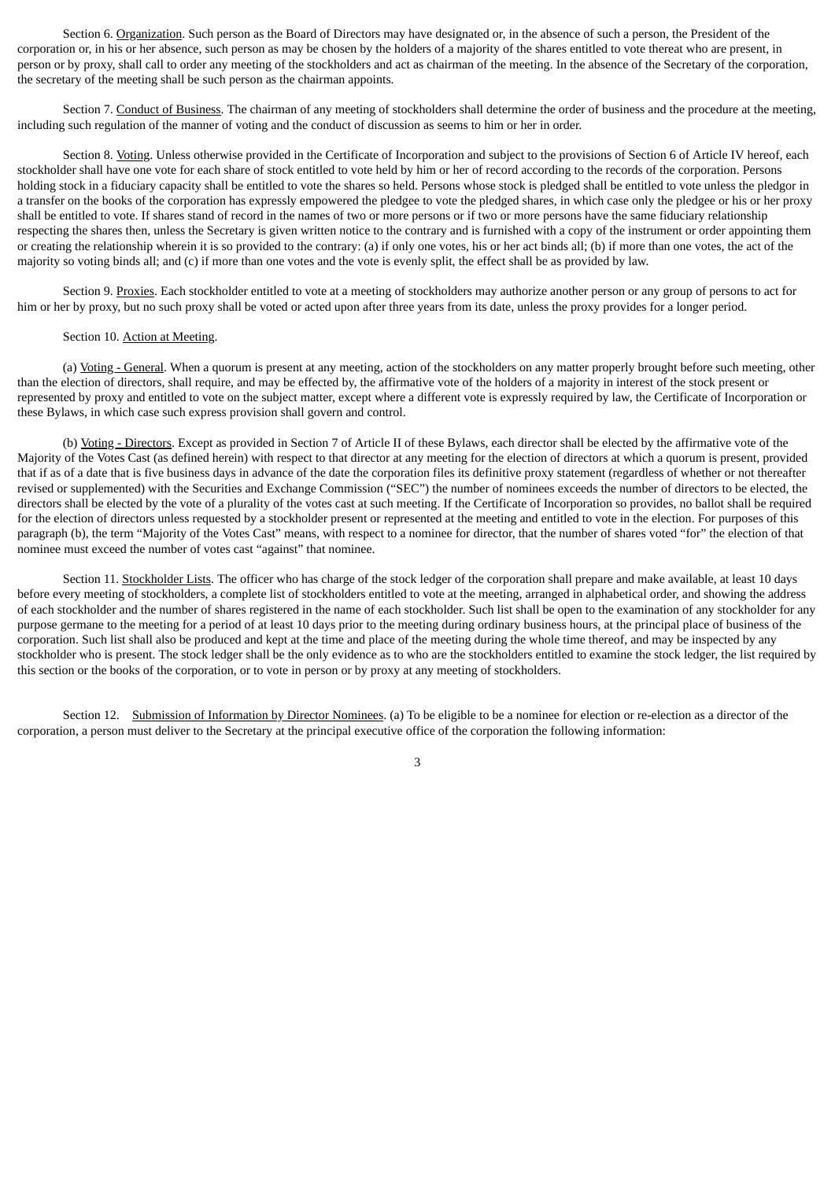Section 6. Organization. Such person as the Board of Directors may have designated or, in the absence of such a person, the President of the corporation or, in his or her absence, such person as may be chosen by the holders of a majority of the shares entitled to vote thereat who are present, in person or by proxy, shall call to order any meeting of the stockholders and act as chairman of the meeting. In the absence of the Secretary of the corporation, the secretary of the meeting shall be such person as the chairman appoints.

Section 7. Conduct of Business. The chairman of any meeting of stockholders shall determine the order of business and the procedure at the meeting, including such regulation of the manner of voting and the conduct of discussion as seems to him or her in order.

Section 8. Voting. Unless otherwise provided in the Certificate of Incorporation and subject to the provisions of Section 6 of Article IV hereof, each stockholder shall have one vote for each share of stock entitled to vote held by him or her of record according to the records of the corporation. Persons holding stock in a fiduciary capacity shall be entitled to vote the shares so held. Persons whose stock is pledged shall be entitled to vote unless the pledgor in a transfer on the books of the corporation has expressly empowered the pledgee to vote the pledged shares, in which case only the pledgee or his or her proxy shall be entitled to vote. If shares stand of record in the names of two or more persons or if two or more persons have the same fiduciary relationship respecting the shares then, unless the Secretary is given written notice to the contrary and is furnished with a copy of the instrument or order appointing them or creating the relationship wherein it is so provided to the contrary: (a) if only one votes, his or her act binds all; (b) if more than one votes, the act of the majority so voting binds all; and (c) if more than one votes and the vote is evenly split, the effect shall be as provided by law.

Section 9. Proxies. Each stockholder entitled to vote at a meeting of stockholders may authorize another person or any group of persons to act for him or her by proxy, but no such proxy shall be voted or acted upon after three years from its date, unless the proxy provides for a longer period.

Section 10. Action at Meeting.

(a) Voting - General. When a quorum is present at any meeting, action of the stockholders on any matter properly brought before such meeting, other than the election of directors, shall require, and may be effected by, the affirmative vote of the holders of a majority in interest of the stock present or represented by proxy and entitled to vote on the subject matter, except where a different vote is expressly required by law, the Certificate of Incorporation or these Bylaws, in which case such express provision shall govern and control.

(b) Voting - Directors. Except as provided in Section 7 of Article II of these Bylaws, each director shall be elected by the affirmative vote of the Majority of the Votes Cast (as defined herein) with respect to that director at any meeting for the election of directors at which a quorum is present, provided that if as of a date that is five business days in advance of the date the corporation files its definitive proxy statement (regardless of whether or not thereafter revised or supplemented) with the Securities and Exchange Commission ("SEC") the number of nominees exceeds the number of directors to be elected, the directors shall be elected by the vote of a plurality of the votes cast at such meeting. If the Certificate of Incorporation so provides, no ballot shall be required for the election of directors unless requested by a stockholder present or represented at the meeting and entitled to vote in the election. For purposes of this paragraph (b), the term "Majority of the Votes Cast" means, with respect to a nominee for director, that the number of shares voted "for" the election of that nominee must exceed the number of votes cast "against" that nominee.

Section 11. Stockholder Lists. The officer who has charge of the stock ledger of the corporation shall prepare and make available, at least 10 days before every meeting of stockholders, a complete list of stockholders entitled to vote at the meeting, arranged in alphabetical order, and showing the address of each stockholder and the number of shares registered in the name of each stockholder. Such list shall be open to the examination of any stockholder for any purpose germane to the meeting for a period of at least 10 days prior to the meeting during ordinary business hours, at the principal place of business of the corporation. Such list shall also be produced and kept at the time and place of the meeting during the whole time thereof, and may be inspected by any stockholder who is present. The stock ledger shall be the only evidence as to who are the stockholders entitled to examine the stock ledger, the list required by this section or the books of the corporation, or to vote in person or by proxy at any meeting of stockholders.

Section 12. Submission of Information by Director Nominees. (a) To be eligible to be a nominee for election or re-election as a director of the corporation, a person must deliver to the Secretary at the principal executive office of the corporation the following information: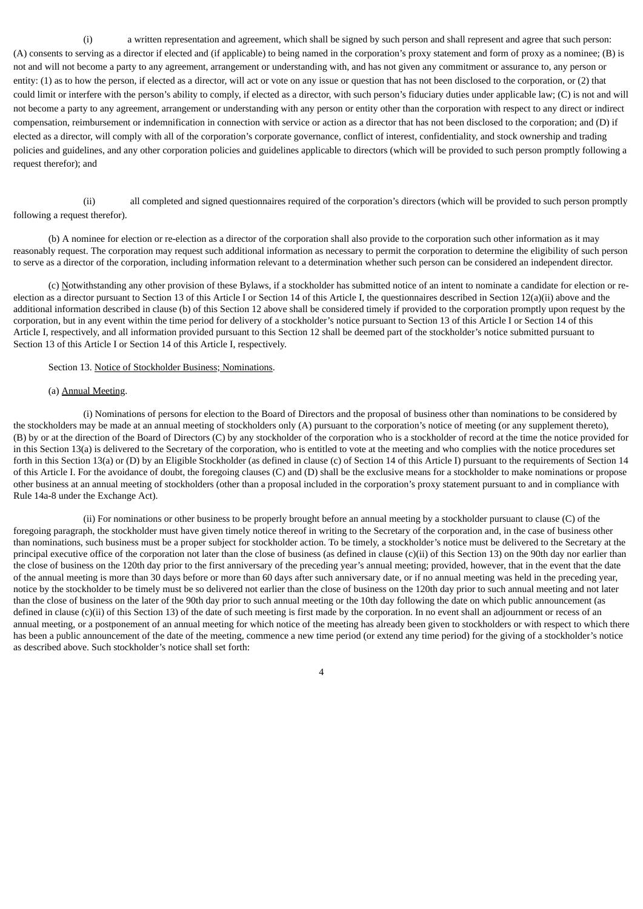(i) a written representation and agreement, which shall be signed by such person and shall represent and agree that such person: (A) consents to serving as a director if elected and (if applicable) to being named in the corporation's proxy statement and form of proxy as a nominee; (B) is not and will not become a party to any agreement, arrangement or understanding with, and has not given any commitment or assurance to, any person or entity: (1) as to how the person, if elected as a director, will act or vote on any issue or question that has not been disclosed to the corporation, or (2) that could limit or interfere with the person's ability to comply, if elected as a director, with such person's fiduciary duties under applicable law; (C) is not and will not become a party to any agreement, arrangement or understanding with any person or entity other than the corporation with respect to any direct or indirect compensation, reimbursement or indemnification in connection with service or action as a director that has not been disclosed to the corporation; and (D) if elected as a director, will comply with all of the corporation's corporate governance, conflict of interest, confidentiality, and stock ownership and trading policies and guidelines, and any other corporation policies and guidelines applicable to directors (which will be provided to such person promptly following a request therefor); and

(ii) all completed and signed questionnaires required of the corporation's directors (which will be provided to such person promptly following a request therefor).

(b) A nominee for election or re-election as a director of the corporation shall also provide to the corporation such other information as it may reasonably request. The corporation may request such additional information as necessary to permit the corporation to determine the eligibility of such person to serve as a director of the corporation, including information relevant to a determination whether such person can be considered an independent director.

(c) Notwithstanding any other provision of these Bylaws, if a stockholder has submitted notice of an intent to nominate a candidate for election or re-election as a director pursuant to Section 13 of this Article I or Section 14 of this Article I, the questionnaires described in Section 12(a)(ii) above and the additional information described in clause (b) of this Section 12 above shall be considered timely if provided to the corporation promptly upon request by the corporation, but in any event within the time period for delivery of a stockholder's notice pursuant to Section 13 of this Article I or Section 14 of this Article I, respectively, and all information provided pursuant to this Section 12 shall be deemed part of the stockholder's notice submitted pursuant to Section 13 of this Article I or Section 14 of this Article I, respectively.

Section 13. Notice of Stockholder Business; Nominations.

(a) Annual Meeting.

(i) Nominations of persons for election to the Board of Directors and the proposal of business other than nominations to be considered by the stockholders may be made at an annual meeting of stockholders only (A) pursuant to the corporation's notice of meeting (or any supplement thereto), (B) by or at the direction of the Board of Directors (C) by any stockholder of the corporation who is a stockholder of record at the time the notice provided for in this Section 13(a) is delivered to the Secretary of the corporation, who is entitled to vote at the meeting and who complies with the notice procedures set forth in this Section 13(a) or (D) by an Eligible Stockholder (as defined in clause (c) of Section 14 of this Article I) pursuant to the requirements of Section 14 of this Article I. For the avoidance of doubt, the foregoing clauses (C) and (D) shall be the exclusive means for a stockholder to make nominations or propose other business at an annual meeting of stockholders (other than a proposal included in the corporation's proxy statement pursuant to and in compliance with Rule 14a-8 under the Exchange Act).

(ii) For nominations or other business to be properly brought before an annual meeting by a stockholder pursuant to clause (C) of the foregoing paragraph, the stockholder must have given timely notice thereof in writing to the Secretary of the corporation and, in the case of business other than nominations, such business must be a proper subject for stockholder action. To be timely, a stockholder's notice must be delivered to the Secretary at the principal executive office of the corporation not later than the close of business (as defined in clause (c)(ii) of this Section 13) on the 90th day nor earlier than the close of business on the 120th day prior to the first anniversary of the preceding year's annual meeting; provided, however, that in the event that the date of the annual meeting is more than 30 days before or more than 60 days after such anniversary date, or if no annual meeting was held in the preceding year, notice by the stockholder to be timely must be so delivered not earlier than the close of business on the 120th day prior to such annual meeting and not later than the close of business on the later of the 90th day prior to such annual meeting or the 10th day following the date on which public announcement (as defined in clause (c)(ii) of this Section 13) of the date of such meeting is first made by the corporation. In no event shall an adjournment or recess of an annual meeting, or a postponement of an annual meeting for which notice of the meeting has already been given to stockholders or with respect to which there has been a public announcement of the date of the meeting, commence a new time period (or extend any time period) for the giving of a stockholder's notice as described above. Such stockholder's notice shall set forth: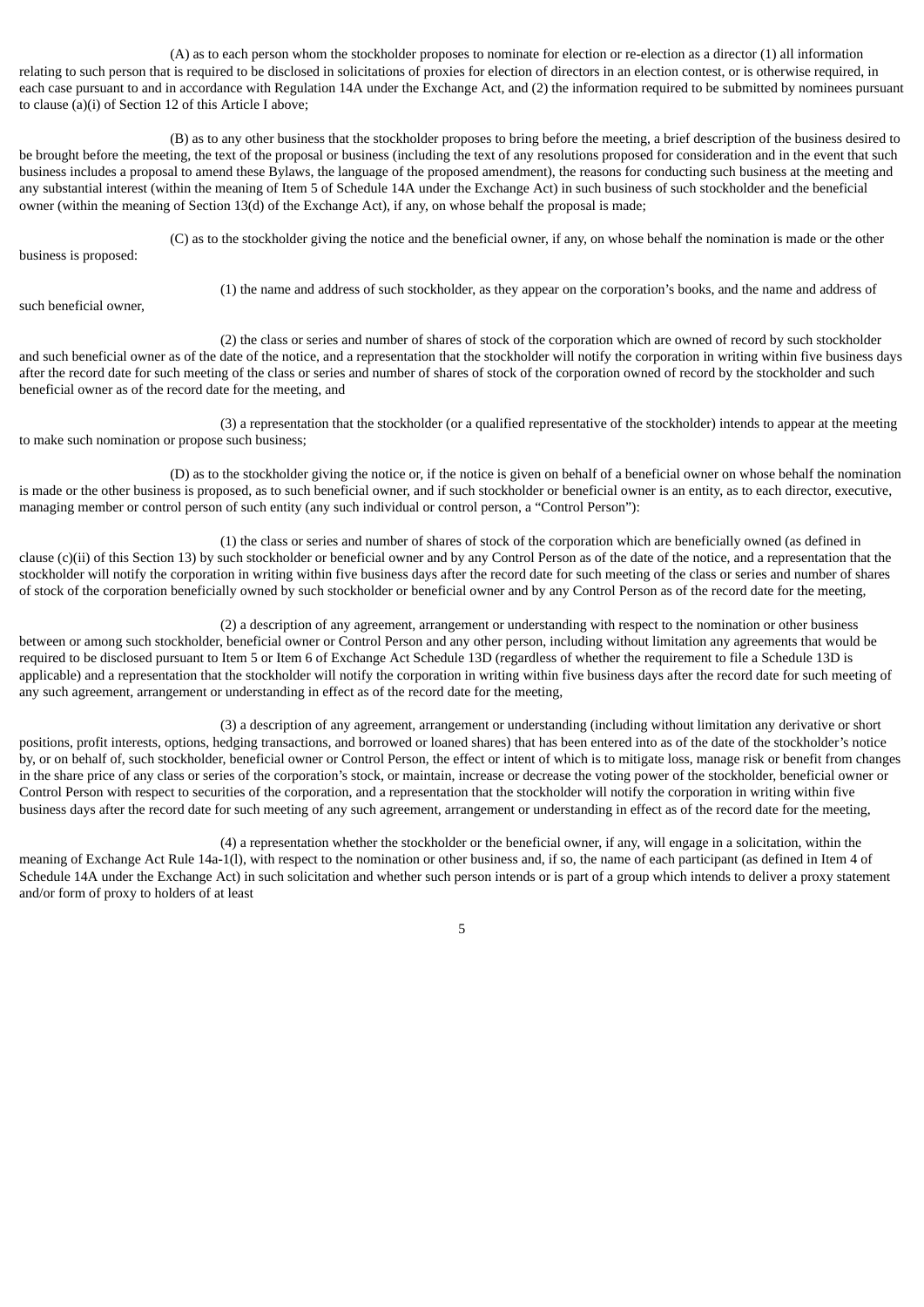(A) as to each person whom the stockholder proposes to nominate for election or re-election as a director (1) all information relating to such person that is required to be disclosed in solicitations of proxies for election of directors in an election contest, or is otherwise required, in each case pursuant to and in accordance with Regulation 14A under the Exchange Act, and (2) the information required to be submitted by nominees pursuant to clause (a)(i) of Section 12 of this Article I above;

(B) as to any other business that the stockholder proposes to bring before the meeting, a brief description of the business desired to be brought before the meeting, the text of the proposal or business (including the text of any resolutions proposed for consideration and in the event that such business includes a proposal to amend these Bylaws, the language of the proposed amendment), the reasons for conducting such business at the meeting and any substantial interest (within the meaning of Item 5 of Schedule 14A under the Exchange Act) in such business of such stockholder and the beneficial owner (within the meaning of Section 13(d) of the Exchange Act), if any, on whose behalf the proposal is made;

(C) as to the stockholder giving the notice and the beneficial owner, if any, on whose behalf the nomination is made or the other business is proposed:

(1) the name and address of such stockholder, as they appear on the corporation's books, and the name and address of such beneficial owner,

(2) the class or series and number of shares of stock of the corporation which are owned of record by such stockholder and such beneficial owner as of the date of the notice, and a representation that the stockholder will notify the corporation in writing within five business days after the record date for such meeting of the class or series and number of shares of stock of the corporation owned of record by the stockholder and such beneficial owner as of the record date for the meeting, and

(3) a representation that the stockholder (or a qualified representative of the stockholder) intends to appear at the meeting to make such nomination or propose such business;

(D) as to the stockholder giving the notice or, if the notice is given on behalf of a beneficial owner on whose behalf the nomination is made or the other business is proposed, as to such beneficial owner, and if such stockholder or beneficial owner is an entity, as to each director, executive, managing member or control person of such entity (any such individual or control person, a "Control Person"):

(1) the class or series and number of shares of stock of the corporation which are beneficially owned (as defined in clause (c)(ii) of this Section 13) by such stockholder or beneficial owner and by any Control Person as of the date of the notice, and a representation that the stockholder will notify the corporation in writing within five business days after the record date for such meeting of the class or series and number of shares of stock of the corporation beneficially owned by such stockholder or beneficial owner and by any Control Person as of the record date for the meeting,

(2) a description of any agreement, arrangement or understanding with respect to the nomination or other business between or among such stockholder, beneficial owner or Control Person and any other person, including without limitation any agreements that would be required to be disclosed pursuant to Item 5 or Item 6 of Exchange Act Schedule 13D (regardless of whether the requirement to file a Schedule 13D is applicable) and a representation that the stockholder will notify the corporation in writing within five business days after the record date for such meeting of any such agreement, arrangement or understanding in effect as of the record date for the meeting,

(3) a description of any agreement, arrangement or understanding (including without limitation any derivative or short positions, profit interests, options, hedging transactions, and borrowed or loaned shares) that has been entered into as of the date of the stockholder's notice by, or on behalf of, such stockholder, beneficial owner or Control Person, the effect or intent of which is to mitigate loss, manage risk or benefit from changes in the share price of any class or series of the corporation's stock, or maintain, increase or decrease the voting power of the stockholder, beneficial owner or Control Person with respect to securities of the corporation, and a representation that the stockholder will notify the corporation in writing within five business days after the record date for such meeting of any such agreement, arrangement or understanding in effect as of the record date for the meeting,

(4) a representation whether the stockholder or the beneficial owner, if any, will engage in a solicitation, within the meaning of Exchange Act Rule 14a-1(l), with respect to the nomination or other business and, if so, the name of each participant (as defined in Item 4 of Schedule 14A under the Exchange Act) in such solicitation and whether such person intends or is part of a group which intends to deliver a proxy statement and/or form of proxy to holders of at least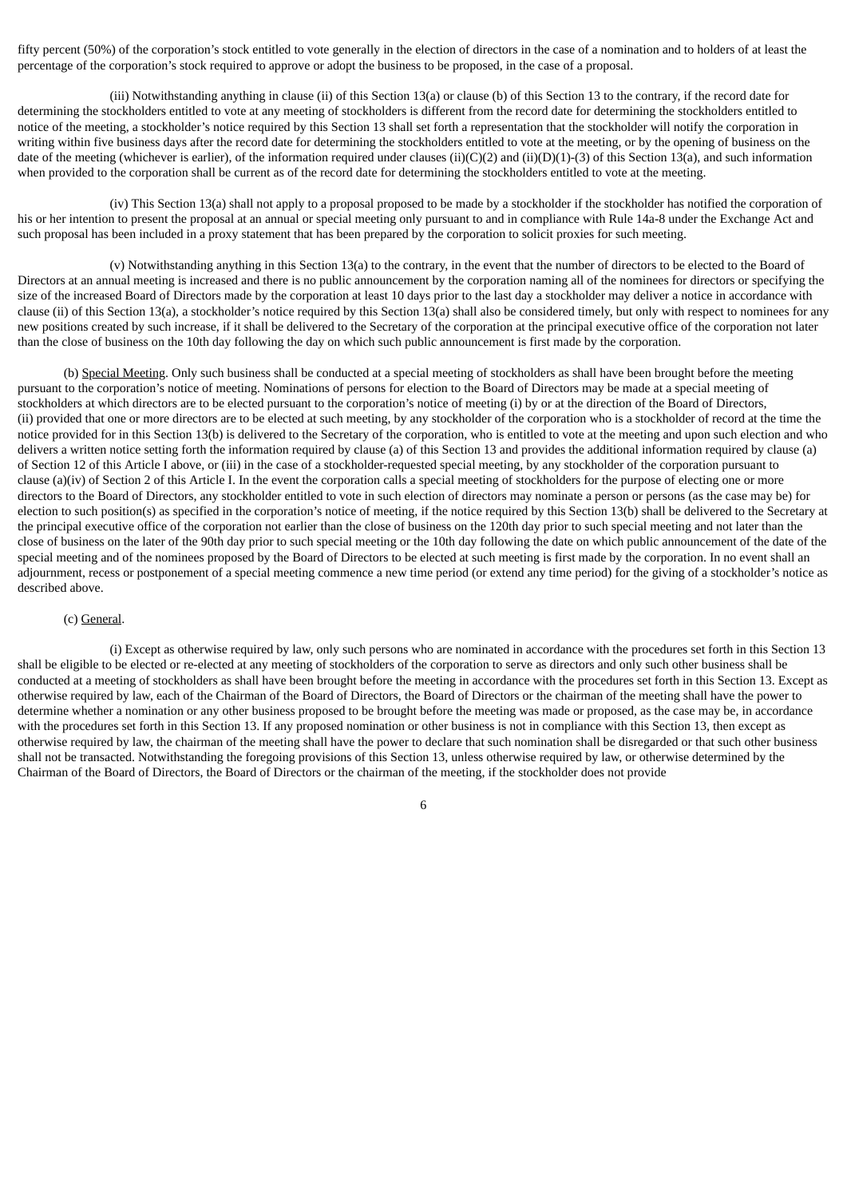fifty percent (50%) of the corporation's stock entitled to vote generally in the election of directors in the case of a nomination and to holders of at least the percentage of the corporation's stock required to approve or adopt the business to be proposed, in the case of a proposal.

(iii) Notwithstanding anything in clause (ii) of this Section 13(a) or clause (b) of this Section 13 to the contrary, if the record date for determining the stockholders entitled to vote at any meeting of stockholders is different from the record date for determining the stockholders entitled to notice of the meeting, a stockholder's notice required by this Section 13 shall set forth a representation that the stockholder will notify the corporation in writing within five business days after the record date for determining the stockholders entitled to vote at the meeting, or by the opening of business on the date of the meeting (whichever is earlier), of the information required under clauses (ii)(C)(2) and (ii)(D)(1)-(3) of this Section 13(a), and such information when provided to the corporation shall be current as of the record date for determining the stockholders entitled to vote at the meeting.

(iv) This Section 13(a) shall not apply to a proposal proposed to be made by a stockholder if the stockholder has notified the corporation of his or her intention to present the proposal at an annual or special meeting only pursuant to and in compliance with Rule 14a-8 under the Exchange Act and such proposal has been included in a proxy statement that has been prepared by the corporation to solicit proxies for such meeting.

(v) Notwithstanding anything in this Section 13(a) to the contrary, in the event that the number of directors to be elected to the Board of Directors at an annual meeting is increased and there is no public announcement by the corporation naming all of the nominees for directors or specifying the size of the increased Board of Directors made by the corporation at least 10 days prior to the last day a stockholder may deliver a notice in accordance with clause (ii) of this Section 13(a), a stockholder's notice required by this Section 13(a) shall also be considered timely, but only with respect to nominees for any new positions created by such increase, if it shall be delivered to the Secretary of the corporation at the principal executive office of the corporation not later than the close of business on the 10th day following the day on which such public announcement is first made by the corporation.

(b) Special Meeting. Only such business shall be conducted at a special meeting of stockholders as shall have been brought before the meeting pursuant to the corporation's notice of meeting. Nominations of persons for election to the Board of Directors may be made at a special meeting of stockholders at which directors are to be elected pursuant to the corporation's notice of meeting (i) by or at the direction of the Board of Directors, (ii) provided that one or more directors are to be elected at such meeting, by any stockholder of the corporation who is a stockholder of record at the time the notice provided for in this Section 13(b) is delivered to the Secretary of the corporation, who is entitled to vote at the meeting and upon such election and who delivers a written notice setting forth the information required by clause (a) of this Section 13 and provides the additional information required by clause (a) of Section 12 of this Article I above, or (iii) in the case of a stockholder-requested special meeting, by any stockholder of the corporation pursuant to clause (a)(iv) of Section 2 of this Article I. In the event the corporation calls a special meeting of stockholders for the purpose of electing one or more directors to the Board of Directors, any stockholder entitled to vote in such election of directors may nominate a person or persons (as the case may be) for election to such position(s) as specified in the corporation's notice of meeting, if the notice required by this Section 13(b) shall be delivered to the Secretary at the principal executive office of the corporation not earlier than the close of business on the 120th day prior to such special meeting and not later than the close of business on the later of the 90th day prior to such special meeting or the 10th day following the date on which public announcement of the date of the special meeting and of the nominees proposed by the Board of Directors to be elected at such meeting is first made by the corporation. In no event shall an adjournment, recess or postponement of a special meeting commence a new time period (or extend any time period) for the giving of a stockholder's notice as described above.

(c) General.

(i) Except as otherwise required by law, only such persons who are nominated in accordance with the procedures set forth in this Section 13 shall be eligible to be elected or re-elected at any meeting of stockholders of the corporation to serve as directors and only such other business shall be conducted at a meeting of stockholders as shall have been brought before the meeting in accordance with the procedures set forth in this Section 13. Except as otherwise required by law, each of the Chairman of the Board of Directors, the Board of Directors or the chairman of the meeting shall have the power to determine whether a nomination or any other business proposed to be brought before the meeting was made or proposed, as the case may be, in accordance with the procedures set forth in this Section 13. If any proposed nomination or other business is not in compliance with this Section 13, then except as otherwise required by law, the chairman of the meeting shall have the power to declare that such nomination shall be disregarded or that such other business shall not be transacted. Notwithstanding the foregoing provisions of this Section 13, unless otherwise required by law, or otherwise determined by the Chairman of the Board of Directors, the Board of Directors or the chairman of the meeting, if the stockholder does not provide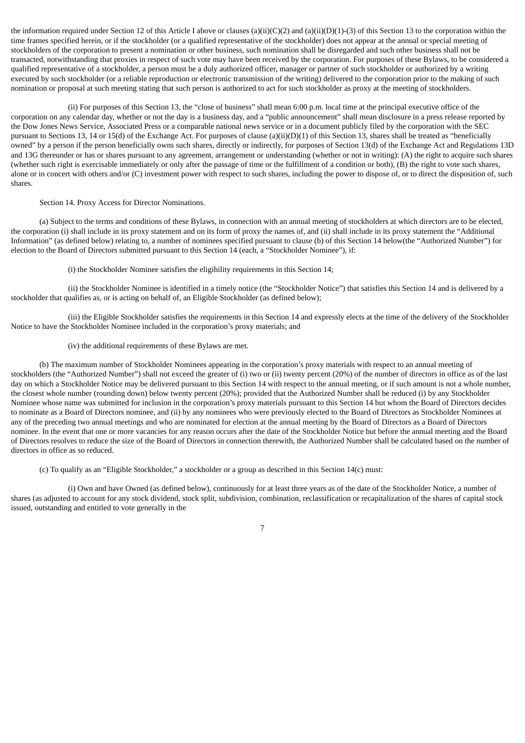the information required under Section 12 of this Article I above or clauses (a)(ii)(C)(2) and (a)(ii)(D)(1)-(3) of this Section 13 to the corporation within the time frames specified herein, or if the stockholder (or a qualified representative of the stockholder) does not appear at the annual or special meeting of stockholders of the corporation to present a nomination or other business, such nomination shall be disregarded and such other business shall not be transacted, notwithstanding that proxies in respect of such vote may have been received by the corporation. For purposes of these Bylaws, to be considered a qualified representative of a stockholder, a person must be a duly authorized officer, manager or partner of such stockholder or authorized by a writing executed by such stockholder (or a reliable reproduction or electronic transmission of the writing) delivered to the corporation prior to the making of such nomination or proposal at such meeting stating that such person is authorized to act for such stockholder as proxy at the meeting of stockholders.

(ii) For purposes of this Section 13, the "close of business" shall mean 6:00 p.m. local time at the principal executive office of the corporation on any calendar day, whether or not the day is a business day, and a "public announcement" shall mean disclosure in a press release reported by the Dow Jones News Service, Associated Press or a comparable national news service or in a document publicly filed by the corporation with the SEC pursuant to Sections 13, 14 or 15(d) of the Exchange Act. For purposes of clause (a)(ii)(D)(1) of this Section 13, shares shall be treated as "beneficially owned" by a person if the person beneficially owns such shares, directly or indirectly, for purposes of Section 13(d) of the Exchange Act and Regulations 13D and 13G thereunder or has or shares pursuant to any agreement, arrangement or understanding (whether or not in writing): (A) the right to acquire such shares (whether such right is exercisable immediately or only after the passage of time or the fulfillment of a condition or both), (B) the right to vote such shares, alone or in concert with others and/or (C) investment power with respect to such shares, including the power to dispose of, or to direct the disposition of, such shares.

Section 14. Proxy Access for Director Nominations.

(a) Subject to the terms and conditions of these Bylaws, in connection with an annual meeting of stockholders at which directors are to be elected, the corporation (i) shall include in its proxy statement and on its form of proxy the names of, and (ii) shall include in its proxy statement the "Additional Information" (as defined below) relating to, a number of nominees specified pursuant to clause (b) of this Section 14 below(the "Authorized Number") for election to the Board of Directors submitted pursuant to this Section 14 (each, a "Stockholder Nominee"), if:

(i) the Stockholder Nominee satisfies the eligibility requirements in this Section 14;

(ii) the Stockholder Nominee is identified in a timely notice (the "Stockholder Notice") that satisfies this Section 14 and is delivered by a stockholder that qualifies as, or is acting on behalf of, an Eligible Stockholder (as defined below);

(iii) the Eligible Stockholder satisfies the requirements in this Section 14 and expressly elects at the time of the delivery of the Stockholder Notice to have the Stockholder Nominee included in the corporation's proxy materials; and

(iv) the additional requirements of these Bylaws are met.

(b) The maximum number of Stockholder Nominees appearing in the corporation's proxy materials with respect to an annual meeting of stockholders (the "Authorized Number") shall not exceed the greater of (i) two or (ii) twenty percent (20%) of the number of directors in office as of the last day on which a Stockholder Notice may be delivered pursuant to this Section 14 with respect to the annual meeting, or if such amount is not a whole number, the closest whole number (rounding down) below twenty percent (20%); provided that the Authorized Number shall be reduced (i) by any Stockholder Nominee whose name was submitted for inclusion in the corporation's proxy materials pursuant to this Section 14 but whom the Board of Directors decides to nominate as a Board of Directors nominee, and (ii) by any nominees who were previously elected to the Board of Directors as Stockholder Nominees at any of the preceding two annual meetings and who are nominated for election at the annual meeting by the Board of Directors as a Board of Directors nominee. In the event that one or more vacancies for any reason occurs after the date of the Stockholder Notice but before the annual meeting and the Board of Directors resolves to reduce the size of the Board of Directors in connection therewith, the Authorized Number shall be calculated based on the number of directors in office as so reduced.

(c) To qualify as an "Eligible Stockholder," a stockholder or a group as described in this Section 14(c) must:

(i) Own and have Owned (as defined below), continuously for at least three years as of the date of the Stockholder Notice, a number of shares (as adjusted to account for any stock dividend, stock split, subdivision, combination, reclassification or recapitalization of the shares of capital stock issued, outstanding and entitled to vote generally in the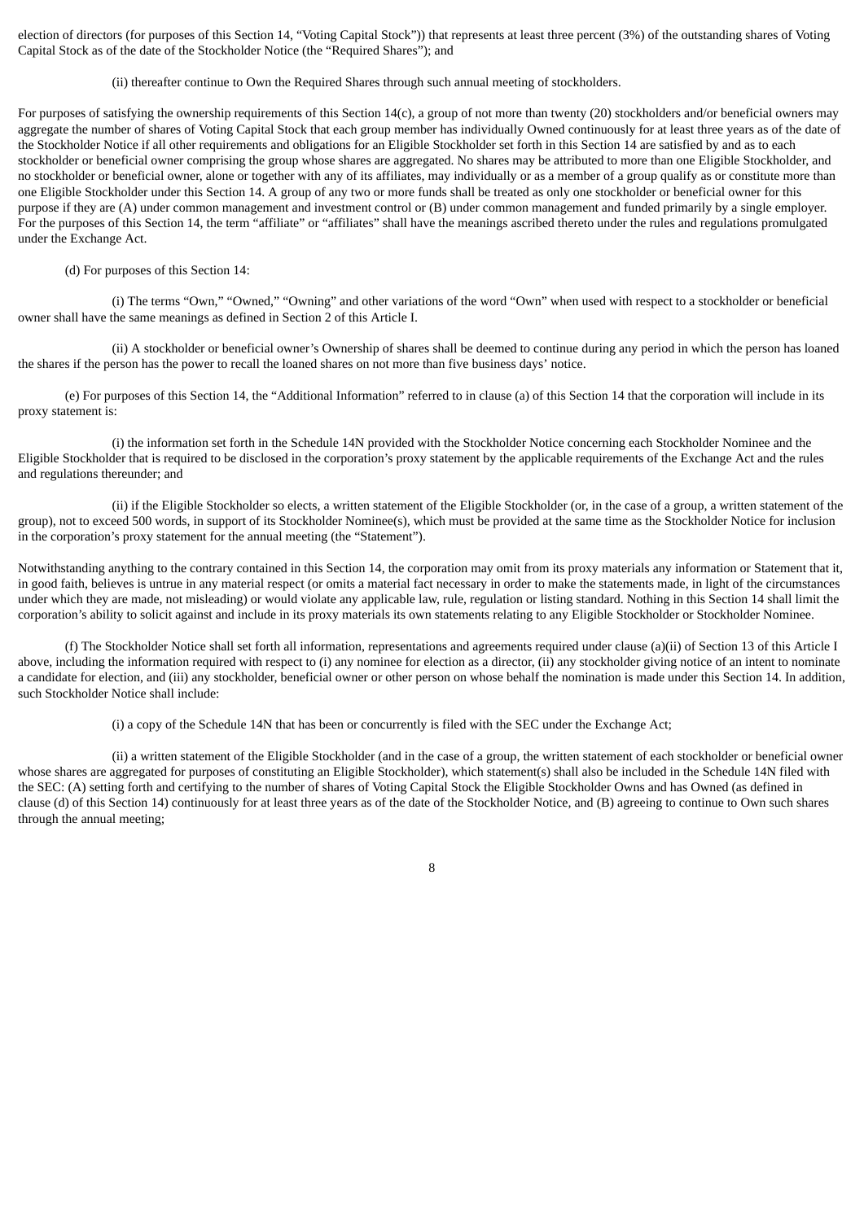election of directors (for purposes of this Section 14, "Voting Capital Stock")) that represents at least three percent (3%) of the outstanding shares of Voting Capital Stock as of the date of the Stockholder Notice (the "Required Shares"); and

(ii) thereafter continue to Own the Required Shares through such annual meeting of stockholders.

For purposes of satisfying the ownership requirements of this Section 14(c), a group of not more than twenty (20) stockholders and/or beneficial owners may aggregate the number of shares of Voting Capital Stock that each group member has individually Owned continuously for at least three years as of the date of the Stockholder Notice if all other requirements and obligations for an Eligible Stockholder set forth in this Section 14 are satisfied by and as to each stockholder or beneficial owner comprising the group whose shares are aggregated. No shares may be attributed to more than one Eligible Stockholder, and no stockholder or beneficial owner, alone or together with any of its affiliates, may individually or as a member of a group qualify as or constitute more than one Eligible Stockholder under this Section 14. A group of any two or more funds shall be treated as only one stockholder or beneficial owner for this purpose if they are (A) under common management and investment control or (B) under common management and funded primarily by a single employer. For the purposes of this Section 14, the term "affiliate" or "affiliates" shall have the meanings ascribed thereto under the rules and regulations promulgated under the Exchange Act.

(d) For purposes of this Section 14:

(i) The terms "Own," "Owned," "Owning" and other variations of the word "Own" when used with respect to a stockholder or beneficial owner shall have the same meanings as defined in Section 2 of this Article I.

(ii) A stockholder or beneficial owner's Ownership of shares shall be deemed to continue during any period in which the person has loaned the shares if the person has the power to recall the loaned shares on not more than five business days' notice.

(e) For purposes of this Section 14, the "Additional Information" referred to in clause (a) of this Section 14 that the corporation will include in its proxy statement is:

(i) the information set forth in the Schedule 14N provided with the Stockholder Notice concerning each Stockholder Nominee and the Eligible Stockholder that is required to be disclosed in the corporation's proxy statement by the applicable requirements of the Exchange Act and the rules and regulations thereunder; and

(ii) if the Eligible Stockholder so elects, a written statement of the Eligible Stockholder (or, in the case of a group, a written statement of the group), not to exceed 500 words, in support of its Stockholder Nominee(s), which must be provided at the same time as the Stockholder Notice for inclusion in the corporation's proxy statement for the annual meeting (the "Statement").

Notwithstanding anything to the contrary contained in this Section 14, the corporation may omit from its proxy materials any information or Statement that it, in good faith, believes is untrue in any material respect (or omits a material fact necessary in order to make the statements made, in light of the circumstances under which they are made, not misleading) or would violate any applicable law, rule, regulation or listing standard. Nothing in this Section 14 shall limit the corporation's ability to solicit against and include in its proxy materials its own statements relating to any Eligible Stockholder or Stockholder Nominee.

(f) The Stockholder Notice shall set forth all information, representations and agreements required under clause (a)(ii) of Section 13 of this Article I above, including the information required with respect to (i) any nominee for election as a director, (ii) any stockholder giving notice of an intent to nominate a candidate for election, and (iii) any stockholder, beneficial owner or other person on whose behalf the nomination is made under this Section 14. In addition, such Stockholder Notice shall include:

(i) a copy of the Schedule 14N that has been or concurrently is filed with the SEC under the Exchange Act;

(ii) a written statement of the Eligible Stockholder (and in the case of a group, the written statement of each stockholder or beneficial owner whose shares are aggregated for purposes of constituting an Eligible Stockholder), which statement(s) shall also be included in the Schedule 14N filed with the SEC: (A) setting forth and certifying to the number of shares of Voting Capital Stock the Eligible Stockholder Owns and has Owned (as defined in clause (d) of this Section 14) continuously for at least three years as of the date of the Stockholder Notice, and (B) agreeing to continue to Own such shares through the annual meeting;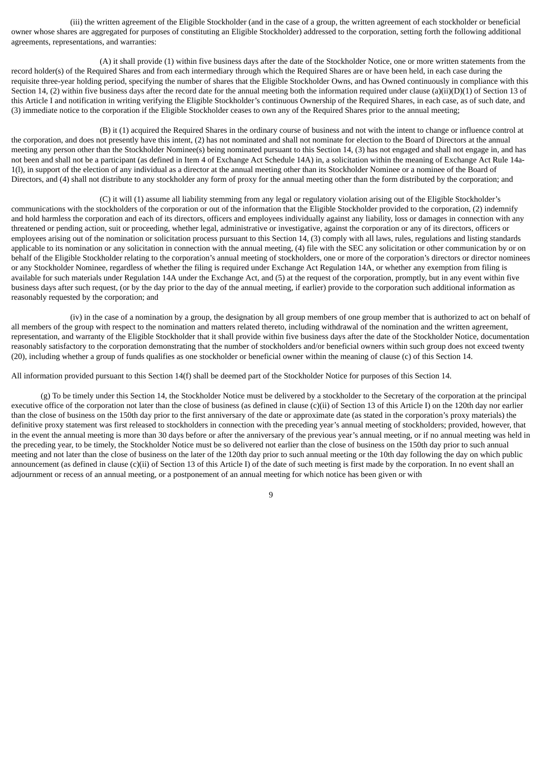(iii) the written agreement of the Eligible Stockholder (and in the case of a group, the written agreement of each stockholder or beneficial owner whose shares are aggregated for purposes of constituting an Eligible Stockholder) addressed to the corporation, setting forth the following additional agreements, representations, and warranties:

(A) it shall provide (1) within five business days after the date of the Stockholder Notice, one or more written statements from the record holder(s) of the Required Shares and from each intermediary through which the Required Shares are or have been held, in each case during the requisite three-year holding period, specifying the number of shares that the Eligible Stockholder Owns, and has Owned continuously in compliance with this Section 14, (2) within five business days after the record date for the annual meeting both the information required under clause (a)(ii)(D)(1) of Section 13 of this Article I and notification in writing verifying the Eligible Stockholder's continuous Ownership of the Required Shares, in each case, as of such date, and (3) immediate notice to the corporation if the Eligible Stockholder ceases to own any of the Required Shares prior to the annual meeting;

(B) it (1) acquired the Required Shares in the ordinary course of business and not with the intent to change or influence control at the corporation, and does not presently have this intent, (2) has not nominated and shall not nominate for election to the Board of Directors at the annual meeting any person other than the Stockholder Nominee(s) being nominated pursuant to this Section 14, (3) has not engaged and shall not engage in, and has not been and shall not be a participant (as defined in Item 4 of Exchange Act Schedule 14A) in, a solicitation within the meaning of Exchange Act Rule 14a-1(l), in support of the election of any individual as a director at the annual meeting other than its Stockholder Nominee or a nominee of the Board of Directors, and (4) shall not distribute to any stockholder any form of proxy for the annual meeting other than the form distributed by the corporation; and

(C) it will (1) assume all liability stemming from any legal or regulatory violation arising out of the Eligible Stockholder's communications with the stockholders of the corporation or out of the information that the Eligible Stockholder provided to the corporation, (2) indemnify and hold harmless the corporation and each of its directors, officers and employees individually against any liability, loss or damages in connection with any threatened or pending action, suit or proceeding, whether legal, administrative or investigative, against the corporation or any of its directors, officers or employees arising out of the nomination or solicitation process pursuant to this Section 14, (3) comply with all laws, rules, regulations and listing standards applicable to its nomination or any solicitation in connection with the annual meeting, (4) file with the SEC any solicitation or other communication by or on behalf of the Eligible Stockholder relating to the corporation's annual meeting of stockholders, one or more of the corporation's directors or director nominees or any Stockholder Nominee, regardless of whether the filing is required under Exchange Act Regulation 14A, or whether any exemption from filing is available for such materials under Regulation 14A under the Exchange Act, and (5) at the request of the corporation, promptly, but in any event within five business days after such request, (or by the day prior to the day of the annual meeting, if earlier) provide to the corporation such additional information as reasonably requested by the corporation; and

(iv) in the case of a nomination by a group, the designation by all group members of one group member that is authorized to act on behalf of all members of the group with respect to the nomination and matters related thereto, including withdrawal of the nomination and the written agreement, representation, and warranty of the Eligible Stockholder that it shall provide within five business days after the date of the Stockholder Notice, documentation reasonably satisfactory to the corporation demonstrating that the number of stockholders and/or beneficial owners within such group does not exceed twenty (20), including whether a group of funds qualifies as one stockholder or beneficial owner within the meaning of clause (c) of this Section 14.

All information provided pursuant to this Section 14(f) shall be deemed part of the Stockholder Notice for purposes of this Section 14.

(g) To be timely under this Section 14, the Stockholder Notice must be delivered by a stockholder to the Secretary of the corporation at the principal executive office of the corporation not later than the close of business (as defined in clause (c)(ii) of Section 13 of this Article I) on the 120th day nor earlier than the close of business on the 150th day prior to the first anniversary of the date or approximate date (as stated in the corporation's proxy materials) the definitive proxy statement was first released to stockholders in connection with the preceding year's annual meeting of stockholders; provided, however, that in the event the annual meeting is more than 30 days before or after the anniversary of the previous year's annual meeting, or if no annual meeting was held in the preceding year, to be timely, the Stockholder Notice must be so delivered not earlier than the close of business on the 150th day prior to such annual meeting and not later than the close of business on the later of the 120th day prior to such annual meeting or the 10th day following the day on which public announcement (as defined in clause (c)(ii) of Section 13 of this Article I) of the date of such meeting is first made by the corporation. In no event shall an adjournment or recess of an annual meeting, or a postponement of an annual meeting for which notice has been given or with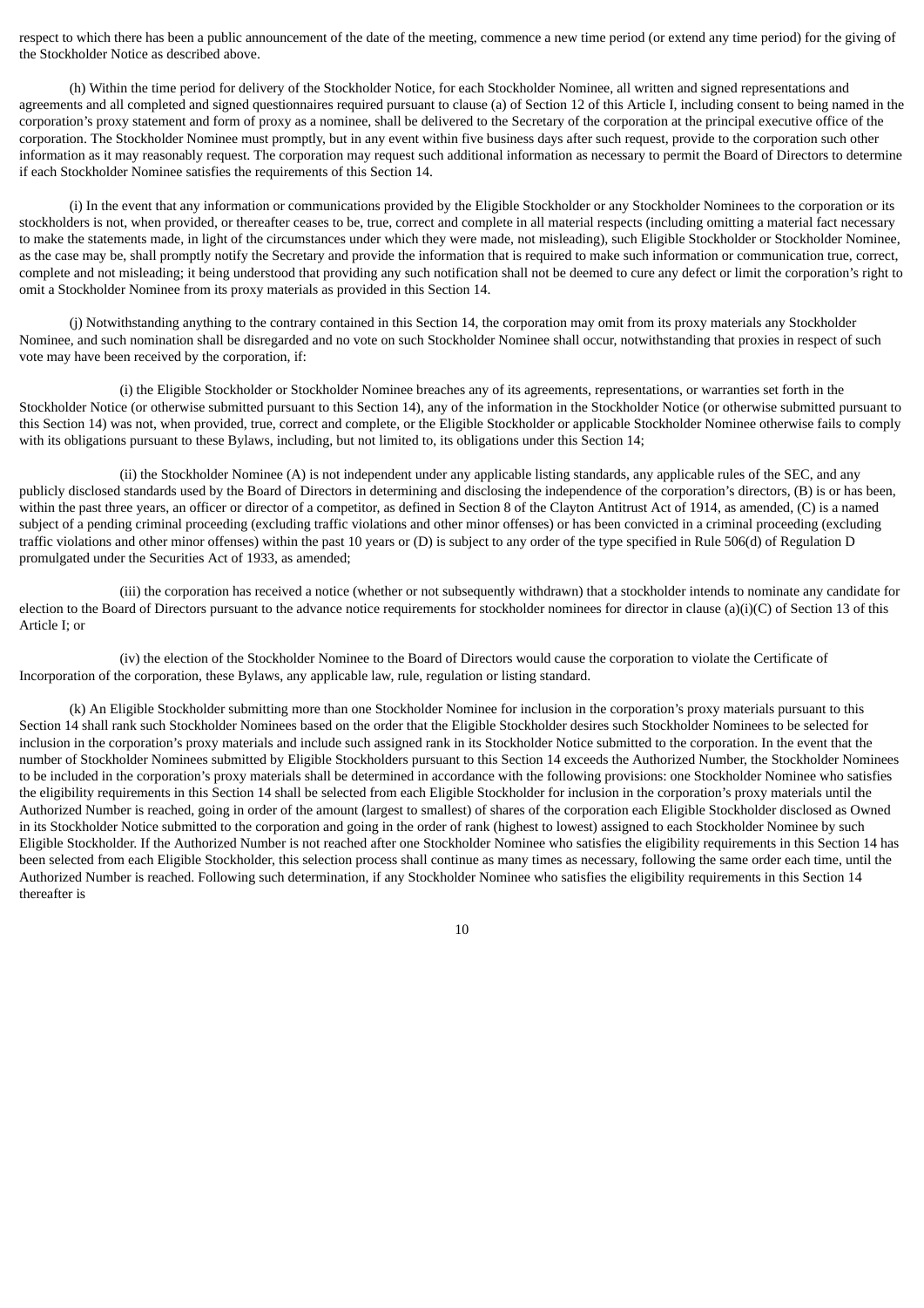respect to which there has been a public announcement of the date of the meeting, commence a new time period (or extend any time period) for the giving of the Stockholder Notice as described above.

(h) Within the time period for delivery of the Stockholder Notice, for each Stockholder Nominee, all written and signed representations and agreements and all completed and signed questionnaires required pursuant to clause (a) of Section 12 of this Article I, including consent to being named in the corporation's proxy statement and form of proxy as a nominee, shall be delivered to the Secretary of the corporation at the principal executive office of the corporation. The Stockholder Nominee must promptly, but in any event within five business days after such request, provide to the corporation such other information as it may reasonably request. The corporation may request such additional information as necessary to permit the Board of Directors to determine if each Stockholder Nominee satisfies the requirements of this Section 14.

(i) In the event that any information or communications provided by the Eligible Stockholder or any Stockholder Nominees to the corporation or its stockholders is not, when provided, or thereafter ceases to be, true, correct and complete in all material respects (including omitting a material fact necessary to make the statements made, in light of the circumstances under which they were made, not misleading), such Eligible Stockholder or Stockholder Nominee, as the case may be, shall promptly notify the Secretary and provide the information that is required to make such information or communication true, correct, complete and not misleading; it being understood that providing any such notification shall not be deemed to cure any defect or limit the corporation's right to omit a Stockholder Nominee from its proxy materials as provided in this Section 14.

(j) Notwithstanding anything to the contrary contained in this Section 14, the corporation may omit from its proxy materials any Stockholder Nominee, and such nomination shall be disregarded and no vote on such Stockholder Nominee shall occur, notwithstanding that proxies in respect of such vote may have been received by the corporation, if:

(i) the Eligible Stockholder or Stockholder Nominee breaches any of its agreements, representations, or warranties set forth in the Stockholder Notice (or otherwise submitted pursuant to this Section 14), any of the information in the Stockholder Notice (or otherwise submitted pursuant to this Section 14) was not, when provided, true, correct and complete, or the Eligible Stockholder or applicable Stockholder Nominee otherwise fails to comply with its obligations pursuant to these Bylaws, including, but not limited to, its obligations under this Section 14;

(ii) the Stockholder Nominee (A) is not independent under any applicable listing standards, any applicable rules of the SEC, and any publicly disclosed standards used by the Board of Directors in determining and disclosing the independence of the corporation's directors, (B) is or has been, within the past three years, an officer or director of a competitor, as defined in Section 8 of the Clayton Antitrust Act of 1914, as amended, (C) is a named subject of a pending criminal proceeding (excluding traffic violations and other minor offenses) or has been convicted in a criminal proceeding (excluding traffic violations and other minor offenses) within the past 10 years or (D) is subject to any order of the type specified in Rule 506(d) of Regulation D promulgated under the Securities Act of 1933, as amended;

(iii) the corporation has received a notice (whether or not subsequently withdrawn) that a stockholder intends to nominate any candidate for election to the Board of Directors pursuant to the advance notice requirements for stockholder nominees for director in clause (a)(i)(C) of Section 13 of this Article I; or

(iv) the election of the Stockholder Nominee to the Board of Directors would cause the corporation to violate the Certificate of Incorporation of the corporation, these Bylaws, any applicable law, rule, regulation or listing standard.

(k) An Eligible Stockholder submitting more than one Stockholder Nominee for inclusion in the corporation's proxy materials pursuant to this Section 14 shall rank such Stockholder Nominees based on the order that the Eligible Stockholder desires such Stockholder Nominees to be selected for inclusion in the corporation's proxy materials and include such assigned rank in its Stockholder Notice submitted to the corporation. In the event that the number of Stockholder Nominees submitted by Eligible Stockholders pursuant to this Section 14 exceeds the Authorized Number, the Stockholder Nominees to be included in the corporation's proxy materials shall be determined in accordance with the following provisions: one Stockholder Nominee who satisfies the eligibility requirements in this Section 14 shall be selected from each Eligible Stockholder for inclusion in the corporation's proxy materials until the Authorized Number is reached, going in order of the amount (largest to smallest) of shares of the corporation each Eligible Stockholder disclosed as Owned in its Stockholder Notice submitted to the corporation and going in the order of rank (highest to lowest) assigned to each Stockholder Nominee by such Eligible Stockholder. If the Authorized Number is not reached after one Stockholder Nominee who satisfies the eligibility requirements in this Section 14 has been selected from each Eligible Stockholder, this selection process shall continue as many times as necessary, following the same order each time, until the Authorized Number is reached. Following such determination, if any Stockholder Nominee who satisfies the eligibility requirements in this Section 14 thereafter is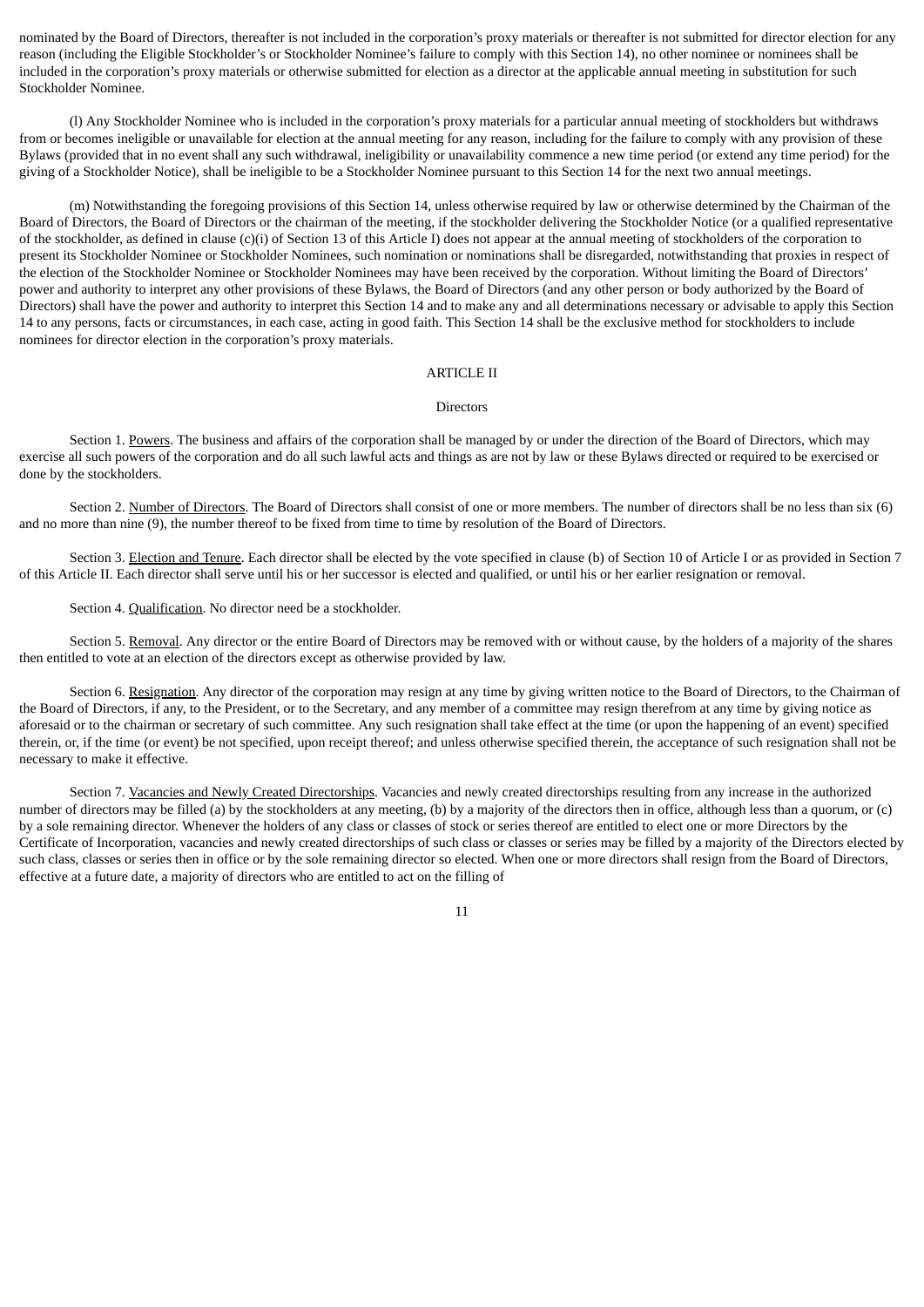nominated by the Board of Directors, thereafter is not included in the corporation's proxy materials or thereafter is not submitted for director election for any reason (including the Eligible Stockholder's or Stockholder Nominee's failure to comply with this Section 14), no other nominee or nominees shall be included in the corporation's proxy materials or otherwise submitted for election as a director at the applicable annual meeting in substitution for such Stockholder Nominee.

(l) Any Stockholder Nominee who is included in the corporation's proxy materials for a particular annual meeting of stockholders but withdraws from or becomes ineligible or unavailable for election at the annual meeting for any reason, including for the failure to comply with any provision of these Bylaws (provided that in no event shall any such withdrawal, ineligibility or unavailability commence a new time period (or extend any time period) for the giving of a Stockholder Notice), shall be ineligible to be a Stockholder Nominee pursuant to this Section 14 for the next two annual meetings.

(m) Notwithstanding the foregoing provisions of this Section 14, unless otherwise required by law or otherwise determined by the Chairman of the Board of Directors, the Board of Directors or the chairman of the meeting, if the stockholder delivering the Stockholder Notice (or a qualified representative of the stockholder, as defined in clause (c)(i) of Section 13 of this Article I) does not appear at the annual meeting of stockholders of the corporation to present its Stockholder Nominee or Stockholder Nominees, such nomination or nominations shall be disregarded, notwithstanding that proxies in respect of the election of the Stockholder Nominee or Stockholder Nominees may have been received by the corporation. Without limiting the Board of Directors' power and authority to interpret any other provisions of these Bylaws, the Board of Directors (and any other person or body authorized by the Board of Directors) shall have the power and authority to interpret this Section 14 and to make any and all determinations necessary or advisable to apply this Section 14 to any persons, facts or circumstances, in each case, acting in good faith. This Section 14 shall be the exclusive method for stockholders to include nominees for director election in the corporation's proxy materials.

## ARTICLE II

### Directors

Section 1. Powers. The business and affairs of the corporation shall be managed by or under the direction of the Board of Directors, which may exercise all such powers of the corporation and do all such lawful acts and things as are not by law or these Bylaws directed or required to be exercised or done by the stockholders.

Section 2. Number of Directors. The Board of Directors shall consist of one or more members. The number of directors shall be no less than six (6) and no more than nine (9), the number thereof to be fixed from time to time by resolution of the Board of Directors.

Section 3. Election and Tenure. Each director shall be elected by the vote specified in clause (b) of Section 10 of Article I or as provided in Section 7 of this Article II. Each director shall serve until his or her successor is elected and qualified, or until his or her earlier resignation or removal.

Section 4. Qualification. No director need be a stockholder.

Section 5. Removal. Any director or the entire Board of Directors may be removed with or without cause, by the holders of a majority of the shares then entitled to vote at an election of the directors except as otherwise provided by law.

Section 6. Resignation. Any director of the corporation may resign at any time by giving written notice to the Board of Directors, to the Chairman of the Board of Directors, if any, to the President, or to the Secretary, and any member of a committee may resign therefrom at any time by giving notice as aforesaid or to the chairman or secretary of such committee. Any such resignation shall take effect at the time (or upon the happening of an event) specified therein, or, if the time (or event) be not specified, upon receipt thereof; and unless otherwise specified therein, the acceptance of such resignation shall not be necessary to make it effective.

Section 7. Vacancies and Newly Created Directorships. Vacancies and newly created directorships resulting from any increase in the authorized number of directors may be filled (a) by the stockholders at any meeting, (b) by a majority of the directors then in office, although less than a quorum, or (c) by a sole remaining director. Whenever the holders of any class or classes of stock or series thereof are entitled to elect one or more Directors by the Certificate of Incorporation, vacancies and newly created directorships of such class or classes or series may be filled by a majority of the Directors elected by such class, classes or series then in office or by the sole remaining director so elected. When one or more directors shall resign from the Board of Directors, effective at a future date, a majority of directors who are entitled to act on the filling of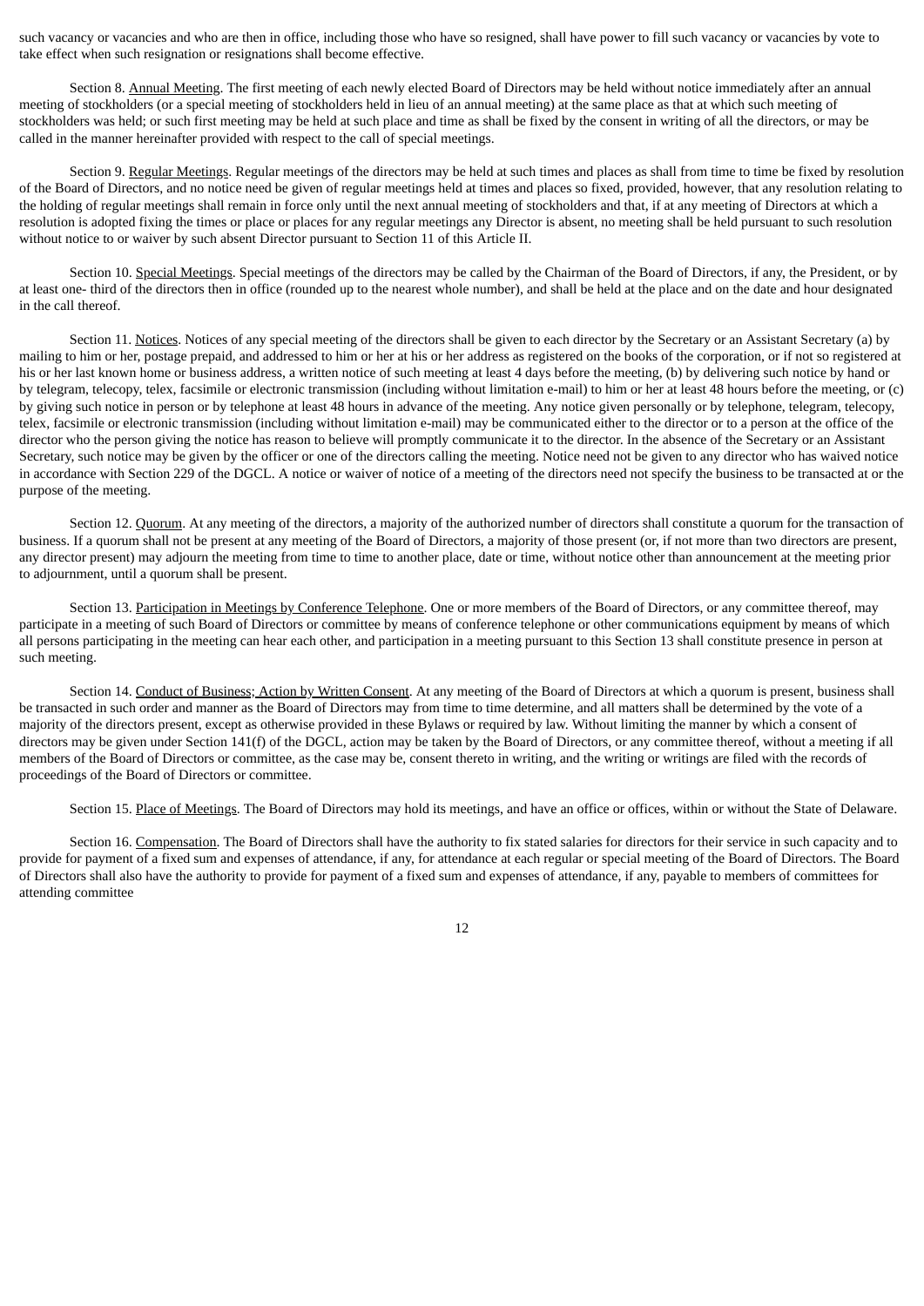such vacancy or vacancies and who are then in office, including those who have so resigned, shall have power to fill such vacancy or vacancies by vote to take effect when such resignation or resignations shall become effective.

Section 8. Annual Meeting. The first meeting of each newly elected Board of Directors may be held without notice immediately after an annual meeting of stockholders (or a special meeting of stockholders held in lieu of an annual meeting) at the same place as that at which such meeting of stockholders was held; or such first meeting may be held at such place and time as shall be fixed by the consent in writing of all the directors, or may be called in the manner hereinafter provided with respect to the call of special meetings.

Section 9. Regular Meetings. Regular meetings of the directors may be held at such times and places as shall from time to time be fixed by resolution of the Board of Directors, and no notice need be given of regular meetings held at times and places so fixed, provided, however, that any resolution relating to the holding of regular meetings shall remain in force only until the next annual meeting of stockholders and that, if at any meeting of Directors at which a resolution is adopted fixing the times or place or places for any regular meetings any Director is absent, no meeting shall be held pursuant to such resolution without notice to or waiver by such absent Director pursuant to Section 11 of this Article II.

Section 10. Special Meetings. Special meetings of the directors may be called by the Chairman of the Board of Directors, if any, the President, or by at least one- third of the directors then in office (rounded up to the nearest whole number), and shall be held at the place and on the date and hour designated in the call thereof.

Section 11. Notices. Notices of any special meeting of the directors shall be given to each director by the Secretary or an Assistant Secretary (a) by mailing to him or her, postage prepaid, and addressed to him or her at his or her address as registered on the books of the corporation, or if not so registered at his or her last known home or business address, a written notice of such meeting at least 4 days before the meeting, (b) by delivering such notice by hand or by telegram, telecopy, telex, facsimile or electronic transmission (including without limitation e-mail) to him or her at least 48 hours before the meeting, or (c) by giving such notice in person or by telephone at least 48 hours in advance of the meeting. Any notice given personally or by telephone, telegram, telecopy, telex, facsimile or electronic transmission (including without limitation e-mail) may be communicated either to the director or to a person at the office of the director who the person giving the notice has reason to believe will promptly communicate it to the director. In the absence of the Secretary or an Assistant Secretary, such notice may be given by the officer or one of the directors calling the meeting. Notice need not be given to any director who has waived notice in accordance with Section 229 of the DGCL. A notice or waiver of notice of a meeting of the directors need not specify the business to be transacted at or the purpose of the meeting.

Section 12. Quorum. At any meeting of the directors, a majority of the authorized number of directors shall constitute a quorum for the transaction of business. If a quorum shall not be present at any meeting of the Board of Directors, a majority of those present (or, if not more than two directors are present, any director present) may adjourn the meeting from time to time to another place, date or time, without notice other than announcement at the meeting prior to adjournment, until a quorum shall be present.

Section 13. Participation in Meetings by Conference Telephone. One or more members of the Board of Directors, or any committee thereof, may participate in a meeting of such Board of Directors or committee by means of conference telephone or other communications equipment by means of which all persons participating in the meeting can hear each other, and participation in a meeting pursuant to this Section 13 shall constitute presence in person at such meeting.

Section 14. Conduct of Business; Action by Written Consent. At any meeting of the Board of Directors at which a quorum is present, business shall be transacted in such order and manner as the Board of Directors may from time to time determine, and all matters shall be determined by the vote of a majority of the directors present, except as otherwise provided in these Bylaws or required by law. Without limiting the manner by which a consent of directors may be given under Section 141(f) of the DGCL, action may be taken by the Board of Directors, or any committee thereof, without a meeting if all members of the Board of Directors or committee, as the case may be, consent thereto in writing, and the writing or writings are filed with the records of proceedings of the Board of Directors or committee.

Section 15. Place of Meetings. The Board of Directors may hold its meetings, and have an office or offices, within or without the State of Delaware.

Section 16. Compensation. The Board of Directors shall have the authority to fix stated salaries for directors for their service in such capacity and to provide for payment of a fixed sum and expenses of attendance, if any, for attendance at each regular or special meeting of the Board of Directors. The Board of Directors shall also have the authority to provide for payment of a fixed sum and expenses of attendance, if any, payable to members of committees for attending committee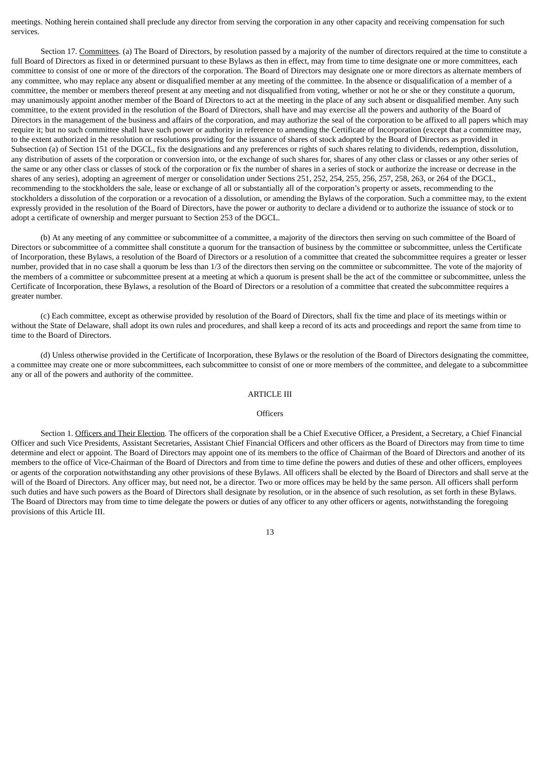meetings. Nothing herein contained shall preclude any director from serving the corporation in any other capacity and receiving compensation for such services.

Section 17. Committees. (a) The Board of Directors, by resolution passed by a majority of the number of directors required at the time to constitute a full Board of Directors as fixed in or determined pursuant to these Bylaws as then in effect, may from time to time designate one or more committees, each committee to consist of one or more of the directors of the corporation. The Board of Directors may designate one or more directors as alternate members of any committee, who may replace any absent or disqualified member at any meeting of the committee. In the absence or disqualification of a member of a committee, the member or members thereof present at any meeting and not disqualified from voting, whether or not he or she or they constitute a quorum, may unanimously appoint another member of the Board of Directors to act at the meeting in the place of any such absent or disqualified member. Any such committee, to the extent provided in the resolution of the Board of Directors, shall have and may exercise all the powers and authority of the Board of Directors in the management of the business and affairs of the corporation, and may authorize the seal of the corporation to be affixed to all papers which may require it; but no such committee shall have such power or authority in reference to amending the Certificate of Incorporation (except that a committee may, to the extent authorized in the resolution or resolutions providing for the issuance of shares of stock adopted by the Board of Directors as provided in Subsection (a) of Section 151 of the DGCL, fix the designations and any preferences or rights of such shares relating to dividends, redemption, dissolution, any distribution of assets of the corporation or conversion into, or the exchange of such shares for, shares of any other class or classes or any other series of the same or any other class or classes of stock of the corporation or fix the number of shares in a series of stock or authorize the increase or decrease in the shares of any series), adopting an agreement of merger or consolidation under Sections 251, 252, 254, 255, 256, 257, 258, 263, or 264 of the DGCL, recommending to the stockholders the sale, lease or exchange of all or substantially all of the corporation's property or assets, recommending to the stockholders a dissolution of the corporation or a revocation of a dissolution, or amending the Bylaws of the corporation. Such a committee may, to the extent expressly provided in the resolution of the Board of Directors, have the power or authority to declare a dividend or to authorize the issuance of stock or to adopt a certificate of ownership and merger pursuant to Section 253 of the DGCL.

(b) At any meeting of any committee or subcommittee of a committee, a majority of the directors then serving on such committee of the Board of Directors or subcommittee of a committee shall constitute a quorum for the transaction of business by the committee or subcommittee, unless the Certificate of Incorporation, these Bylaws, a resolution of the Board of Directors or a resolution of a committee that created the subcommittee requires a greater or lesser number, provided that in no case shall a quorum be less than 1/3 of the directors then serving on the committee or subcommittee. The vote of the majority of the members of a committee or subcommittee present at a meeting at which a quorum is present shall be the act of the committee or subcommittee, unless the Certificate of Incorporation, these Bylaws, a resolution of the Board of Directors or a resolution of a committee that created the subcommittee requires a greater number.

(c) Each committee, except as otherwise provided by resolution of the Board of Directors, shall fix the time and place of its meetings within or without the State of Delaware, shall adopt its own rules and procedures, and shall keep a record of its acts and proceedings and report the same from time to time to the Board of Directors.

(d) Unless otherwise provided in the Certificate of Incorporation, these Bylaws or the resolution of the Board of Directors designating the committee, a committee may create one or more subcommittees, each subcommittee to consist of one or more members of the committee, and delegate to a subcommittee any or all of the powers and authority of the committee.

## ARTICLE III

### Officers

Section 1. Officers and Their Election. The officers of the corporation shall be a Chief Executive Officer, a President, a Secretary, a Chief Financial Officer and such Vice Presidents, Assistant Secretaries, Assistant Chief Financial Officers and other officers as the Board of Directors may from time to time determine and elect or appoint. The Board of Directors may appoint one of its members to the office of Chairman of the Board of Directors and another of its members to the office of Vice-Chairman of the Board of Directors and from time to time define the powers and duties of these and other officers, employees or agents of the corporation notwithstanding any other provisions of these Bylaws. All officers shall be elected by the Board of Directors and shall serve at the will of the Board of Directors. Any officer may, but need not, be a director. Two or more offices may be held by the same person. All officers shall perform such duties and have such powers as the Board of Directors shall designate by resolution, or in the absence of such resolution, as set forth in these Bylaws. The Board of Directors may from time to time delegate the powers or duties of any officer to any other officers or agents, notwithstanding the foregoing provisions of this Article III.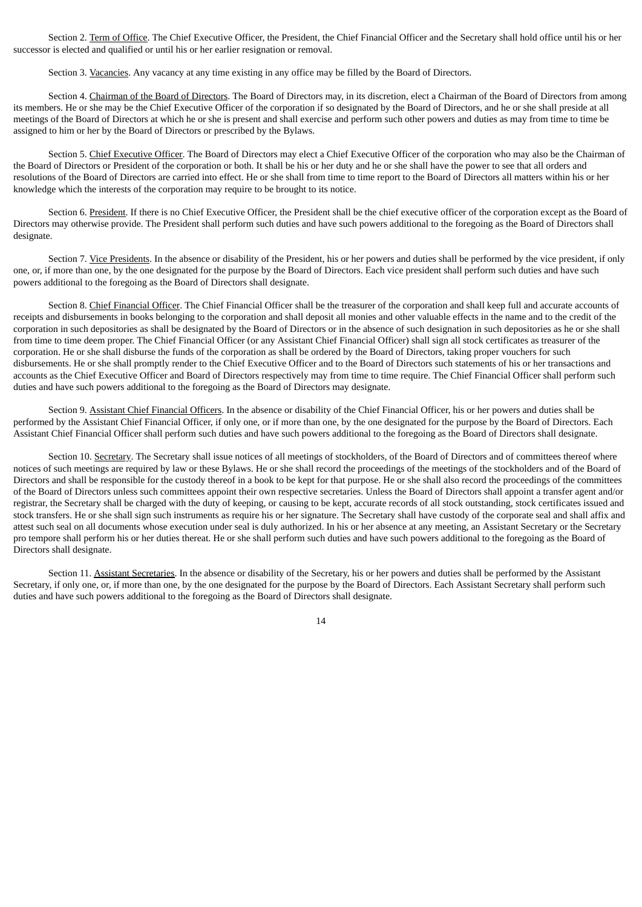Section 2. Term of Office. The Chief Executive Officer, the President, the Chief Financial Officer and the Secretary shall hold office until his or her successor is elected and qualified or until his or her earlier resignation or removal.

Section 3. Vacancies. Any vacancy at any time existing in any office may be filled by the Board of Directors.

Section 4. Chairman of the Board of Directors. The Board of Directors may, in its discretion, elect a Chairman of the Board of Directors from among its members. He or she may be the Chief Executive Officer of the corporation if so designated by the Board of Directors, and he or she shall preside at all meetings of the Board of Directors at which he or she is present and shall exercise and perform such other powers and duties as may from time to time be assigned to him or her by the Board of Directors or prescribed by the Bylaws.

Section 5. Chief Executive Officer. The Board of Directors may elect a Chief Executive Officer of the corporation who may also be the Chairman of the Board of Directors or President of the corporation or both. It shall be his or her duty and he or she shall have the power to see that all orders and resolutions of the Board of Directors are carried into effect. He or she shall from time to time report to the Board of Directors all matters within his or her knowledge which the interests of the corporation may require to be brought to its notice.

Section 6. President. If there is no Chief Executive Officer, the President shall be the chief executive officer of the corporation except as the Board of Directors may otherwise provide. The President shall perform such duties and have such powers additional to the foregoing as the Board of Directors shall designate.

Section 7. Vice Presidents. In the absence or disability of the President, his or her powers and duties shall be performed by the vice president, if only one, or, if more than one, by the one designated for the purpose by the Board of Directors. Each vice president shall perform such duties and have such powers additional to the foregoing as the Board of Directors shall designate.

Section 8. Chief Financial Officer. The Chief Financial Officer shall be the treasurer of the corporation and shall keep full and accurate accounts of receipts and disbursements in books belonging to the corporation and shall deposit all monies and other valuable effects in the name and to the credit of the corporation in such depositories as shall be designated by the Board of Directors or in the absence of such designation in such depositories as he or she shall from time to time deem proper. The Chief Financial Officer (or any Assistant Chief Financial Officer) shall sign all stock certificates as treasurer of the corporation. He or she shall disburse the funds of the corporation as shall be ordered by the Board of Directors, taking proper vouchers for such disbursements. He or she shall promptly render to the Chief Executive Officer and to the Board of Directors such statements of his or her transactions and accounts as the Chief Executive Officer and Board of Directors respectively may from time to time require. The Chief Financial Officer shall perform such duties and have such powers additional to the foregoing as the Board of Directors may designate.

Section 9. Assistant Chief Financial Officers. In the absence or disability of the Chief Financial Officer, his or her powers and duties shall be performed by the Assistant Chief Financial Officer, if only one, or if more than one, by the one designated for the purpose by the Board of Directors. Each Assistant Chief Financial Officer shall perform such duties and have such powers additional to the foregoing as the Board of Directors shall designate.

Section 10. Secretary. The Secretary shall issue notices of all meetings of stockholders, of the Board of Directors and of committees thereof where notices of such meetings are required by law or these Bylaws. He or she shall record the proceedings of the meetings of the stockholders and of the Board of Directors and shall be responsible for the custody thereof in a book to be kept for that purpose. He or she shall also record the proceedings of the committees of the Board of Directors unless such committees appoint their own respective secretaries. Unless the Board of Directors shall appoint a transfer agent and/or registrar, the Secretary shall be charged with the duty of keeping, or causing to be kept, accurate records of all stock outstanding, stock certificates issued and stock transfers. He or she shall sign such instruments as require his or her signature. The Secretary shall have custody of the corporate seal and shall affix and attest such seal on all documents whose execution under seal is duly authorized. In his or her absence at any meeting, an Assistant Secretary or the Secretary pro tempore shall perform his or her duties thereat. He or she shall perform such duties and have such powers additional to the foregoing as the Board of Directors shall designate.

Section 11. Assistant Secretaries. In the absence or disability of the Secretary, his or her powers and duties shall be performed by the Assistant Secretary, if only one, or, if more than one, by the one designated for the purpose by the Board of Directors. Each Assistant Secretary shall perform such duties and have such powers additional to the foregoing as the Board of Directors shall designate.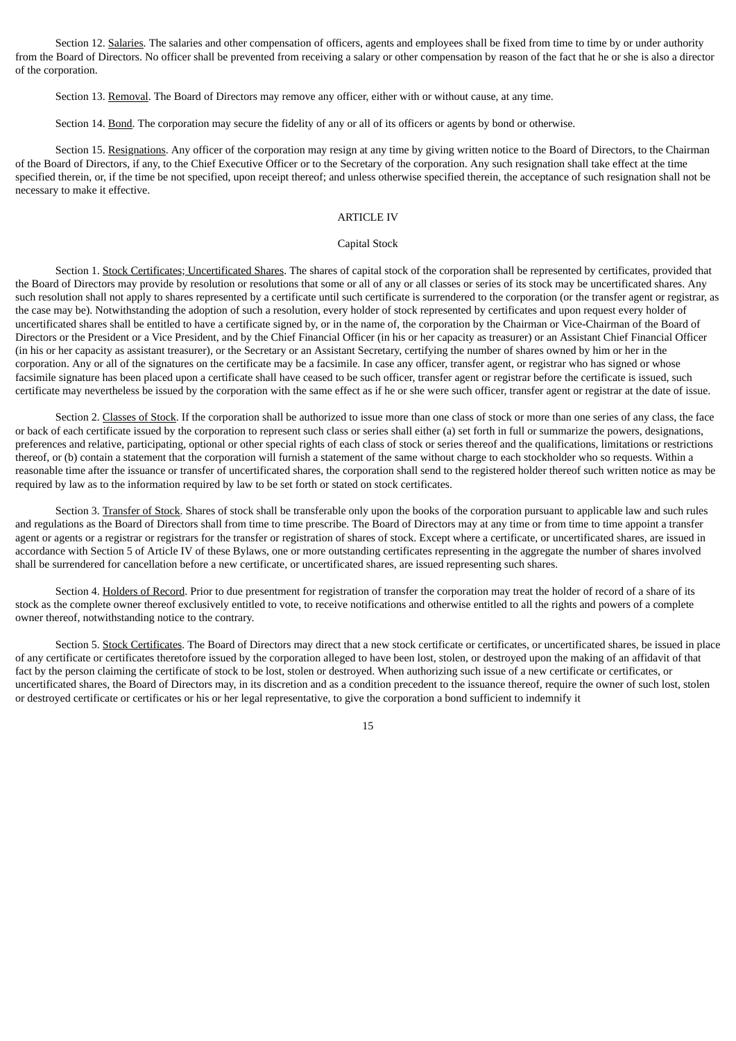Section 12. Salaries. The salaries and other compensation of officers, agents and employees shall be fixed from time to time by or under authority from the Board of Directors. No officer shall be prevented from receiving a salary or other compensation by reason of the fact that he or she is also a director of the corporation.

Section 13. Removal. The Board of Directors may remove any officer, either with or without cause, at any time.

Section 14. Bond. The corporation may secure the fidelity of any or all of its officers or agents by bond or otherwise.

Section 15. Resignations. Any officer of the corporation may resign at any time by giving written notice to the Board of Directors, to the Chairman of the Board of Directors, if any, to the Chief Executive Officer or to the Secretary of the corporation. Any such resignation shall take effect at the time specified therein, or, if the time be not specified, upon receipt thereof; and unless otherwise specified therein, the acceptance of such resignation shall not be necessary to make it effective.

## ARTICLE IV

## Capital Stock

Section 1. Stock Certificates; Uncertificated Shares. The shares of capital stock of the corporation shall be represented by certificates, provided that the Board of Directors may provide by resolution or resolutions that some or all of any or all classes or series of its stock may be uncertificated shares. Any such resolution shall not apply to shares represented by a certificate until such certificate is surrendered to the corporation (or the transfer agent or registrar, as the case may be). Notwithstanding the adoption of such a resolution, every holder of stock represented by certificates and upon request every holder of uncertificated shares shall be entitled to have a certificate signed by, or in the name of, the corporation by the Chairman or Vice-Chairman of the Board of Directors or the President or a Vice President, and by the Chief Financial Officer (in his or her capacity as treasurer) or an Assistant Chief Financial Officer (in his or her capacity as assistant treasurer), or the Secretary or an Assistant Secretary, certifying the number of shares owned by him or her in the corporation. Any or all of the signatures on the certificate may be a facsimile. In case any officer, transfer agent, or registrar who has signed or whose facsimile signature has been placed upon a certificate shall have ceased to be such officer, transfer agent or registrar before the certificate is issued, such certificate may nevertheless be issued by the corporation with the same effect as if he or she were such officer, transfer agent or registrar at the date of issue.

Section 2. Classes of Stock. If the corporation shall be authorized to issue more than one class of stock or more than one series of any class, the face or back of each certificate issued by the corporation to represent such class or series shall either (a) set forth in full or summarize the powers, designations, preferences and relative, participating, optional or other special rights of each class of stock or series thereof and the qualifications, limitations or restrictions thereof, or (b) contain a statement that the corporation will furnish a statement of the same without charge to each stockholder who so requests. Within a reasonable time after the issuance or transfer of uncertificated shares, the corporation shall send to the registered holder thereof such written notice as may be required by law as to the information required by law to be set forth or stated on stock certificates.

Section 3. Transfer of Stock. Shares of stock shall be transferable only upon the books of the corporation pursuant to applicable law and such rules and regulations as the Board of Directors shall from time to time prescribe. The Board of Directors may at any time or from time to time appoint a transfer agent or agents or a registrar or registrars for the transfer or registration of shares of stock. Except where a certificate, or uncertificated shares, are issued in accordance with Section 5 of Article IV of these Bylaws, one or more outstanding certificates representing in the aggregate the number of shares involved shall be surrendered for cancellation before a new certificate, or uncertificated shares, are issued representing such shares.

Section 4. Holders of Record. Prior to due presentment for registration of transfer the corporation may treat the holder of record of a share of its stock as the complete owner thereof exclusively entitled to vote, to receive notifications and otherwise entitled to all the rights and powers of a complete owner thereof, notwithstanding notice to the contrary.

Section 5. Stock Certificates. The Board of Directors may direct that a new stock certificate or certificates, or uncertificated shares, be issued in place of any certificate or certificates theretofore issued by the corporation alleged to have been lost, stolen, or destroyed upon the making of an affidavit of that fact by the person claiming the certificate of stock to be lost, stolen or destroyed. When authorizing such issue of a new certificate or certificates, or uncertificated shares, the Board of Directors may, in its discretion and as a condition precedent to the issuance thereof, require the owner of such lost, stolen or destroyed certificate or certificates or his or her legal representative, to give the corporation a bond sufficient to indemnify it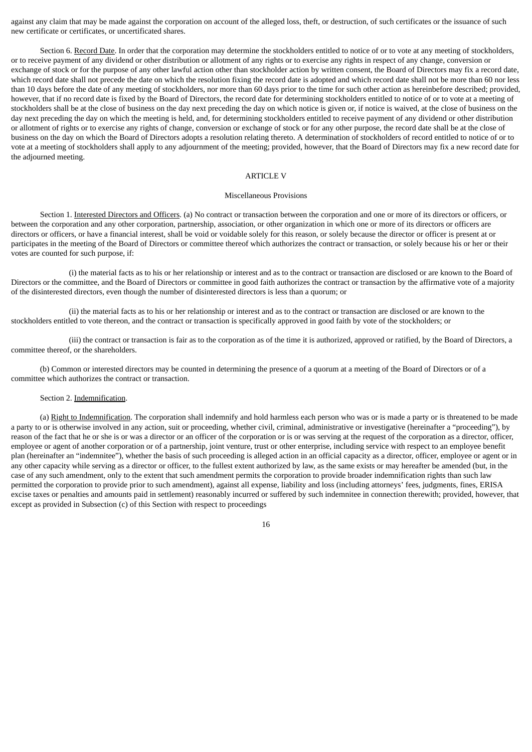against any claim that may be made against the corporation on account of the alleged loss, theft, or destruction, of such certificates or the issuance of such new certificate or certificates, or uncertificated shares.

Section 6. Record Date. In order that the corporation may determine the stockholders entitled to notice of or to vote at any meeting of stockholders, or to receive payment of any dividend or other distribution or allotment of any rights or to exercise any rights in respect of any change, conversion or exchange of stock or for the purpose of any other lawful action other than stockholder action by written consent, the Board of Directors may fix a record date, which record date shall not precede the date on which the resolution fixing the record date is adopted and which record date shall not be more than 60 nor less than 10 days before the date of any meeting of stockholders, nor more than 60 days prior to the time for such other action as hereinbefore described; provided, however, that if no record date is fixed by the Board of Directors, the record date for determining stockholders entitled to notice of or to vote at a meeting of stockholders shall be at the close of business on the day next preceding the day on which notice is given or, if notice is waived, at the close of business on the day next preceding the day on which the meeting is held, and, for determining stockholders entitled to receive payment of any dividend or other distribution or allotment of rights or to exercise any rights of change, conversion or exchange of stock or for any other purpose, the record date shall be at the close of business on the day on which the Board of Directors adopts a resolution relating thereto. A determination of stockholders of record entitled to notice of or to vote at a meeting of stockholders shall apply to any adjournment of the meeting; provided, however, that the Board of Directors may fix a new record date for the adjourned meeting.

# ARTICLE V

## Miscellaneous Provisions

Section 1. Interested Directors and Officers. (a) No contract or transaction between the corporation and one or more of its directors or officers, or between the corporation and any other corporation, partnership, association, or other organization in which one or more of its directors or officers are directors or officers, or have a financial interest, shall be void or voidable solely for this reason, or solely because the director or officer is present at or participates in the meeting of the Board of Directors or committee thereof which authorizes the contract or transaction, or solely because his or her or their votes are counted for such purpose, if:

(i) the material facts as to his or her relationship or interest and as to the contract or transaction are disclosed or are known to the Board of Directors or the committee, and the Board of Directors or committee in good faith authorizes the contract or transaction by the affirmative vote of a majority of the disinterested directors, even though the number of disinterested directors is less than a quorum; or

(ii) the material facts as to his or her relationship or interest and as to the contract or transaction are disclosed or are known to the stockholders entitled to vote thereon, and the contract or transaction is specifically approved in good faith by vote of the stockholders; or

(iii) the contract or transaction is fair as to the corporation as of the time it is authorized, approved or ratified, by the Board of Directors, a committee thereof, or the shareholders.

(b) Common or interested directors may be counted in determining the presence of a quorum at a meeting of the Board of Directors or of a committee which authorizes the contract or transaction.

Section 2. Indemnification.

(a) Right to Indemnification. The corporation shall indemnify and hold harmless each person who was or is made a party or is threatened to be made a party to or is otherwise involved in any action, suit or proceeding, whether civil, criminal, administrative or investigative (hereinafter a "proceeding"), by reason of the fact that he or she is or was a director or an officer of the corporation or is or was serving at the request of the corporation as a director, officer, employee or agent of another corporation or of a partnership, joint venture, trust or other enterprise, including service with respect to an employee benefit plan (hereinafter an "indemnitee"), whether the basis of such proceeding is alleged action in an official capacity as a director, officer, employee or agent or in any other capacity while serving as a director or officer, to the fullest extent authorized by law, as the same exists or may hereafter be amended (but, in the case of any such amendment, only to the extent that such amendment permits the corporation to provide broader indemnification rights than such law permitted the corporation to provide prior to such amendment), against all expense, liability and loss (including attorneys' fees, judgments, fines, ERISA excise taxes or penalties and amounts paid in settlement) reasonably incurred or suffered by such indemnitee in connection therewith; provided, however, that except as provided in Subsection (c) of this Section with respect to proceedings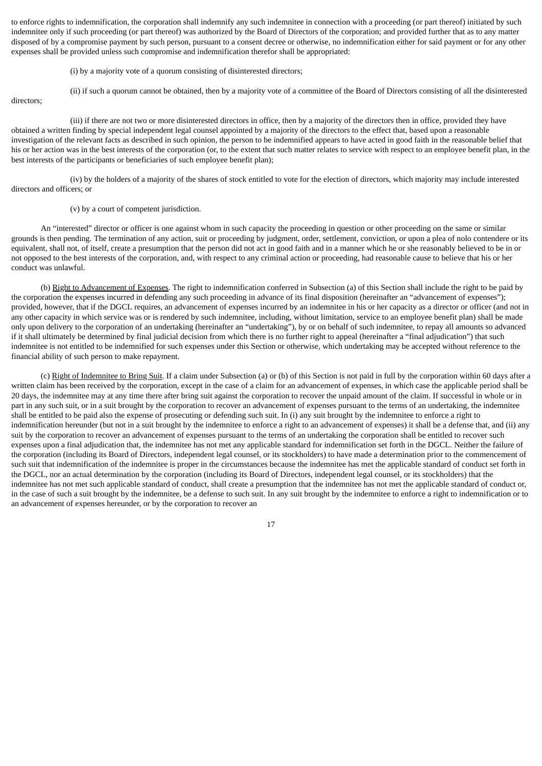to enforce rights to indemnification, the corporation shall indemnify any such indemnitee in connection with a proceeding (or part thereof) initiated by such indemnitee only if such proceeding (or part thereof) was authorized by the Board of Directors of the corporation; and provided further that as to any matter disposed of by a compromise payment by such person, pursuant to a consent decree or otherwise, no indemnification either for said payment or for any other expenses shall be provided unless such compromise and indemnification therefor shall be appropriated:

(i) by a majority vote of a quorum consisting of disinterested directors;

(ii) if such a quorum cannot be obtained, then by a majority vote of a committee of the Board of Directors consisting of all the disinterested directors;

(iii) if there are not two or more disinterested directors in office, then by a majority of the directors then in office, provided they have obtained a written finding by special independent legal counsel appointed by a majority of the directors to the effect that, based upon a reasonable investigation of the relevant facts as described in such opinion, the person to be indemnified appears to have acted in good faith in the reasonable belief that his or her action was in the best interests of the corporation (or, to the extent that such matter relates to service with respect to an employee benefit plan, in the best interests of the participants or beneficiaries of such employee benefit plan);

(iv) by the holders of a majority of the shares of stock entitled to vote for the election of directors, which majority may include interested directors and officers; or

(v) by a court of competent jurisdiction.

An "interested" director or officer is one against whom in such capacity the proceeding in question or other proceeding on the same or similar grounds is then pending. The termination of any action, suit or proceeding by judgment, order, settlement, conviction, or upon a plea of nolo contendere or its equivalent, shall not, of itself, create a presumption that the person did not act in good faith and in a manner which he or she reasonably believed to be in or not opposed to the best interests of the corporation, and, with respect to any criminal action or proceeding, had reasonable cause to believe that his or her conduct was unlawful.

(b) Right to Advancement of Expenses. The right to indemnification conferred in Subsection (a) of this Section shall include the right to be paid by the corporation the expenses incurred in defending any such proceeding in advance of its final disposition (hereinafter an "advancement of expenses"); provided, however, that if the DGCL requires, an advancement of expenses incurred by an indemnitee in his or her capacity as a director or officer (and not in any other capacity in which service was or is rendered by such indemnitee, including, without limitation, service to an employee benefit plan) shall be made only upon delivery to the corporation of an undertaking (hereinafter an "undertaking"), by or on behalf of such indemnitee, to repay all amounts so advanced if it shall ultimately be determined by final judicial decision from which there is no further right to appeal (hereinafter a "final adjudication") that such indemnitee is not entitled to be indemnified for such expenses under this Section or otherwise, which undertaking may be accepted without reference to the financial ability of such person to make repayment.

(c) Right of Indemnitee to Bring Suit. If a claim under Subsection (a) or (b) of this Section is not paid in full by the corporation within 60 days after a written claim has been received by the corporation, except in the case of a claim for an advancement of expenses, in which case the applicable period shall be 20 days, the indemnitee may at any time there after bring suit against the corporation to recover the unpaid amount of the claim. If successful in whole or in part in any such suit, or in a suit brought by the corporation to recover an advancement of expenses pursuant to the terms of an undertaking, the indemnitee shall be entitled to be paid also the expense of prosecuting or defending such suit. In (i) any suit brought by the indemnitee to enforce a right to indemnification hereunder (but not in a suit brought by the indemnitee to enforce a right to an advancement of expenses) it shall be a defense that, and (ii) any suit by the corporation to recover an advancement of expenses pursuant to the terms of an undertaking the corporation shall be entitled to recover such expenses upon a final adjudication that, the indemnitee has not met any applicable standard for indemnification set forth in the DGCL. Neither the failure of the corporation (including its Board of Directors, independent legal counsel, or its stockholders) to have made a determination prior to the commencement of such suit that indemnification of the indemnitee is proper in the circumstances because the indemnitee has met the applicable standard of conduct set forth in the DGCL, nor an actual determination by the corporation (including its Board of Directors, independent legal counsel, or its stockholders) that the indemnitee has not met such applicable standard of conduct, shall create a presumption that the indemnitee has not met the applicable standard of conduct or, in the case of such a suit brought by the indemnitee, be a defense to such suit. In any suit brought by the indemnitee to enforce a right to indemnification or to an advancement of expenses hereunder, or by the corporation to recover an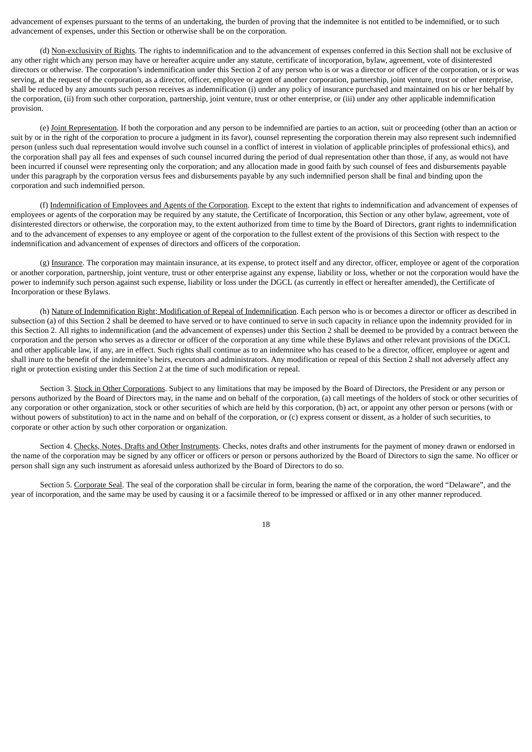advancement of expenses pursuant to the terms of an undertaking, the burden of proving that the indemnitee is not entitled to be indemnified, or to such advancement of expenses, under this Section or otherwise shall be on the corporation.

(d) Non-exclusivity of Rights. The rights to indemnification and to the advancement of expenses conferred in this Section shall not be exclusive of any other right which any person may have or hereafter acquire under any statute, certificate of incorporation, bylaw, agreement, vote of disinterested directors or otherwise. The corporation's indemnification under this Section 2 of any person who is or was a director or officer of the corporation, or is or was serving, at the request of the corporation, as a director, officer, employee or agent of another corporation, partnership, joint venture, trust or other enterprise, shall be reduced by any amounts such person receives as indemnification (i) under any policy of insurance purchased and maintained on his or her behalf by the corporation, (ii) from such other corporation, partnership, joint venture, trust or other enterprise, or (iii) under any other applicable indemnification provision.

(e) Joint Representation. If both the corporation and any person to be indemnified are parties to an action, suit or proceeding (other than an action or suit by or in the right of the corporation to procure a judgment in its favor), counsel representing the corporation therein may also represent such indemnified person (unless such dual representation would involve such counsel in a conflict of interest in violation of applicable principles of professional ethics), and the corporation shall pay all fees and expenses of such counsel incurred during the period of dual representation other than those, if any, as would not have been incurred if counsel were representing only the corporation; and any allocation made in good faith by such counsel of fees and disbursements payable under this paragraph by the corporation versus fees and disbursements payable by any such indemnified person shall be final and binding upon the corporation and such indemnified person.

(f) Indemnification of Employees and Agents of the Corporation. Except to the extent that rights to indemnification and advancement of expenses of employees or agents of the corporation may be required by any statute, the Certificate of Incorporation, this Section or any other bylaw, agreement, vote of disinterested directors or otherwise, the corporation may, to the extent authorized from time to time by the Board of Directors, grant rights to indemnification and to the advancement of expenses to any employee or agent of the corporation to the fullest extent of the provisions of this Section with respect to the indemnification and advancement of expenses of directors and officers of the corporation.

(g) Insurance. The corporation may maintain insurance, at its expense, to protect itself and any director, officer, employee or agent of the corporation or another corporation, partnership, joint venture, trust or other enterprise against any expense, liability or loss, whether or not the corporation would have the power to indemnify such person against such expense, liability or loss under the DGCL (as currently in effect or hereafter amended), the Certificate of Incorporation or these Bylaws.

(h) Nature of Indemnification Right; Modification of Repeal of Indemnification. Each person who is or becomes a director or officer as described in subsection (a) of this Section 2 shall be deemed to have served or to have continued to serve in such capacity in reliance upon the indemnity provided for in this Section 2. All rights to indemnification (and the advancement of expenses) under this Section 2 shall be deemed to be provided by a contract between the corporation and the person who serves as a director or officer of the corporation at any time while these Bylaws and other relevant provisions of the DGCL and other applicable law, if any, are in effect. Such rights shall continue as to an indemnitee who has ceased to be a director, officer, employee or agent and shall inure to the benefit of the indemnitee's heirs, executors and administrators. Any modification or repeal of this Section 2 shall not adversely affect any right or protection existing under this Section 2 at the time of such modification or repeal.

Section 3. Stock in Other Corporations. Subject to any limitations that may be imposed by the Board of Directors, the President or any person or persons authorized by the Board of Directors may, in the name and on behalf of the corporation, (a) call meetings of the holders of stock or other securities of any corporation or other organization, stock or other securities of which are held by this corporation, (b) act, or appoint any other person or persons (with or without powers of substitution) to act in the name and on behalf of the corporation, or (c) express consent or dissent, as a holder of such securities, to corporate or other action by such other corporation or organization.

Section 4. Checks, Notes, Drafts and Other Instruments. Checks, notes drafts and other instruments for the payment of money drawn or endorsed in the name of the corporation may be signed by any officer or officers or person or persons authorized by the Board of Directors to sign the same. No officer or person shall sign any such instrument as aforesaid unless authorized by the Board of Directors to do so.

Section 5. Corporate Seal. The seal of the corporation shall be circular in form, bearing the name of the corporation, the word "Delaware", and the year of incorporation, and the same may be used by causing it or a facsimile thereof to be impressed or affixed or in any other manner reproduced.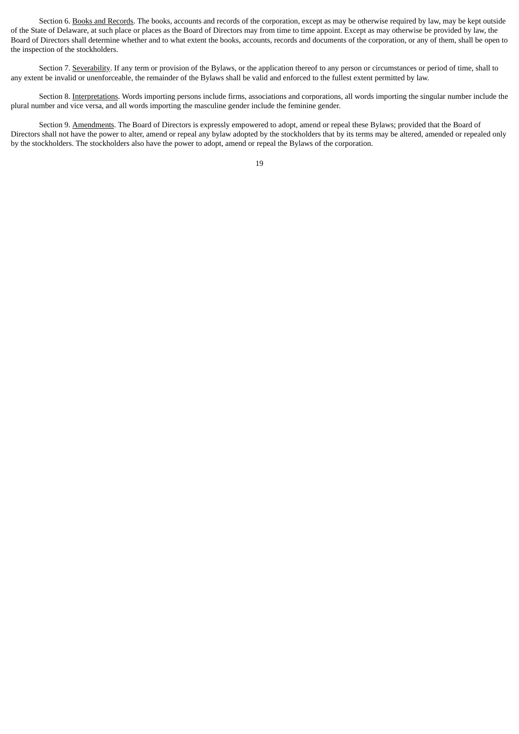Section 6. Books and Records. The books, accounts and records of the corporation, except as may be otherwise required by law, may be kept outside of the State of Delaware, at such place or places as the Board of Directors may from time to time appoint. Except as may otherwise be provided by law, the Board of Directors shall determine whether and to what extent the books, accounts, records and documents of the corporation, or any of them, shall be open to the inspection of the stockholders.

Section 7. Severability. If any term or provision of the Bylaws, or the application thereof to any person or circumstances or period of time, shall to any extent be invalid or unenforceable, the remainder of the Bylaws shall be valid and enforced to the fullest extent permitted by law.

Section 8. Interpretations. Words importing persons include firms, associations and corporations, all words importing the singular number include the plural number and vice versa, and all words importing the masculine gender include the feminine gender.

Section 9. Amendments. The Board of Directors is expressly empowered to adopt, amend or repeal these Bylaws; provided that the Board of Directors shall not have the power to alter, amend or repeal any bylaw adopted by the stockholders that by its terms may be altered, amended or repealed only by the stockholders. The stockholders also have the power to adopt, amend or repeal the Bylaws of the corporation.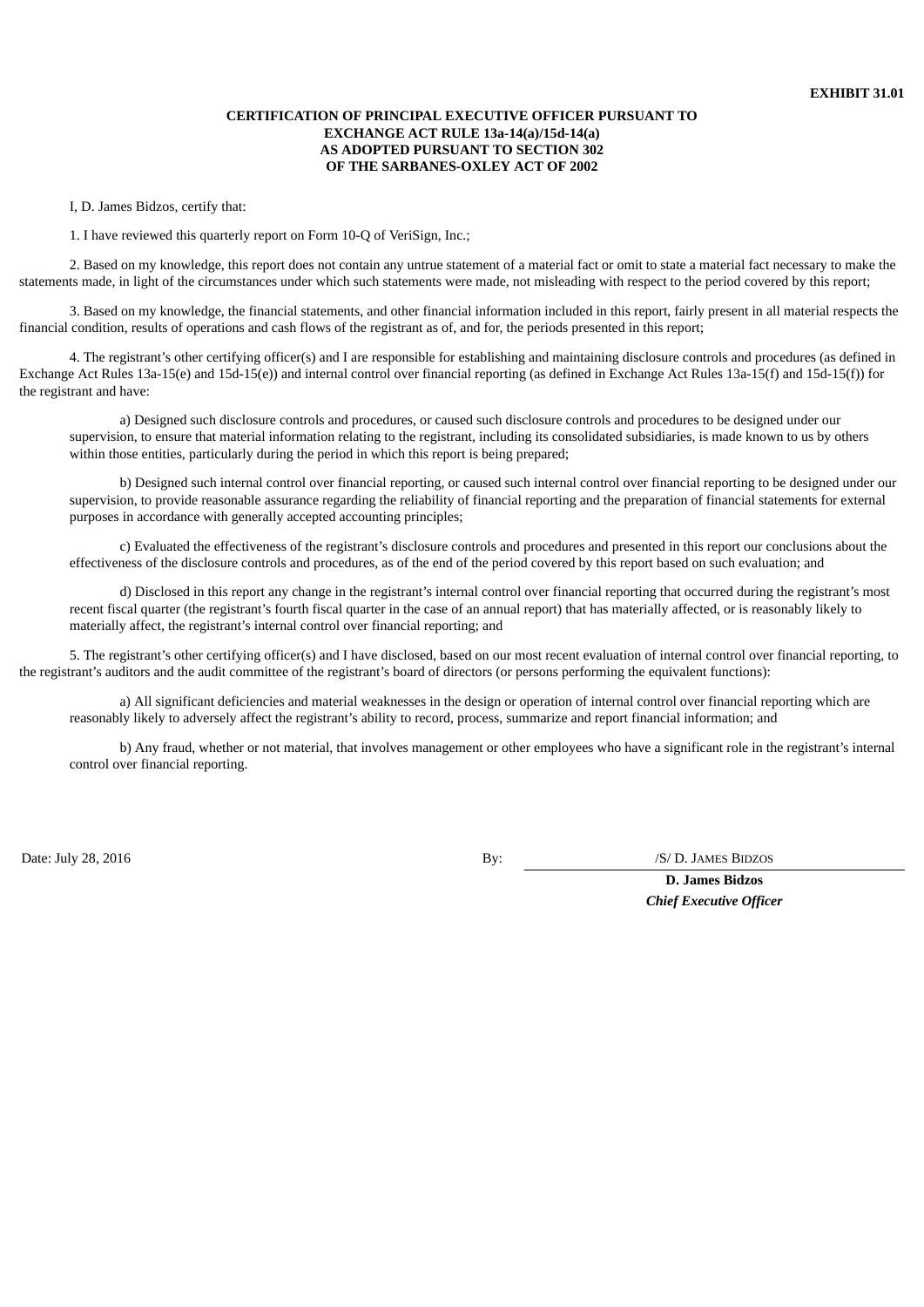**EXHIBIT 31.01**

**CERTIFICATION OF PRINCIPAL EXECUTIVE OFFICER PURSUANT TO EXCHANGE ACT RULE 13a-14(a)/15d-14(a) AS ADOPTED PURSUANT TO SECTION 302 OF THE SARBANES-OXLEY ACT OF 2002**

I, D. James Bidzos, certify that:

1. I have reviewed this quarterly report on Form 10-Q of VeriSign, Inc.;

2. Based on my knowledge, this report does not contain any untrue statement of a material fact or omit to state a material fact necessary to make the statements made, in light of the circumstances under which such statements were made, not misleading with respect to the period covered by this report;

3. Based on my knowledge, the financial statements, and other financial information included in this report, fairly present in all material respects the financial condition, results of operations and cash flows of the registrant as of, and for, the periods presented in this report;

4. The registrant's other certifying officer(s) and I are responsible for establishing and maintaining disclosure controls and procedures (as defined in Exchange Act Rules 13a-15(e) and 15d-15(e)) and internal control over financial reporting (as defined in Exchange Act Rules 13a-15(f) and 15d-15(f)) for the registrant and have:

a) Designed such disclosure controls and procedures, or caused such disclosure controls and procedures to be designed under our supervision, to ensure that material information relating to the registrant, including its consolidated subsidiaries, is made known to us by others within those entities, particularly during the period in which this report is being prepared;

b) Designed such internal control over financial reporting, or caused such internal control over financial reporting to be designed under our supervision, to provide reasonable assurance regarding the reliability of financial reporting and the preparation of financial statements for external purposes in accordance with generally accepted accounting principles;

c) Evaluated the effectiveness of the registrant's disclosure controls and procedures and presented in this report our conclusions about the effectiveness of the disclosure controls and procedures, as of the end of the period covered by this report based on such evaluation; and

d) Disclosed in this report any change in the registrant's internal control over financial reporting that occurred during the registrant's most recent fiscal quarter (the registrant's fourth fiscal quarter in the case of an annual report) that has materially affected, or is reasonably likely to materially affect, the registrant's internal control over financial reporting; and

5. The registrant's other certifying officer(s) and I have disclosed, based on our most recent evaluation of internal control over financial reporting, to the registrant's auditors and the audit committee of the registrant's board of directors (or persons performing the equivalent functions):

a) All significant deficiencies and material weaknesses in the design or operation of internal control over financial reporting which are reasonably likely to adversely affect the registrant's ability to record, process, summarize and report financial information; and

b) Any fraud, whether or not material, that involves management or other employees who have a significant role in the registrant's internal control over financial reporting.

Date: July 28, 2016

By: /S/ D. JAMES BIDZOS

**D. James Bidzos**
***Chief Executive Officer***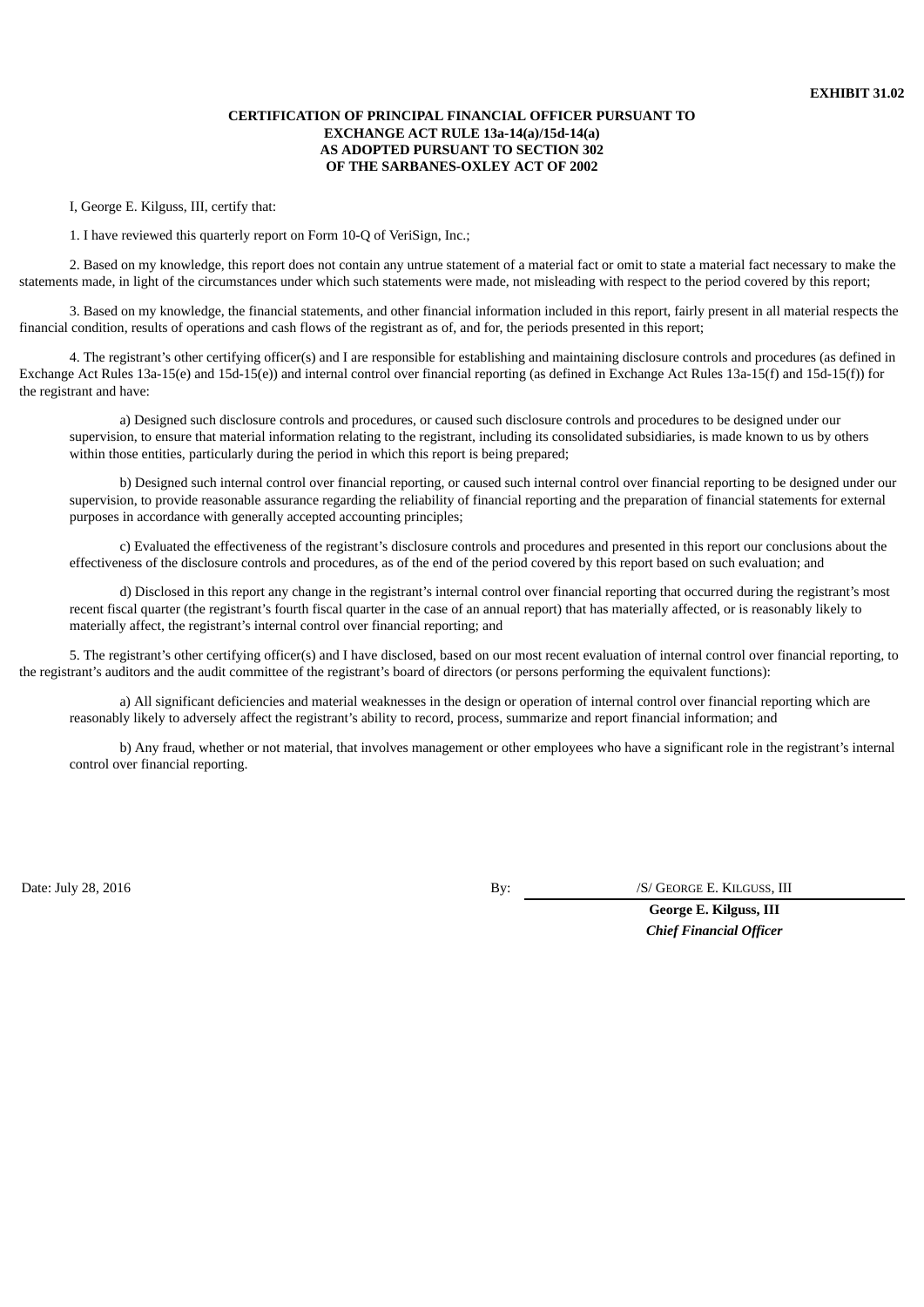**EXHIBIT 31.02**

**CERTIFICATION OF PRINCIPAL FINANCIAL OFFICER PURSUANT TO
EXCHANGE ACT RULE 13a-14(a)/15d-14(a)
AS ADOPTED PURSUANT TO SECTION 302
OF THE SARBANES-OXLEY ACT OF 2002**

I, George E. Kilguss, III, certify that:

1. I have reviewed this quarterly report on Form 10-Q of VeriSign, Inc.;

2. Based on my knowledge, this report does not contain any untrue statement of a material fact or omit to state a material fact necessary to make the statements made, in light of the circumstances under which such statements were made, not misleading with respect to the period covered by this report;

3. Based on my knowledge, the financial statements, and other financial information included in this report, fairly present in all material respects the financial condition, results of operations and cash flows of the registrant as of, and for, the periods presented in this report;

4. The registrant's other certifying officer(s) and I are responsible for establishing and maintaining disclosure controls and procedures (as defined in Exchange Act Rules 13a-15(e) and 15d-15(e)) and internal control over financial reporting (as defined in Exchange Act Rules 13a-15(f) and 15d-15(f)) for the registrant and have:

a) Designed such disclosure controls and procedures, or caused such disclosure controls and procedures to be designed under our supervision, to ensure that material information relating to the registrant, including its consolidated subsidiaries, is made known to us by others within those entities, particularly during the period in which this report is being prepared;

b) Designed such internal control over financial reporting, or caused such internal control over financial reporting to be designed under our supervision, to provide reasonable assurance regarding the reliability of financial reporting and the preparation of financial statements for external purposes in accordance with generally accepted accounting principles;

c) Evaluated the effectiveness of the registrant's disclosure controls and procedures and presented in this report our conclusions about the effectiveness of the disclosure controls and procedures, as of the end of the period covered by this report based on such evaluation; and

d) Disclosed in this report any change in the registrant's internal control over financial reporting that occurred during the registrant's most recent fiscal quarter (the registrant's fourth fiscal quarter in the case of an annual report) that has materially affected, or is reasonably likely to materially affect, the registrant's internal control over financial reporting; and

5. The registrant's other certifying officer(s) and I have disclosed, based on our most recent evaluation of internal control over financial reporting, to the registrant's auditors and the audit committee of the registrant's board of directors (or persons performing the equivalent functions):

a) All significant deficiencies and material weaknesses in the design or operation of internal control over financial reporting which are reasonably likely to adversely affect the registrant's ability to record, process, summarize and report financial information; and

b) Any fraud, whether or not material, that involves management or other employees who have a significant role in the registrant's internal control over financial reporting.

Date: July 28, 2016

By: /S/ GEORGE E. KILGUSS, III

**George E. Kilguss, III**
***Chief Financial Officer***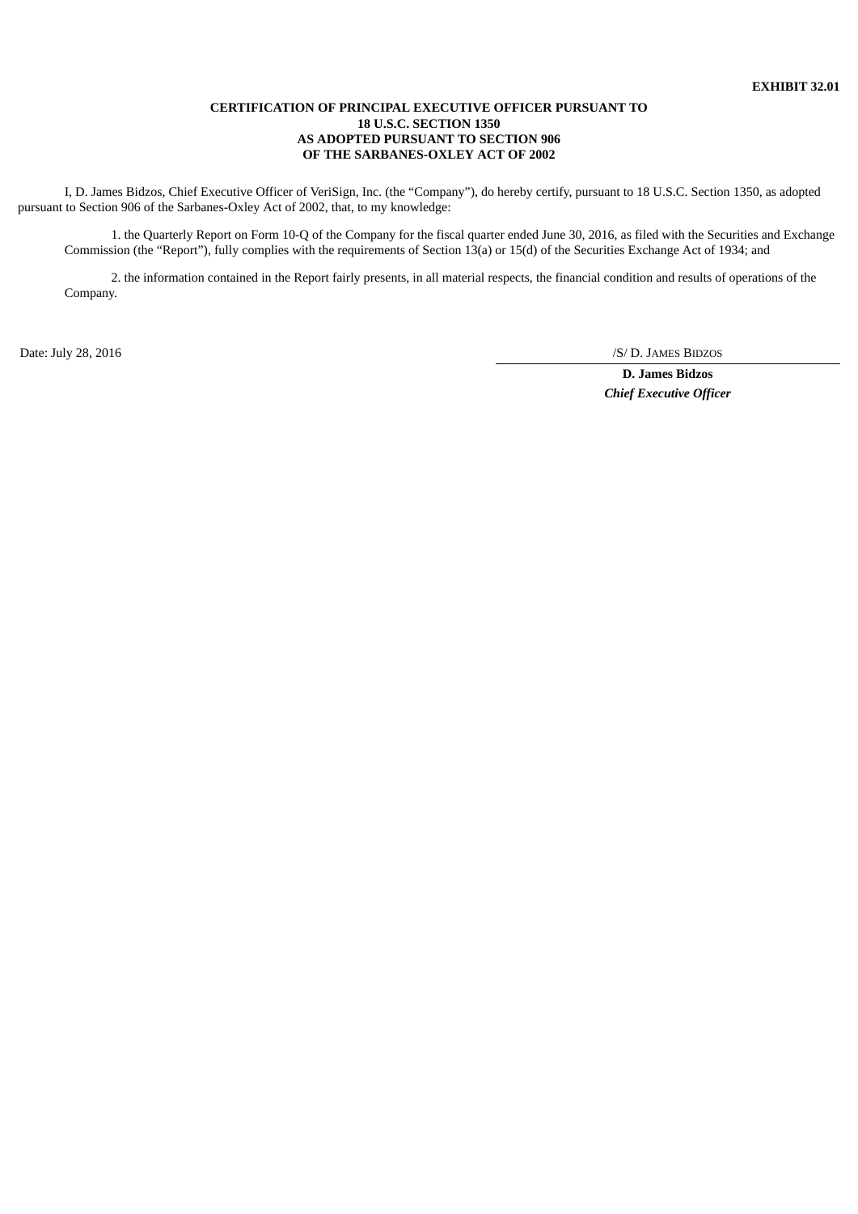**EXHIBIT 32.01**

**CERTIFICATION OF PRINCIPAL EXECUTIVE OFFICER PURSUANT TO 18 U.S.C. SECTION 1350 AS ADOPTED PURSUANT TO SECTION 906 OF THE SARBANES-OXLEY ACT OF 2002**

I, D. James Bidzos, Chief Executive Officer of VeriSign, Inc. (the "Company"), do hereby certify, pursuant to 18 U.S.C. Section 1350, as adopted pursuant to Section 906 of the Sarbanes-Oxley Act of 2002, that, to my knowledge:

1. the Quarterly Report on Form 10-Q of the Company for the fiscal quarter ended June 30, 2016, as filed with the Securities and Exchange Commission (the "Report"), fully complies with the requirements of Section 13(a) or 15(d) of the Securities Exchange Act of 1934; and

2. the information contained in the Report fairly presents, in all material respects, the financial condition and results of operations of the Company.

Date: July 28, 2016

/S/ D. JAMES BIDZOS

**D. James Bidzos**

***Chief Executive Officer***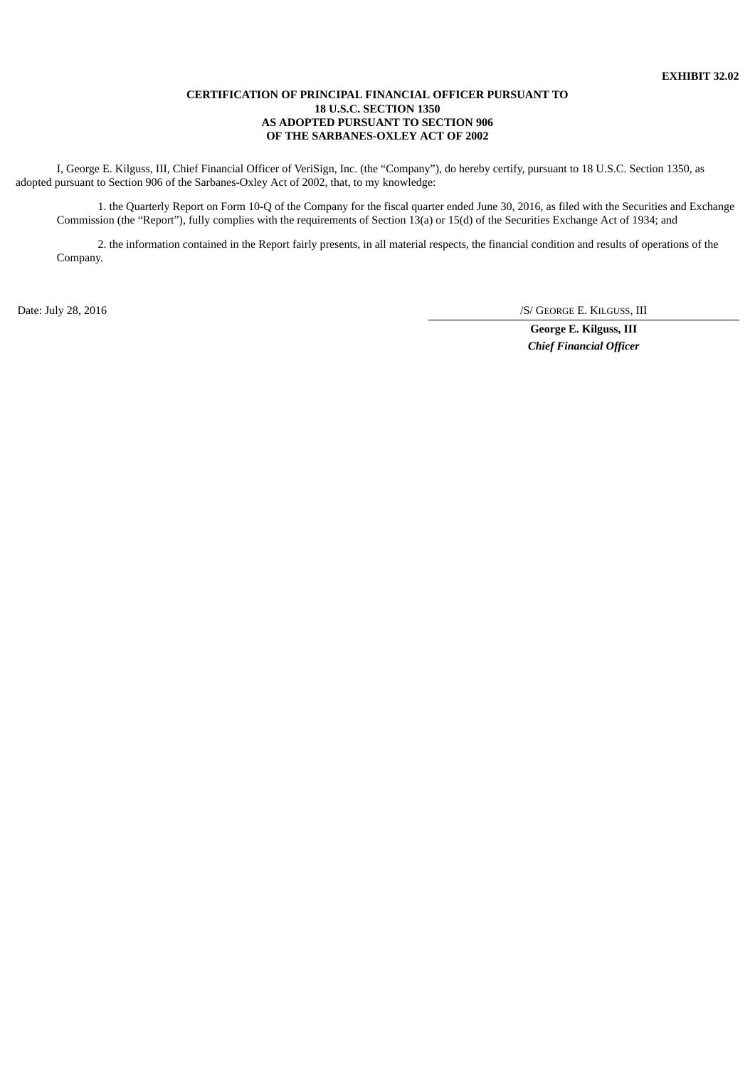**EXHIBIT 32.02**

**CERTIFICATION OF PRINCIPAL FINANCIAL OFFICER PURSUANT TO
18 U.S.C. SECTION 1350
AS ADOPTED PURSUANT TO SECTION 906
OF THE SARBANES-OXLEY ACT OF 2002**

I, George E. Kilguss, III, Chief Financial Officer of VeriSign, Inc. (the "Company"), do hereby certify, pursuant to 18 U.S.C. Section 1350, as adopted pursuant to Section 906 of the Sarbanes-Oxley Act of 2002, that, to my knowledge:

1. the Quarterly Report on Form 10-Q of the Company for the fiscal quarter ended June 30, 2016, as filed with the Securities and Exchange Commission (the "Report"), fully complies with the requirements of Section 13(a) or 15(d) of the Securities Exchange Act of 1934; and

2. the information contained in the Report fairly presents, in all material respects, the financial condition and results of operations of the Company.

Date: July 28, 2016

/S/ GEORGE E. KILGUSS, III

**George E. Kilguss, III**
***Chief Financial Officer***